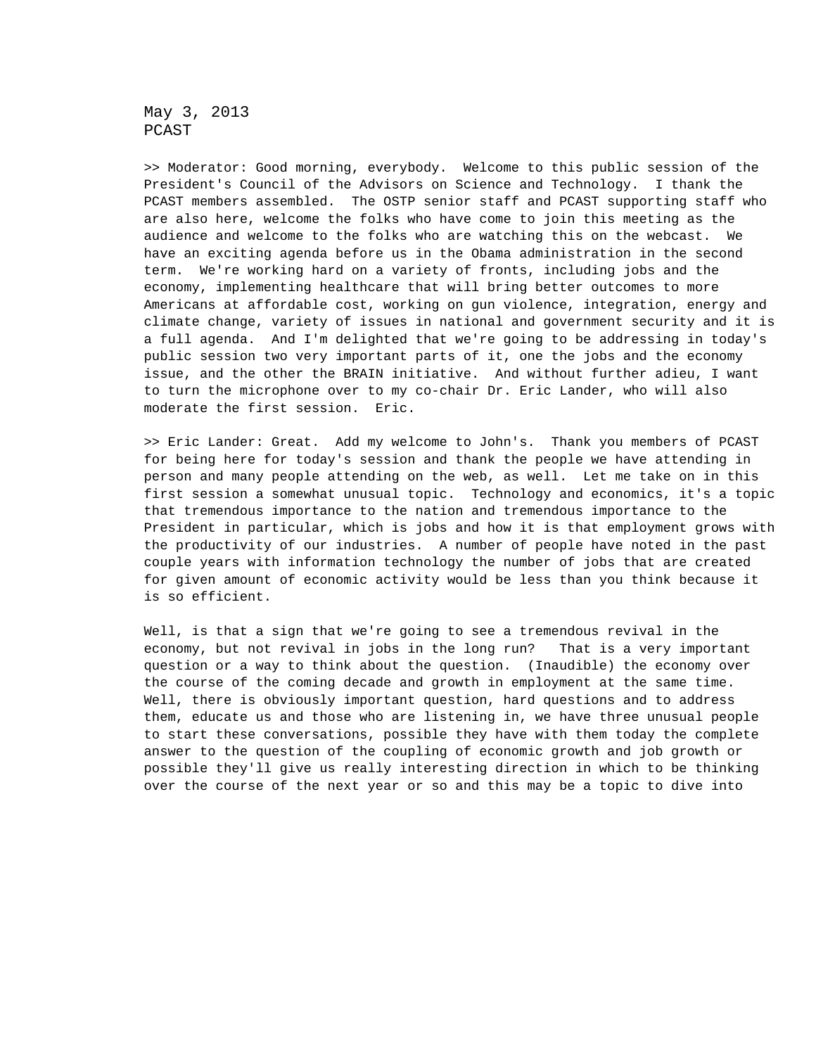May 3, 2013
PCAST

>> Moderator: Good morning, everybody.  Welcome to this public session of the President's Council of the Advisors on Science and Technology.  I thank the PCAST members assembled.  The OSTP senior staff and PCAST supporting staff who are also here, welcome the folks who have come to join this meeting as the audience and welcome to the folks who are watching this on the webcast.  We have an exciting agenda before us in the Obama administration in the second term.  We're working hard on a variety of fronts, including jobs and the economy, implementing healthcare that will bring better outcomes to more Americans at affordable cost, working on gun violence, integration, energy and climate change, variety of issues in national and government security and it is a full agenda.  And I'm delighted that we're going to be addressing in today's public session two very important parts of it, one the jobs and the economy issue, and the other the BRAIN initiative.  And without further adieu, I want to turn the microphone over to my co-chair Dr. Eric Lander, who will also moderate the first session.  Eric.

>> Eric Lander: Great.  Add my welcome to John's.  Thank you members of PCAST for being here for today's session and thank the people we have attending in person and many people attending on the web, as well.  Let me take on in this first session a somewhat unusual topic.  Technology and economics, it's a topic that tremendous importance to the nation and tremendous importance to the President in particular, which is jobs and how it is that employment grows with the productivity of our industries.  A number of people have noted in the past couple years with information technology the number of jobs that are created for given amount of economic activity would be less than you think because it is so efficient.

Well, is that a sign that we're going to see a tremendous revival in the economy, but not revival in jobs in the long run?   That is a very important question or a way to think about the question.  (Inaudible) the economy over the course of the coming decade and growth in employment at the same time.  Well, there is obviously important question, hard questions and to address them, educate us and those who are listening in, we have three unusual people to start these conversations, possible they have with them today the complete answer to the question of the coupling of economic growth and job growth or possible they'll give us really interesting direction in which to be thinking over the course of the next year or so and this may be a topic to dive into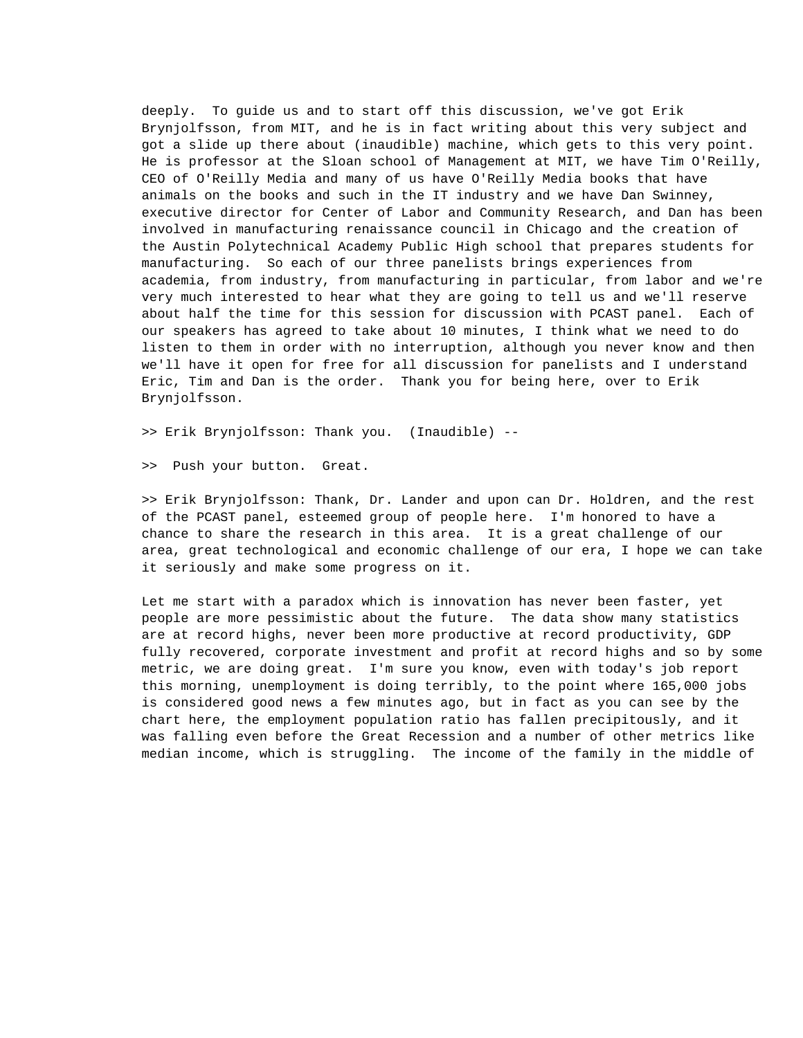deeply. To guide us and to start off this discussion, we've got Erik Brynjolfsson, from MIT, and he is in fact writing about this very subject and got a slide up there about (inaudible) machine, which gets to this very point. He is professor at the Sloan school of Management at MIT, we have Tim O'Reilly, CEO of O'Reilly Media and many of us have O'Reilly Media books that have animals on the books and such in the IT industry and we have Dan Swinney, executive director for Center of Labor and Community Research, and Dan has been involved in manufacturing renaissance council in Chicago and the creation of the Austin Polytechnical Academy Public High school that prepares students for manufacturing. So each of our three panelists brings experiences from academia, from industry, from manufacturing in particular, from labor and we're very much interested to hear what they are going to tell us and we'll reserve about half the time for this session for discussion with PCAST panel. Each of our speakers has agreed to take about 10 minutes, I think what we need to do listen to them in order with no interruption, although you never know and then we'll have it open for free for all discussion for panelists and I understand Eric, Tim and Dan is the order. Thank you for being here, over to Erik Brynjolfsson.

>> Erik Brynjolfsson: Thank you. (Inaudible) --

>> Push your button. Great.

>> Erik Brynjolfsson: Thank, Dr. Lander and upon can Dr. Holdren, and the rest of the PCAST panel, esteemed group of people here. I'm honored to have a chance to share the research in this area. It is a great challenge of our area, great technological and economic challenge of our era, I hope we can take it seriously and make some progress on it.

Let me start with a paradox which is innovation has never been faster, yet people are more pessimistic about the future. The data show many statistics are at record highs, never been more productive at record productivity, GDP fully recovered, corporate investment and profit at record highs and so by some metric, we are doing great. I'm sure you know, even with today's job report this morning, unemployment is doing terribly, to the point where 165,000 jobs is considered good news a few minutes ago, but in fact as you can see by the chart here, the employment population ratio has fallen precipitously, and it was falling even before the Great Recession and a number of other metrics like median income, which is struggling. The income of the family in the middle of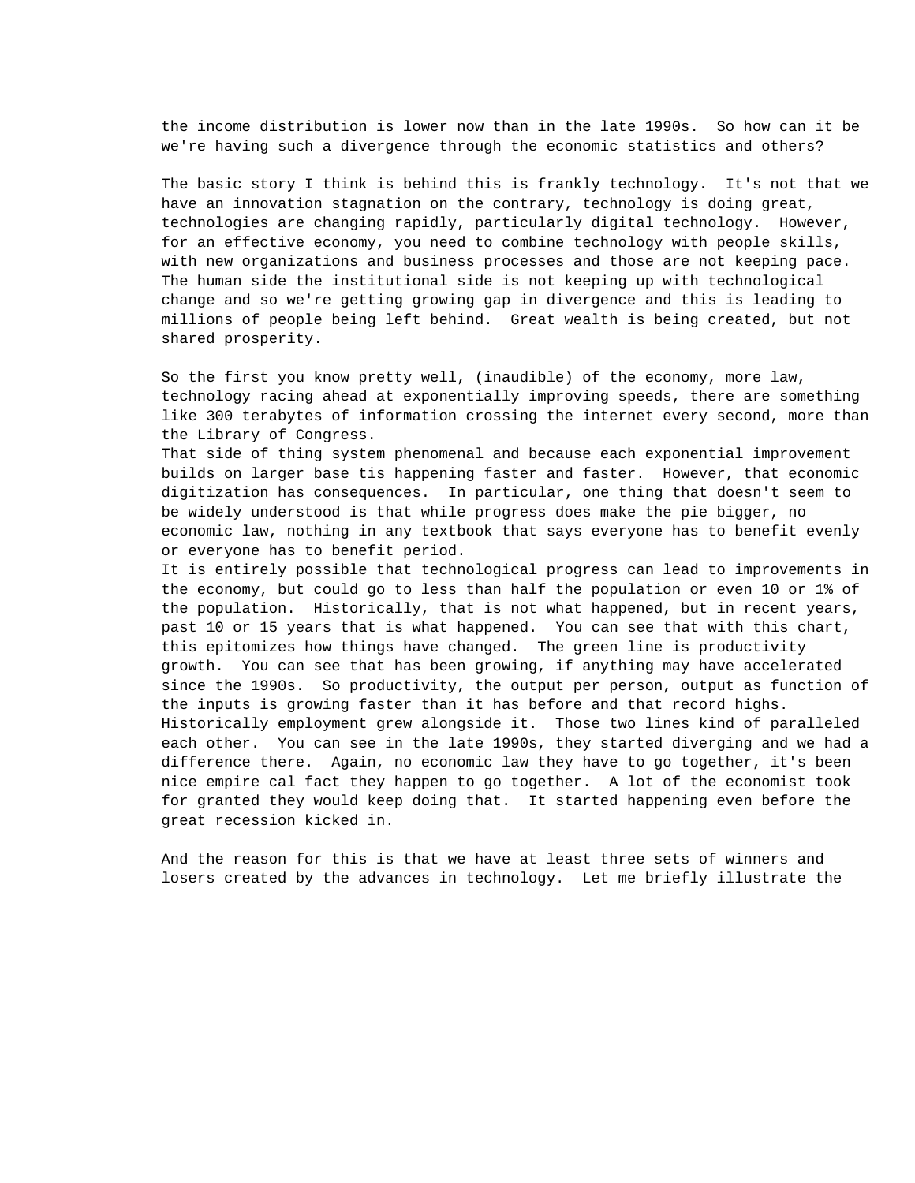the income distribution is lower now than in the late 1990s.  So how can it be we're having such a divergence through the economic statistics and others?

The basic story I think is behind this is frankly technology.  It's not that we have an innovation stagnation on the contrary, technology is doing great, technologies are changing rapidly, particularly digital technology.  However, for an effective economy, you need to combine technology with people skills, with new organizations and business processes and those are not keeping pace. The human side the institutional side is not keeping up with technological change and so we're getting growing gap in divergence and this is leading to millions of people being left behind.  Great wealth is being created, but not shared prosperity.

So the first you know pretty well, (inaudible) of the economy, more law, technology racing ahead at exponentially improving speeds, there are something like 300 terabytes of information crossing the internet every second, more than the Library of Congress.
That side of thing system phenomenal and because each exponential improvement builds on larger base tis happening faster and faster.  However, that economic digitization has consequences.  In particular, one thing that doesn't seem to be widely understood is that while progress does make the pie bigger, no economic law, nothing in any textbook that says everyone has to benefit evenly or everyone has to benefit period.
It is entirely possible that technological progress can lead to improvements in the economy, but could go to less than half the population or even 10 or 1% of the population.  Historically, that is not what happened, but in recent years, past 10 or 15 years that is what happened.  You can see that with this chart, this epitomizes how things have changed.  The green line is productivity growth.  You can see that has been growing, if anything may have accelerated since the 1990s.  So productivity, the output per person, output as function of the inputs is growing faster than it has before and that record highs. Historically employment grew alongside it.  Those two lines kind of paralleled each other.  You can see in the late 1990s, they started diverging and we had a difference there.  Again, no economic law they have to go together, it's been nice empire cal fact they happen to go together.  A lot of the economist took for granted they would keep doing that.  It started happening even before the great recession kicked in.

And the reason for this is that we have at least three sets of winners and losers created by the advances in technology.  Let me briefly illustrate the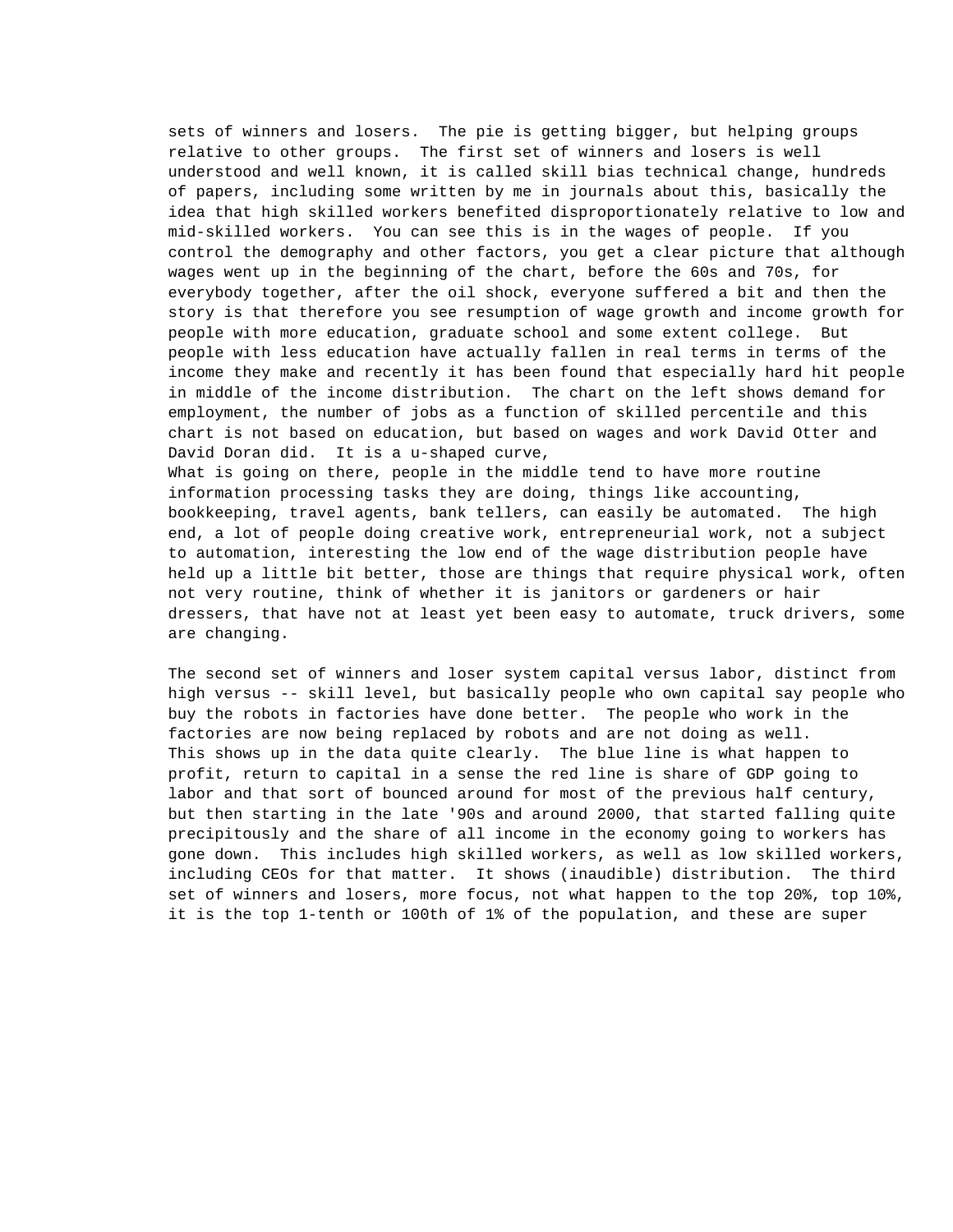sets of winners and losers. The pie is getting bigger, but helping groups relative to other groups. The first set of winners and losers is well understood and well known, it is called skill bias technical change, hundreds of papers, including some written by me in journals about this, basically the idea that high skilled workers benefited disproportionately relative to low and mid-skilled workers. You can see this is in the wages of people. If you control the demography and other factors, you get a clear picture that although wages went up in the beginning of the chart, before the 60s and 70s, for everybody together, after the oil shock, everyone suffered a bit and then the story is that therefore you see resumption of wage growth and income growth for people with more education, graduate school and some extent college. But people with less education have actually fallen in real terms in terms of the income they make and recently it has been found that especially hard hit people in middle of the income distribution. The chart on the left shows demand for employment, the number of jobs as a function of skilled percentile and this chart is not based on education, but based on wages and work David Otter and David Doran did. It is a u-shaped curve,
What is going on there, people in the middle tend to have more routine information processing tasks they are doing, things like accounting, bookkeeping, travel agents, bank tellers, can easily be automated. The high end, a lot of people doing creative work, entrepreneurial work, not a subject to automation, interesting the low end of the wage distribution people have held up a little bit better, those are things that require physical work, often not very routine, think of whether it is janitors or gardeners or hair dressers, that have not at least yet been easy to automate, truck drivers, some are changing.

The second set of winners and loser system capital versus labor, distinct from high versus -- skill level, but basically people who own capital say people who buy the robots in factories have done better. The people who work in the factories are now being replaced by robots and are not doing as well.
This shows up in the data quite clearly. The blue line is what happen to profit, return to capital in a sense the red line is share of GDP going to labor and that sort of bounced around for most of the previous half century, but then starting in the late '90s and around 2000, that started falling quite precipitously and the share of all income in the economy going to workers has gone down. This includes high skilled workers, as well as low skilled workers, including CEOs for that matter. It shows (inaudible) distribution. The third set of winners and losers, more focus, not what happen to the top 20%, top 10%, it is the top 1-tenth or 100th of 1% of the population, and these are super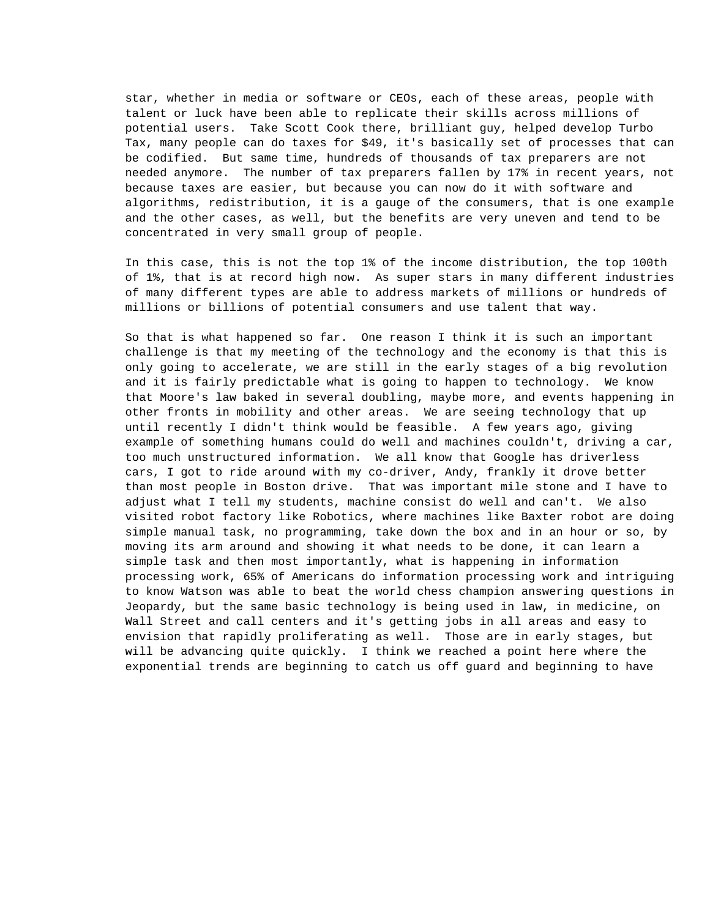star, whether in media or software or CEOs, each of these areas, people with talent or luck have been able to replicate their skills across millions of potential users. Take Scott Cook there, brilliant guy, helped develop Turbo Tax, many people can do taxes for $49, it's basically set of processes that can be codified. But same time, hundreds of thousands of tax preparers are not needed anymore. The number of tax preparers fallen by 17% in recent years, not because taxes are easier, but because you can now do it with software and algorithms, redistribution, it is a gauge of the consumers, that is one example and the other cases, as well, but the benefits are very uneven and tend to be concentrated in very small group of people.

In this case, this is not the top 1% of the income distribution, the top 100th of 1%, that is at record high now. As super stars in many different industries of many different types are able to address markets of millions or hundreds of millions or billions of potential consumers and use talent that way.

So that is what happened so far. One reason I think it is such an important challenge is that my meeting of the technology and the economy is that this is only going to accelerate, we are still in the early stages of a big revolution and it is fairly predictable what is going to happen to technology. We know that Moore's law baked in several doubling, maybe more, and events happening in other fronts in mobility and other areas. We are seeing technology that up until recently I didn't think would be feasible. A few years ago, giving example of something humans could do well and machines couldn't, driving a car, too much unstructured information. We all know that Google has driverless cars, I got to ride around with my co-driver, Andy, frankly it drove better than most people in Boston drive. That was important mile stone and I have to adjust what I tell my students, machine consist do well and can't. We also visited robot factory like Robotics, where machines like Baxter robot are doing simple manual task, no programming, take down the box and in an hour or so, by moving its arm around and showing it what needs to be done, it can learn a simple task and then most importantly, what is happening in information processing work, 65% of Americans do information processing work and intriguing to know Watson was able to beat the world chess champion answering questions in Jeopardy, but the same basic technology is being used in law, in medicine, on Wall Street and call centers and it's getting jobs in all areas and easy to envision that rapidly proliferating as well. Those are in early stages, but will be advancing quite quickly. I think we reached a point here where the exponential trends are beginning to catch us off guard and beginning to have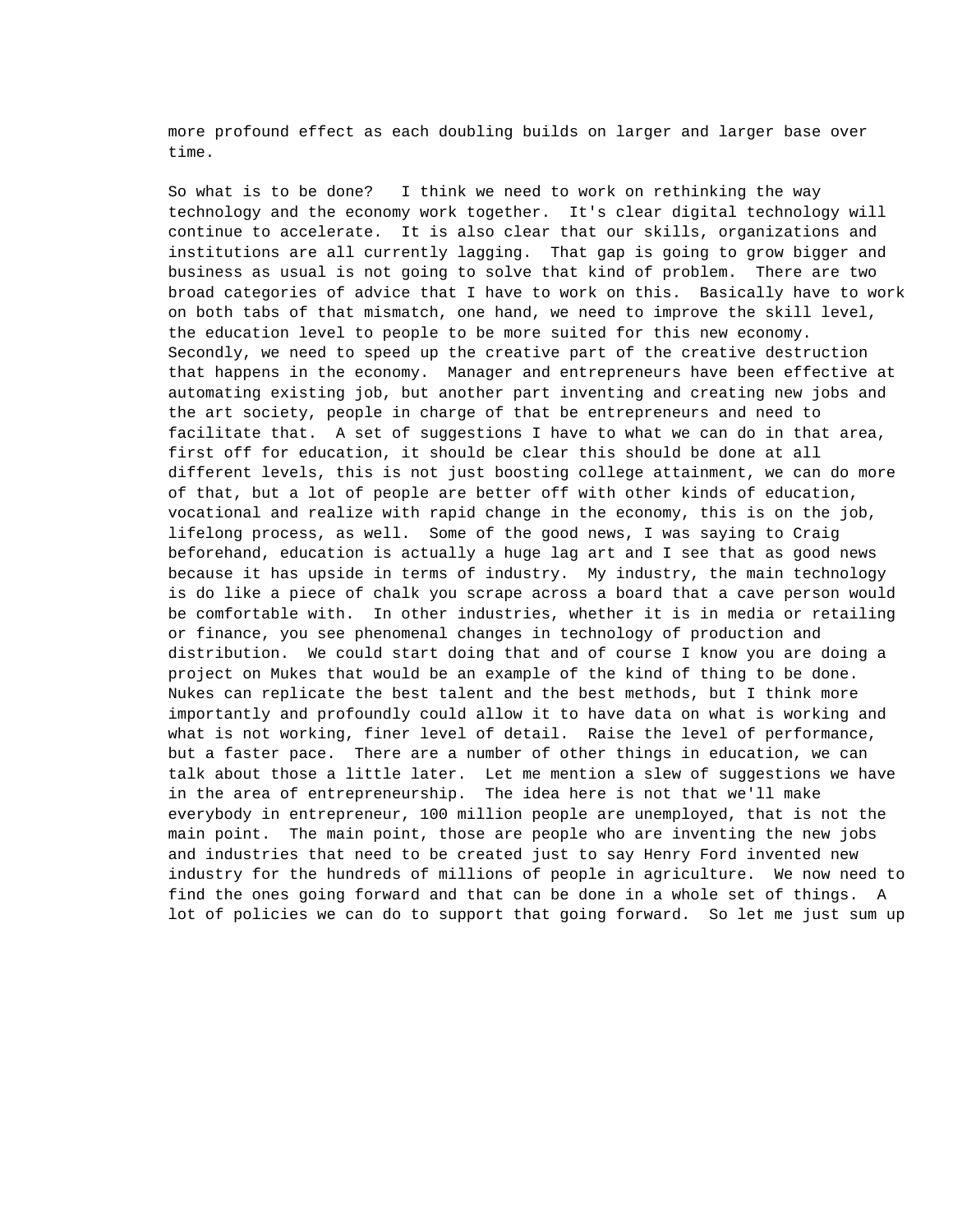more profound effect as each doubling builds on larger and larger base over time.

So what is to be done? I think we need to work on rethinking the way technology and the economy work together. It's clear digital technology will continue to accelerate. It is also clear that our skills, organizations and institutions are all currently lagging. That gap is going to grow bigger and business as usual is not going to solve that kind of problem. There are two broad categories of advice that I have to work on this. Basically have to work on both tabs of that mismatch, one hand, we need to improve the skill level, the education level to people to be more suited for this new economy. Secondly, we need to speed up the creative part of the creative destruction that happens in the economy. Manager and entrepreneurs have been effective at automating existing job, but another part inventing and creating new jobs and the art society, people in charge of that be entrepreneurs and need to facilitate that. A set of suggestions I have to what we can do in that area, first off for education, it should be clear this should be done at all different levels, this is not just boosting college attainment, we can do more of that, but a lot of people are better off with other kinds of education, vocational and realize with rapid change in the economy, this is on the job, lifelong process, as well. Some of the good news, I was saying to Craig beforehand, education is actually a huge lag art and I see that as good news because it has upside in terms of industry. My industry, the main technology is do like a piece of chalk you scrape across a board that a cave person would be comfortable with. In other industries, whether it is in media or retailing or finance, you see phenomenal changes in technology of production and distribution. We could start doing that and of course I know you are doing a project on Mukes that would be an example of the kind of thing to be done. Nukes can replicate the best talent and the best methods, but I think more importantly and profoundly could allow it to have data on what is working and what is not working, finer level of detail. Raise the level of performance, but a faster pace. There are a number of other things in education, we can talk about those a little later. Let me mention a slew of suggestions we have in the area of entrepreneurship. The idea here is not that we'll make everybody in entrepreneur, 100 million people are unemployed, that is not the main point. The main point, those are people who are inventing the new jobs and industries that need to be created just to say Henry Ford invented new industry for the hundreds of millions of people in agriculture. We now need to find the ones going forward and that can be done in a whole set of things. A lot of policies we can do to support that going forward. So let me just sum up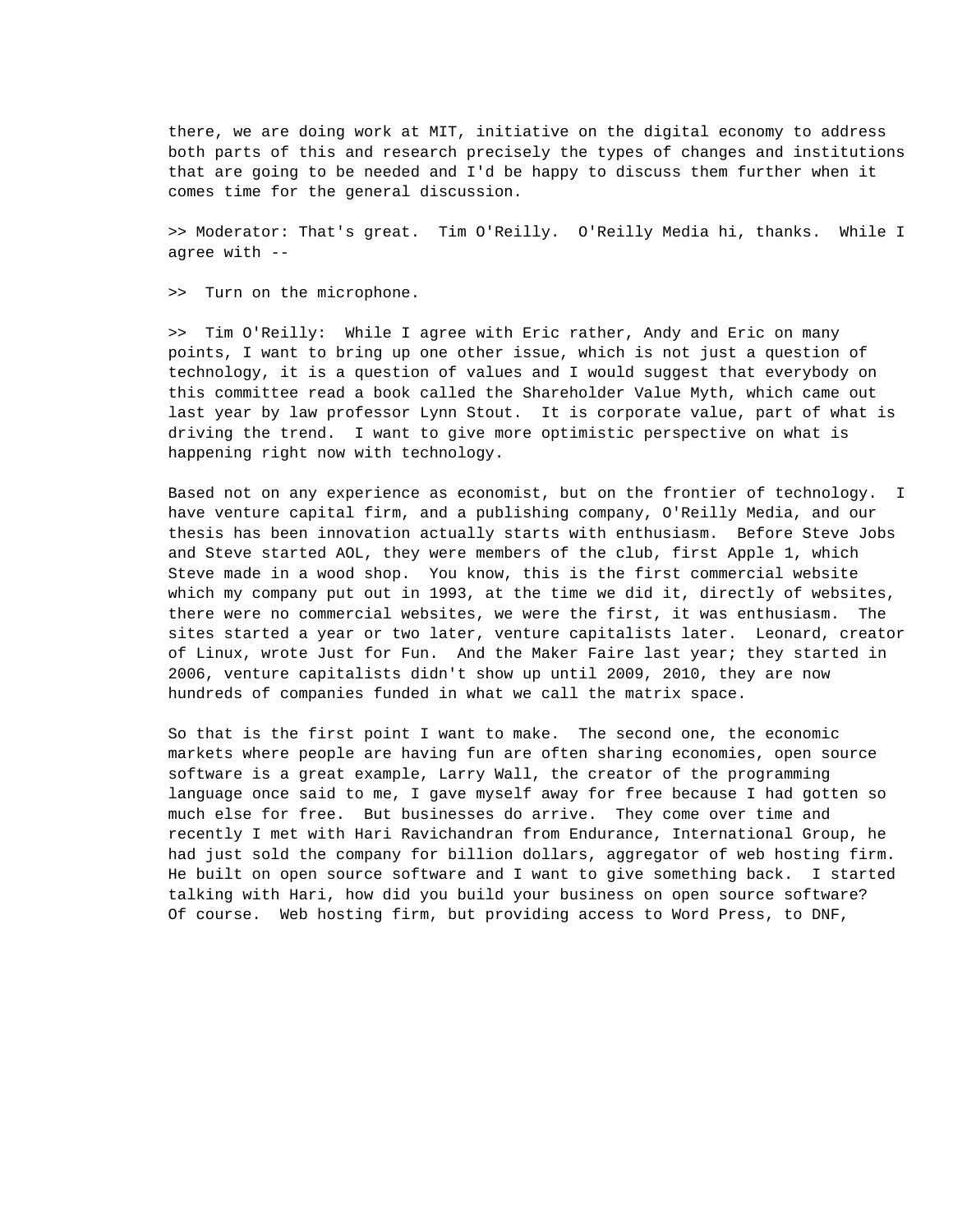there, we are doing work at MIT, initiative on the digital economy to address both parts of this and research precisely the types of changes and institutions that are going to be needed and I'd be happy to discuss them further when it comes time for the general discussion.

>> Moderator: That's great.  Tim O'Reilly.  O'Reilly Media hi, thanks.  While I agree with --

>>  Turn on the microphone.

>>  Tim O'Reilly:  While I agree with Eric rather, Andy and Eric on many points, I want to bring up one other issue, which is not just a question of technology, it is a question of values and I would suggest that everybody on this committee read a book called the Shareholder Value Myth, which came out last year by law professor Lynn Stout.  It is corporate value, part of what is driving the trend.  I want to give more optimistic perspective on what is happening right now with technology.

Based not on any experience as economist, but on the frontier of technology.  I have venture capital firm, and a publishing company, O'Reilly Media, and our thesis has been innovation actually starts with enthusiasm.  Before Steve Jobs and Steve started AOL, they were members of the club, first Apple 1, which Steve made in a wood shop.  You know, this is the first commercial website which my company put out in 1993, at the time we did it, directly of websites, there were no commercial websites, we were the first, it was enthusiasm.  The sites started a year or two later, venture capitalists later.  Leonard, creator of Linux, wrote Just for Fun.  And the Maker Faire last year; they started in 2006, venture capitalists didn't show up until 2009, 2010, they are now hundreds of companies funded in what we call the matrix space.

So that is the first point I want to make.  The second one, the economic markets where people are having fun are often sharing economies, open source software is a great example, Larry Wall, the creator of the programming language once said to me, I gave myself away for free because I had gotten so much else for free.  But businesses do arrive.  They come over time and recently I met with Hari Ravichandran from Endurance, International Group, he had just sold the company for billion dollars, aggregator of web hosting firm. He built on open source software and I want to give something back.  I started talking with Hari, how did you build your business on open source software? Of course.  Web hosting firm, but providing access to Word Press, to DNF,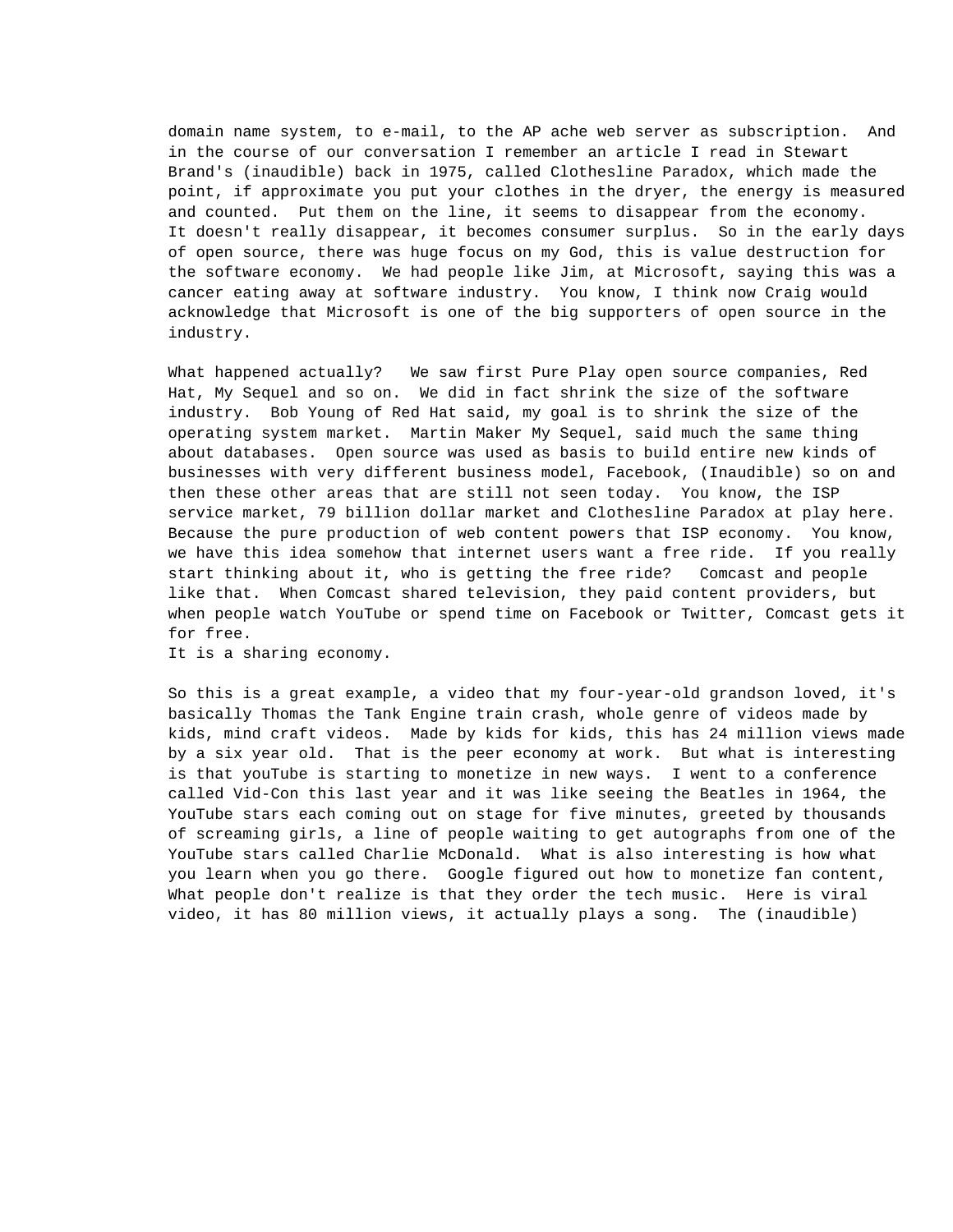domain name system, to e-mail, to the AP ache web server as subscription. And in the course of our conversation I remember an article I read in Stewart Brand's (inaudible) back in 1975, called Clothesline Paradox, which made the point, if approximate you put your clothes in the dryer, the energy is measured and counted. Put them on the line, it seems to disappear from the economy. It doesn't really disappear, it becomes consumer surplus. So in the early days of open source, there was huge focus on my God, this is value destruction for the software economy. We had people like Jim, at Microsoft, saying this was a cancer eating away at software industry. You know, I think now Craig would acknowledge that Microsoft is one of the big supporters of open source in the industry.

What happened actually? We saw first Pure Play open source companies, Red Hat, My Sequel and so on. We did in fact shrink the size of the software industry. Bob Young of Red Hat said, my goal is to shrink the size of the operating system market. Martin Maker My Sequel, said much the same thing about databases. Open source was used as basis to build entire new kinds of businesses with very different business model, Facebook, (Inaudible) so on and then these other areas that are still not seen today. You know, the ISP service market, 79 billion dollar market and Clothesline Paradox at play here. Because the pure production of web content powers that ISP economy. You know, we have this idea somehow that internet users want a free ride. If you really start thinking about it, who is getting the free ride? Comcast and people like that. When Comcast shared television, they paid content providers, but when people watch YouTube or spend time on Facebook or Twitter, Comcast gets it for free.
It is a sharing economy.

So this is a great example, a video that my four-year-old grandson loved, it's basically Thomas the Tank Engine train crash, whole genre of videos made by kids, mind craft videos. Made by kids for kids, this has 24 million views made by a six year old. That is the peer economy at work. But what is interesting is that youTube is starting to monetize in new ways. I went to a conference called Vid-Con this last year and it was like seeing the Beatles in 1964, the YouTube stars each coming out on stage for five minutes, greeted by thousands of screaming girls, a line of people waiting to get autographs from one of the YouTube stars called Charlie McDonald. What is also interesting is how what you learn when you go there. Google figured out how to monetize fan content, What people don't realize is that they order the tech music. Here is viral video, it has 80 million views, it actually plays a song. The (inaudible)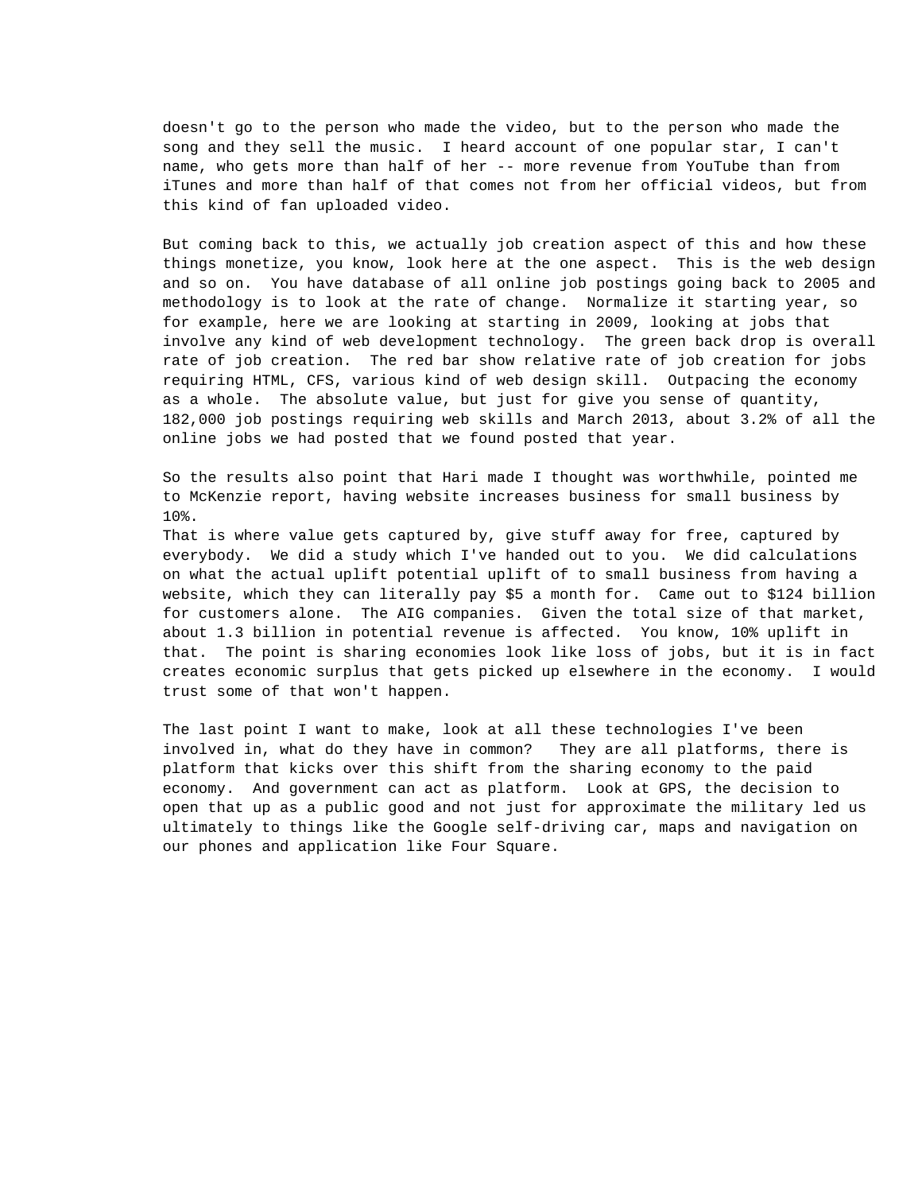doesn't go to the person who made the video, but to the person who made the song and they sell the music. I heard account of one popular star, I can't name, who gets more than half of her -- more revenue from YouTube than from iTunes and more than half of that comes not from her official videos, but from this kind of fan uploaded video.

But coming back to this, we actually job creation aspect of this and how these things monetize, you know, look here at the one aspect. This is the web design and so on. You have database of all online job postings going back to 2005 and methodology is to look at the rate of change. Normalize it starting year, so for example, here we are looking at starting in 2009, looking at jobs that involve any kind of web development technology. The green back drop is overall rate of job creation. The red bar show relative rate of job creation for jobs requiring HTML, CFS, various kind of web design skill. Outpacing the economy as a whole. The absolute value, but just for give you sense of quantity, 182,000 job postings requiring web skills and March 2013, about 3.2% of all the online jobs we had posted that we found posted that year.

So the results also point that Hari made I thought was worthwhile, pointed me to McKenzie report, having website increases business for small business by 10%.
That is where value gets captured by, give stuff away for free, captured by everybody. We did a study which I've handed out to you. We did calculations on what the actual uplift potential uplift of to small business from having a website, which they can literally pay $5 a month for. Came out to $124 billion for customers alone. The AIG companies. Given the total size of that market, about 1.3 billion in potential revenue is affected. You know, 10% uplift in that. The point is sharing economies look like loss of jobs, but it is in fact creates economic surplus that gets picked up elsewhere in the economy. I would trust some of that won't happen.

The last point I want to make, look at all these technologies I've been involved in, what do they have in common? They are all platforms, there is platform that kicks over this shift from the sharing economy to the paid economy. And government can act as platform. Look at GPS, the decision to open that up as a public good and not just for approximate the military led us ultimately to things like the Google self-driving car, maps and navigation on our phones and application like Four Square.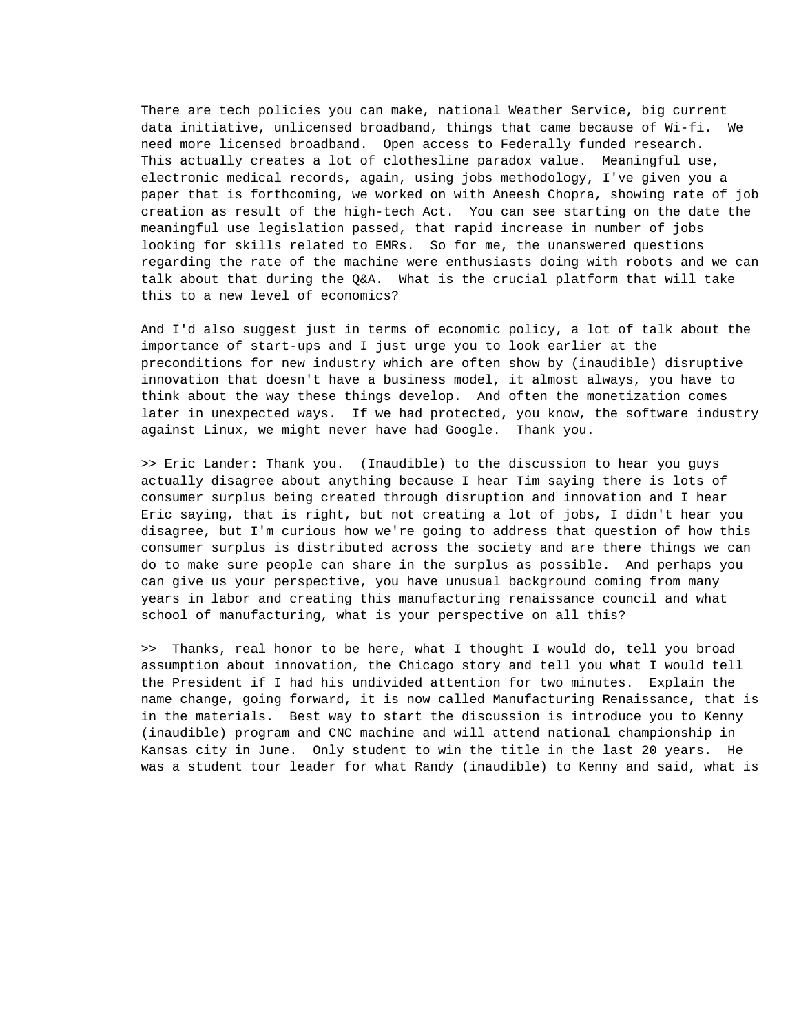There are tech policies you can make, national Weather Service, big current data initiative, unlicensed broadband, things that came because of Wi-fi. We need more licensed broadband. Open access to Federally funded research. This actually creates a lot of clothesline paradox value. Meaningful use, electronic medical records, again, using jobs methodology, I've given you a paper that is forthcoming, we worked on with Aneesh Chopra, showing rate of job creation as result of the high-tech Act. You can see starting on the date the meaningful use legislation passed, that rapid increase in number of jobs looking for skills related to EMRs. So for me, the unanswered questions regarding the rate of the machine were enthusiasts doing with robots and we can talk about that during the Q&A. What is the crucial platform that will take this to a new level of economics?

And I'd also suggest just in terms of economic policy, a lot of talk about the importance of start-ups and I just urge you to look earlier at the preconditions for new industry which are often show by (inaudible) disruptive innovation that doesn't have a business model, it almost always, you have to think about the way these things develop. And often the monetization comes later in unexpected ways. If we had protected, you know, the software industry against Linux, we might never have had Google. Thank you.

>> Eric Lander: Thank you. (Inaudible) to the discussion to hear you guys actually disagree about anything because I hear Tim saying there is lots of consumer surplus being created through disruption and innovation and I hear Eric saying, that is right, but not creating a lot of jobs, I didn't hear you disagree, but I'm curious how we're going to address that question of how this consumer surplus is distributed across the society and are there things we can do to make sure people can share in the surplus as possible. And perhaps you can give us your perspective, you have unusual background coming from many years in labor and creating this manufacturing renaissance council and what school of manufacturing, what is your perspective on all this?

>> Thanks, real honor to be here, what I thought I would do, tell you broad assumption about innovation, the Chicago story and tell you what I would tell the President if I had his undivided attention for two minutes. Explain the name change, going forward, it is now called Manufacturing Renaissance, that is in the materials. Best way to start the discussion is introduce you to Kenny (inaudible) program and CNC machine and will attend national championship in Kansas city in June. Only student to win the title in the last 20 years. He was a student tour leader for what Randy (inaudible) to Kenny and said, what is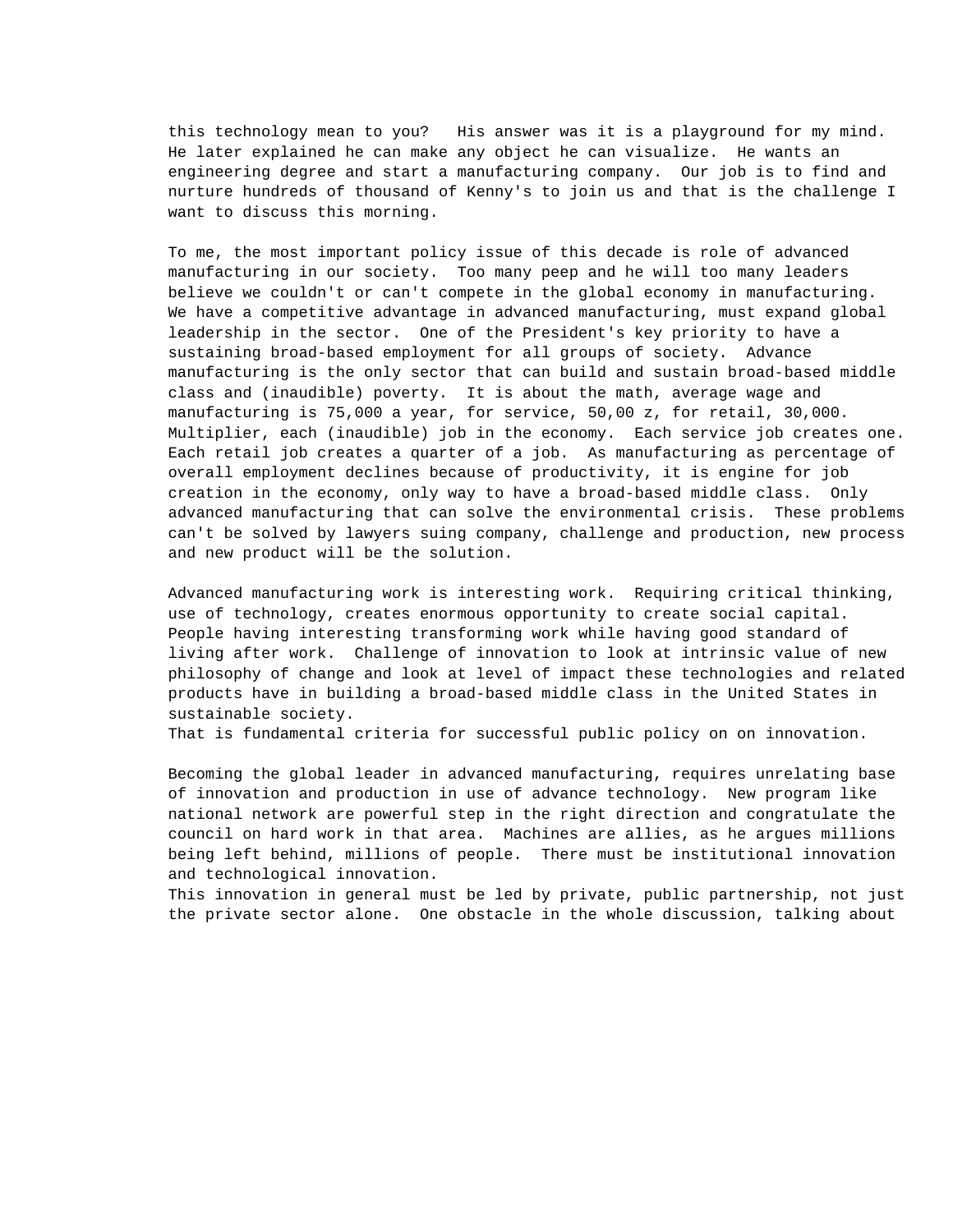this technology mean to you? His answer was it is a playground for my mind. He later explained he can make any object he can visualize. He wants an engineering degree and start a manufacturing company. Our job is to find and nurture hundreds of thousand of Kenny's to join us and that is the challenge I want to discuss this morning.

To me, the most important policy issue of this decade is role of advanced manufacturing in our society. Too many peep and he will too many leaders believe we couldn't or can't compete in the global economy in manufacturing. We have a competitive advantage in advanced manufacturing, must expand global leadership in the sector. One of the President's key priority to have a sustaining broad-based employment for all groups of society. Advance manufacturing is the only sector that can build and sustain broad-based middle class and (inaudible) poverty. It is about the math, average wage and manufacturing is 75,000 a year, for service, 50,00 z, for retail, 30,000. Multiplier, each (inaudible) job in the economy. Each service job creates one. Each retail job creates a quarter of a job. As manufacturing as percentage of overall employment declines because of productivity, it is engine for job creation in the economy, only way to have a broad-based middle class. Only advanced manufacturing that can solve the environmental crisis. These problems can't be solved by lawyers suing company, challenge and production, new process and new product will be the solution.

Advanced manufacturing work is interesting work. Requiring critical thinking, use of technology, creates enormous opportunity to create social capital. People having interesting transforming work while having good standard of living after work. Challenge of innovation to look at intrinsic value of new philosophy of change and look at level of impact these technologies and related products have in building a broad-based middle class in the United States in sustainable society.
That is fundamental criteria for successful public policy on on innovation.

Becoming the global leader in advanced manufacturing, requires unrelating base of innovation and production in use of advance technology. New program like national network are powerful step in the right direction and congratulate the council on hard work in that area. Machines are allies, as he argues millions being left behind, millions of people. There must be institutional innovation and technological innovation.
This innovation in general must be led by private, public partnership, not just the private sector alone. One obstacle in the whole discussion, talking about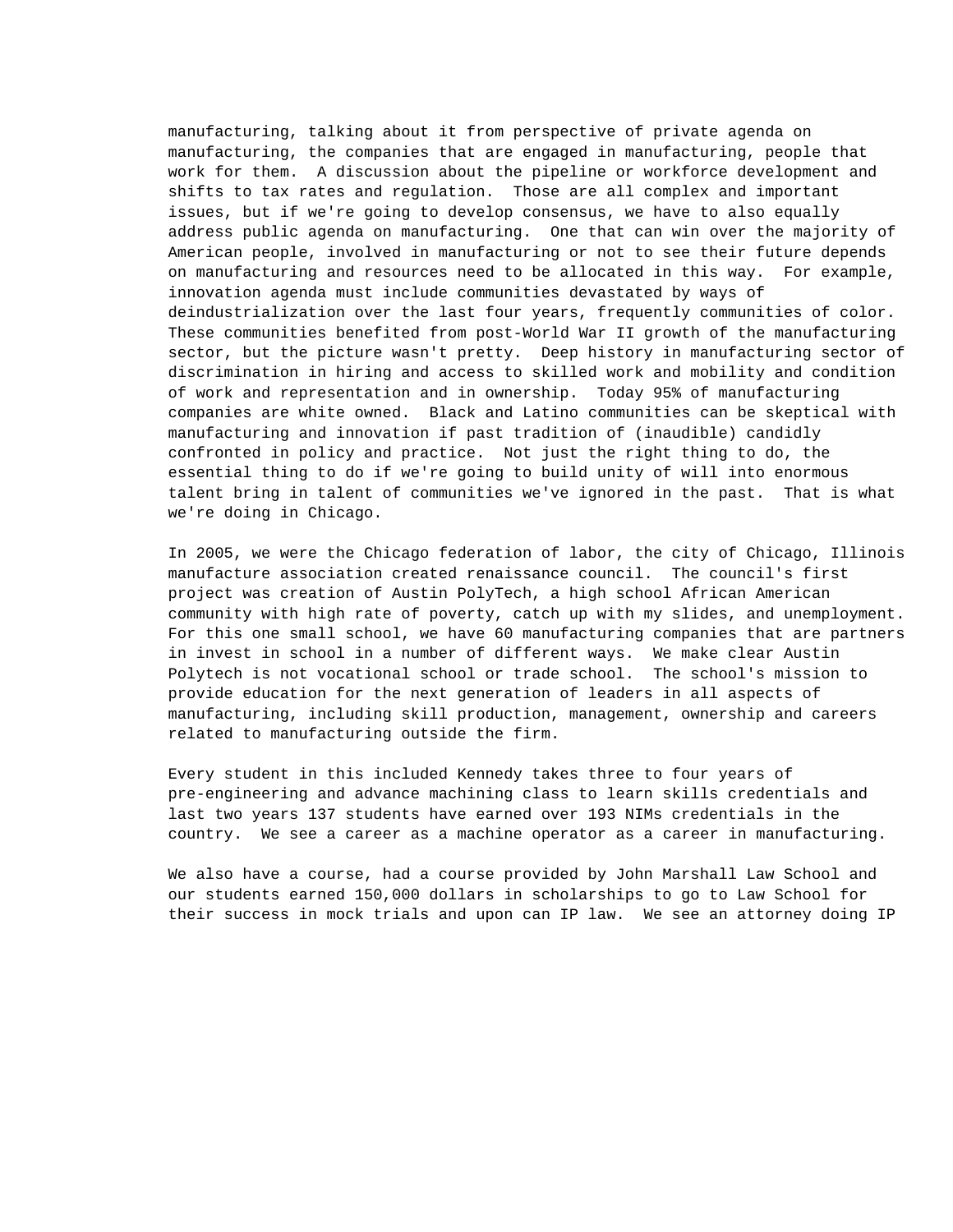manufacturing, talking about it from perspective of private agenda on manufacturing, the companies that are engaged in manufacturing, people that work for them. A discussion about the pipeline or workforce development and shifts to tax rates and regulation. Those are all complex and important issues, but if we're going to develop consensus, we have to also equally address public agenda on manufacturing. One that can win over the majority of American people, involved in manufacturing or not to see their future depends on manufacturing and resources need to be allocated in this way. For example, innovation agenda must include communities devastated by ways of deindustrialization over the last four years, frequently communities of color. These communities benefited from post-World War II growth of the manufacturing sector, but the picture wasn't pretty. Deep history in manufacturing sector of discrimination in hiring and access to skilled work and mobility and condition of work and representation and in ownership. Today 95% of manufacturing companies are white owned. Black and Latino communities can be skeptical with manufacturing and innovation if past tradition of (inaudible) candidly confronted in policy and practice. Not just the right thing to do, the essential thing to do if we're going to build unity of will into enormous talent bring in talent of communities we've ignored in the past. That is what we're doing in Chicago.

In 2005, we were the Chicago federation of labor, the city of Chicago, Illinois manufacture association created renaissance council. The council's first project was creation of Austin PolyTech, a high school African American community with high rate of poverty, catch up with my slides, and unemployment. For this one small school, we have 60 manufacturing companies that are partners in invest in school in a number of different ways. We make clear Austin Polytech is not vocational school or trade school. The school's mission to provide education for the next generation of leaders in all aspects of manufacturing, including skill production, management, ownership and careers related to manufacturing outside the firm.

Every student in this included Kennedy takes three to four years of pre-engineering and advance machining class to learn skills credentials and last two years 137 students have earned over 193 NIMs credentials in the country. We see a career as a machine operator as a career in manufacturing.

We also have a course, had a course provided by John Marshall Law School and our students earned 150,000 dollars in scholarships to go to Law School for their success in mock trials and upon can IP law. We see an attorney doing IP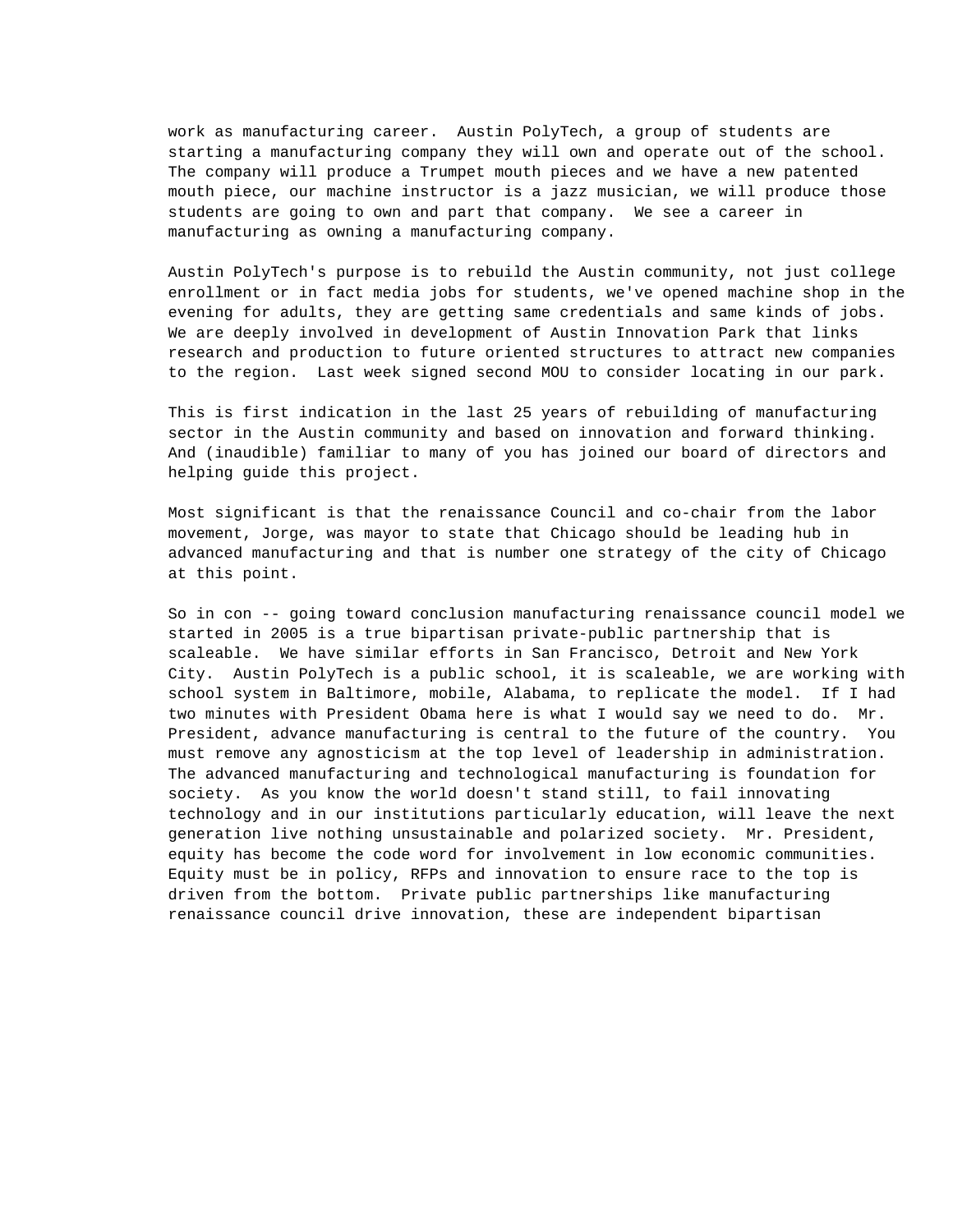work as manufacturing career.  Austin PolyTech, a group of students are starting a manufacturing company they will own and operate out of the school.  The company will produce a Trumpet mouth pieces and we have a new patented mouth piece, our machine instructor is a jazz musician, we will produce those students are going to own and part that company.  We see a career in manufacturing as owning a manufacturing company.

Austin PolyTech's purpose is to rebuild the Austin community, not just college enrollment or in fact media jobs for students, we've opened machine shop in the evening for adults, they are getting same credentials and same kinds of jobs.  We are deeply involved in development of Austin Innovation Park that links research and production to future oriented structures to attract new companies to the region.  Last week signed second MOU to consider locating in our park.

This is first indication in the last 25 years of rebuilding of manufacturing sector in the Austin community and based on innovation and forward thinking.  And (inaudible) familiar to many of you has joined our board of directors and helping guide this project.

Most significant is that the renaissance Council and co-chair from the labor movement, Jorge, was mayor to state that Chicago should be leading hub in advanced manufacturing and that is number one strategy of the city of Chicago at this point.

So in con -- going toward conclusion manufacturing renaissance council model we started in 2005 is a true bipartisan private-public partnership that is scaleable.  We have similar efforts in San Francisco, Detroit and New York City.  Austin PolyTech is a public school, it is scaleable, we are working with school system in Baltimore, mobile, Alabama, to replicate the model.  If I had two minutes with President Obama here is what I would say we need to do.  Mr. President, advance manufacturing is central to the future of the country.  You must remove any agnosticism at the top level of leadership in administration.  The advanced manufacturing and technological manufacturing is foundation for society.  As you know the world doesn't stand still, to fail innovating technology and in our institutions particularly education, will leave the next generation live nothing unsustainable and polarized society.  Mr. President, equity has become the code word for involvement in low economic communities.  Equity must be in policy, RFPs and innovation to ensure race to the top is driven from the bottom.  Private public partnerships like manufacturing renaissance council drive innovation, these are independent bipartisan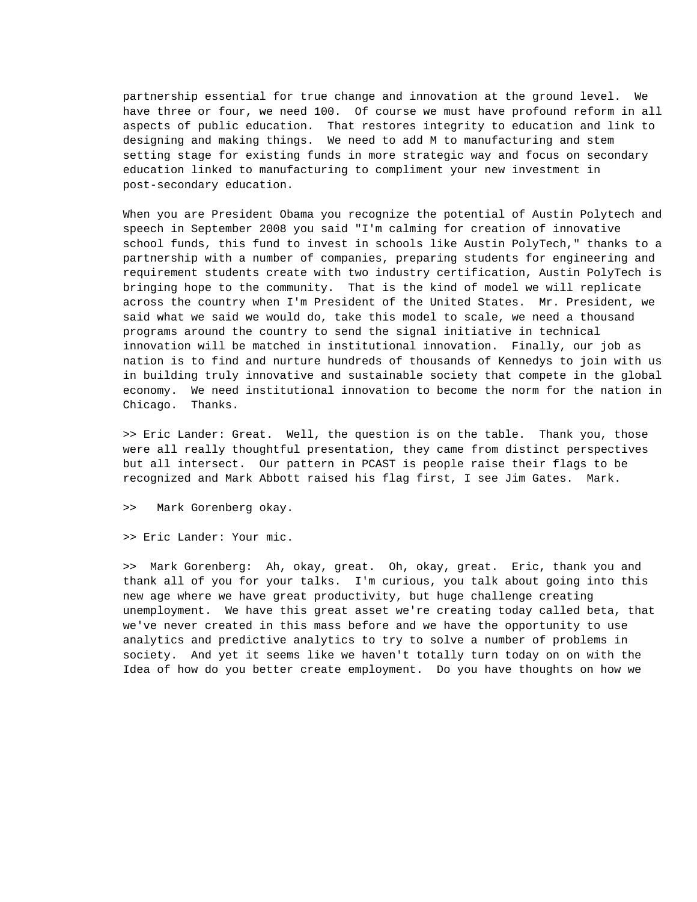partnership essential for true change and innovation at the ground level. We have three or four, we need 100. Of course we must have profound reform in all aspects of public education. That restores integrity to education and link to designing and making things. We need to add M to manufacturing and stem setting stage for existing funds in more strategic way and focus on secondary education linked to manufacturing to compliment your new investment in post-secondary education.

When you are President Obama you recognize the potential of Austin Polytech and speech in September 2008 you said "I'm calming for creation of innovative school funds, this fund to invest in schools like Austin PolyTech," thanks to a partnership with a number of companies, preparing students for engineering and requirement students create with two industry certification, Austin PolyTech is bringing hope to the community. That is the kind of model we will replicate across the country when I'm President of the United States. Mr. President, we said what we said we would do, take this model to scale, we need a thousand programs around the country to send the signal initiative in technical innovation will be matched in institutional innovation. Finally, our job as nation is to find and nurture hundreds of thousands of Kennedys to join with us in building truly innovative and sustainable society that compete in the global economy. We need institutional innovation to become the norm for the nation in Chicago. Thanks.

>> Eric Lander: Great. Well, the question is on the table. Thank you, those were all really thoughtful presentation, they came from distinct perspectives but all intersect. Our pattern in PCAST is people raise their flags to be recognized and Mark Abbott raised his flag first, I see Jim Gates. Mark.

>> Mark Gorenberg okay.

>> Eric Lander: Your mic.

>> Mark Gorenberg: Ah, okay, great. Oh, okay, great. Eric, thank you and thank all of you for your talks. I'm curious, you talk about going into this new age where we have great productivity, but huge challenge creating unemployment. We have this great asset we're creating today called beta, that we've never created in this mass before and we have the opportunity to use analytics and predictive analytics to try to solve a number of problems in society. And yet it seems like we haven't totally turn today on on with the Idea of how do you better create employment. Do you have thoughts on how we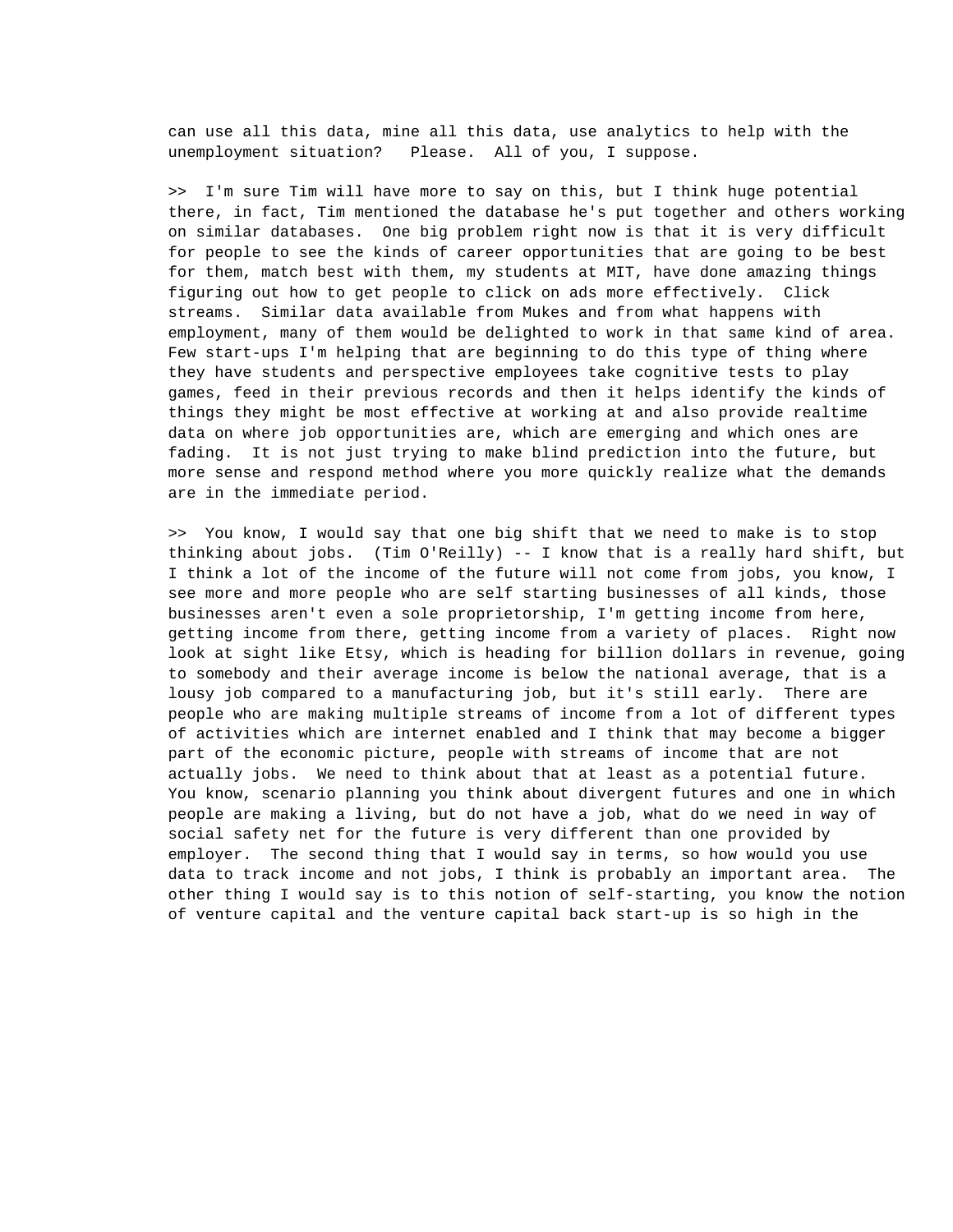can use all this data, mine all this data, use analytics to help with the unemployment situation? Please. All of you, I suppose.

>> I'm sure Tim will have more to say on this, but I think huge potential there, in fact, Tim mentioned the database he's put together and others working on similar databases. One big problem right now is that it is very difficult for people to see the kinds of career opportunities that are going to be best for them, match best with them, my students at MIT, have done amazing things figuring out how to get people to click on ads more effectively. Click streams. Similar data available from Mukes and from what happens with employment, many of them would be delighted to work in that same kind of area. Few start-ups I'm helping that are beginning to do this type of thing where they have students and perspective employees take cognitive tests to play games, feed in their previous records and then it helps identify the kinds of things they might be most effective at working at and also provide realtime data on where job opportunities are, which are emerging and which ones are fading. It is not just trying to make blind prediction into the future, but more sense and respond method where you more quickly realize what the demands are in the immediate period.

>> You know, I would say that one big shift that we need to make is to stop thinking about jobs. (Tim O'Reilly) -- I know that is a really hard shift, but I think a lot of the income of the future will not come from jobs, you know, I see more and more people who are self starting businesses of all kinds, those businesses aren't even a sole proprietorship, I'm getting income from here, getting income from there, getting income from a variety of places. Right now look at sight like Etsy, which is heading for billion dollars in revenue, going to somebody and their average income is below the national average, that is a lousy job compared to a manufacturing job, but it's still early. There are people who are making multiple streams of income from a lot of different types of activities which are internet enabled and I think that may become a bigger part of the economic picture, people with streams of income that are not actually jobs. We need to think about that at least as a potential future. You know, scenario planning you think about divergent futures and one in which people are making a living, but do not have a job, what do we need in way of social safety net for the future is very different than one provided by employer. The second thing that I would say in terms, so how would you use data to track income and not jobs, I think is probably an important area. The other thing I would say is to this notion of self-starting, you know the notion of venture capital and the venture capital back start-up is so high in the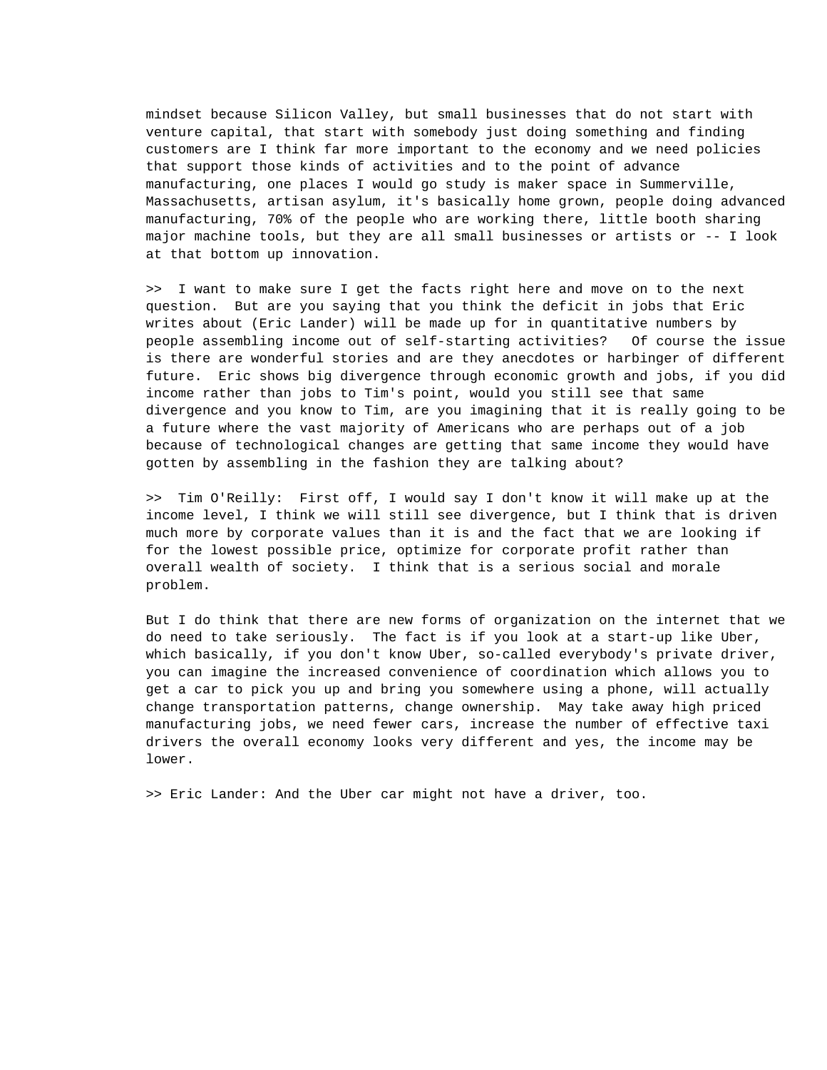mindset because Silicon Valley, but small businesses that do not start with venture capital, that start with somebody just doing something and finding customers are I think far more important to the economy and we need policies that support those kinds of activities and to the point of advance manufacturing, one places I would go study is maker space in Summerville, Massachusetts, artisan asylum, it's basically home grown, people doing advanced manufacturing, 70% of the people who are working there, little booth sharing major machine tools, but they are all small businesses or artists or -- I look at that bottom up innovation.

>> I want to make sure I get the facts right here and move on to the next question. But are you saying that you think the deficit in jobs that Eric writes about (Eric Lander) will be made up for in quantitative numbers by people assembling income out of self-starting activities? Of course the issue is there are wonderful stories and are they anecdotes or harbinger of different future. Eric shows big divergence through economic growth and jobs, if you did income rather than jobs to Tim's point, would you still see that same divergence and you know to Tim, are you imagining that it is really going to be a future where the vast majority of Americans who are perhaps out of a job because of technological changes are getting that same income they would have gotten by assembling in the fashion they are talking about?

>> Tim O'Reilly: First off, I would say I don't know it will make up at the income level, I think we will still see divergence, but I think that is driven much more by corporate values than it is and the fact that we are looking if for the lowest possible price, optimize for corporate profit rather than overall wealth of society. I think that is a serious social and morale problem.

But I do think that there are new forms of organization on the internet that we do need to take seriously. The fact is if you look at a start-up like Uber, which basically, if you don't know Uber, so-called everybody's private driver, you can imagine the increased convenience of coordination which allows you to get a car to pick you up and bring you somewhere using a phone, will actually change transportation patterns, change ownership. May take away high priced manufacturing jobs, we need fewer cars, increase the number of effective taxi drivers the overall economy looks very different and yes, the income may be lower.

>> Eric Lander: And the Uber car might not have a driver, too.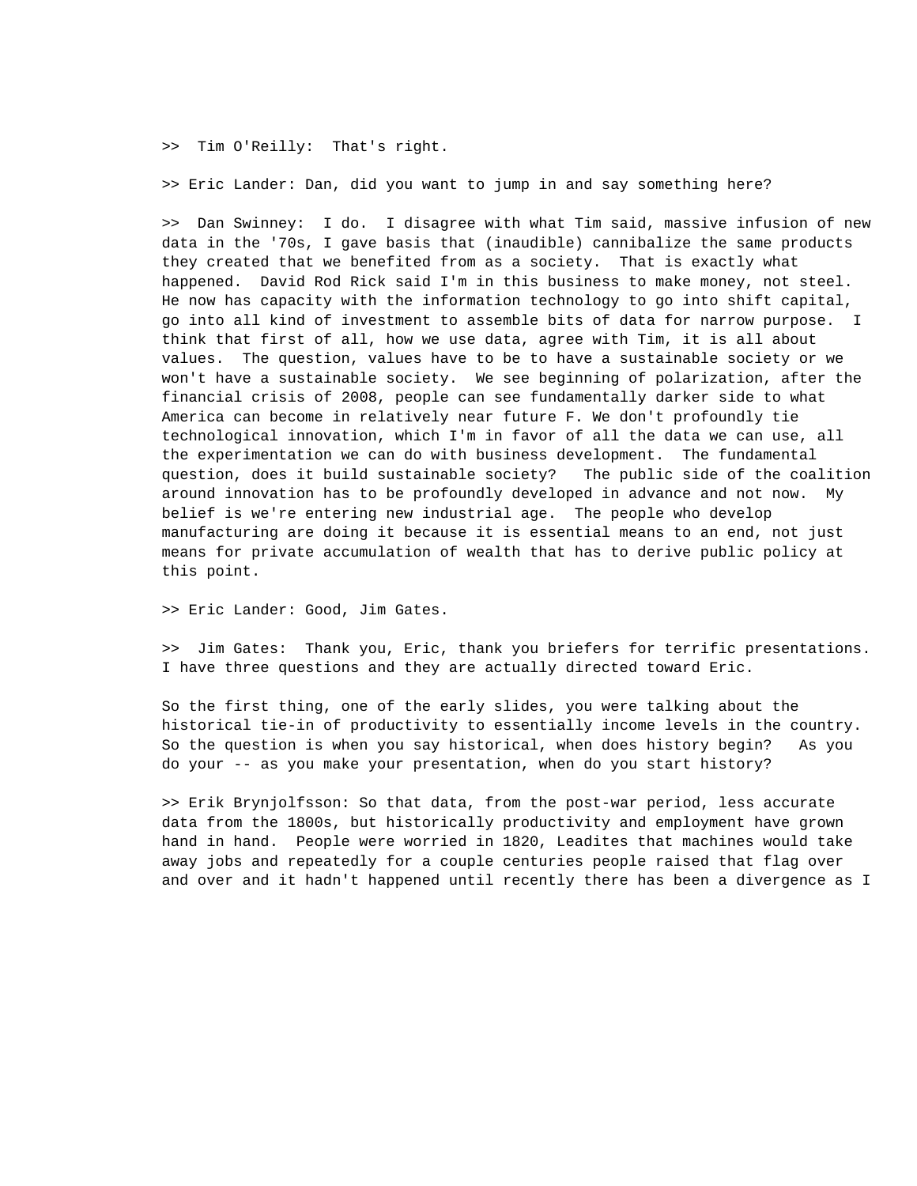>> Tim O'Reilly: That's right.

>> Eric Lander: Dan, did you want to jump in and say something here?

>> Dan Swinney: I do. I disagree with what Tim said, massive infusion of new data in the '70s, I gave basis that (inaudible) cannibalize the same products they created that we benefited from as a society. That is exactly what happened. David Rod Rick said I'm in this business to make money, not steel. He now has capacity with the information technology to go into shift capital, go into all kind of investment to assemble bits of data for narrow purpose. I think that first of all, how we use data, agree with Tim, it is all about values. The question, values have to be to have a sustainable society or we won't have a sustainable society. We see beginning of polarization, after the financial crisis of 2008, people can see fundamentally darker side to what America can become in relatively near future F. We don't profoundly tie technological innovation, which I'm in favor of all the data we can use, all the experimentation we can do with business development. The fundamental question, does it build sustainable society? The public side of the coalition around innovation has to be profoundly developed in advance and not now. My belief is we're entering new industrial age. The people who develop manufacturing are doing it because it is essential means to an end, not just means for private accumulation of wealth that has to derive public policy at this point.

>> Eric Lander: Good, Jim Gates.

>> Jim Gates: Thank you, Eric, thank you briefers for terrific presentations. I have three questions and they are actually directed toward Eric.

So the first thing, one of the early slides, you were talking about the historical tie-in of productivity to essentially income levels in the country. So the question is when you say historical, when does history begin? As you do your -- as you make your presentation, when do you start history?

>> Erik Brynjolfsson: So that data, from the post-war period, less accurate data from the 1800s, but historically productivity and employment have grown hand in hand. People were worried in 1820, Leadites that machines would take away jobs and repeatedly for a couple centuries people raised that flag over and over and it hadn't happened until recently there has been a divergence as I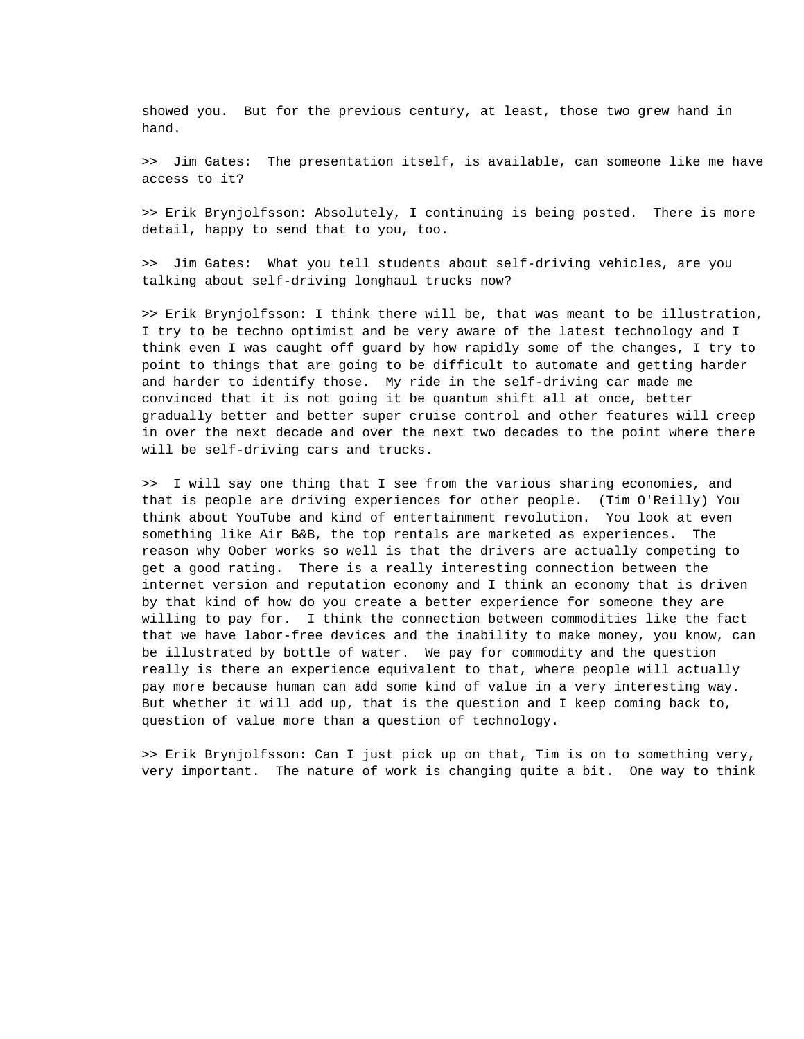showed you. But for the previous century, at least, those two grew hand in hand.

>> Jim Gates: The presentation itself, is available, can someone like me have access to it?

>> Erik Brynjolfsson: Absolutely, I continuing is being posted. There is more detail, happy to send that to you, too.

>> Jim Gates: What you tell students about self-driving vehicles, are you talking about self-driving longhaul trucks now?

>> Erik Brynjolfsson: I think there will be, that was meant to be illustration, I try to be techno optimist and be very aware of the latest technology and I think even I was caught off guard by how rapidly some of the changes, I try to point to things that are going to be difficult to automate and getting harder and harder to identify those. My ride in the self-driving car made me convinced that it is not going it be quantum shift all at once, better gradually better and better super cruise control and other features will creep in over the next decade and over the next two decades to the point where there will be self-driving cars and trucks.

>> I will say one thing that I see from the various sharing economies, and that is people are driving experiences for other people. (Tim O'Reilly) You think about YouTube and kind of entertainment revolution. You look at even something like Air B&B, the top rentals are marketed as experiences. The reason why Oober works so well is that the drivers are actually competing to get a good rating. There is a really interesting connection between the internet version and reputation economy and I think an economy that is driven by that kind of how do you create a better experience for someone they are willing to pay for. I think the connection between commodities like the fact that we have labor-free devices and the inability to make money, you know, can be illustrated by bottle of water. We pay for commodity and the question really is there an experience equivalent to that, where people will actually pay more because human can add some kind of value in a very interesting way. But whether it will add up, that is the question and I keep coming back to, question of value more than a question of technology.

>> Erik Brynjolfsson: Can I just pick up on that, Tim is on to something very, very important. The nature of work is changing quite a bit. One way to think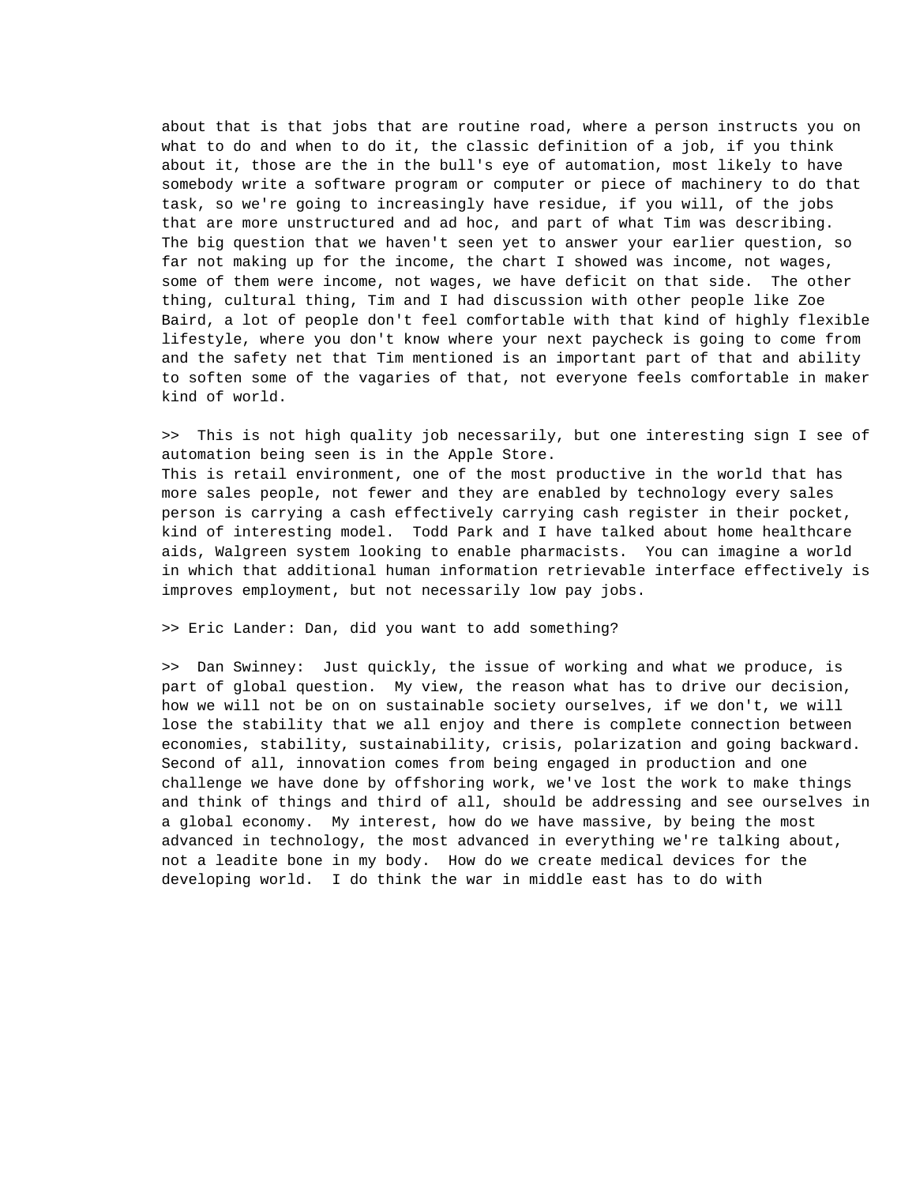about that is that jobs that are routine road, where a person instructs you on what to do and when to do it, the classic definition of a job, if you think about it, those are the in the bull's eye of automation, most likely to have somebody write a software program or computer or piece of machinery to do that task, so we're going to increasingly have residue, if you will, of the jobs that are more unstructured and ad hoc, and part of what Tim was describing. The big question that we haven't seen yet to answer your earlier question, so far not making up for the income, the chart I showed was income, not wages, some of them were income, not wages, we have deficit on that side. The other thing, cultural thing, Tim and I had discussion with other people like Zoe Baird, a lot of people don't feel comfortable with that kind of highly flexible lifestyle, where you don't know where your next paycheck is going to come from and the safety net that Tim mentioned is an important part of that and ability to soften some of the vagaries of that, not everyone feels comfortable in maker kind of world.

>> This is not high quality job necessarily, but one interesting sign I see of automation being seen is in the Apple Store.
This is retail environment, one of the most productive in the world that has more sales people, not fewer and they are enabled by technology every sales person is carrying a cash effectively carrying cash register in their pocket, kind of interesting model. Todd Park and I have talked about home healthcare aids, Walgreen system looking to enable pharmacists. You can imagine a world in which that additional human information retrievable interface effectively is improves employment, but not necessarily low pay jobs.

>> Eric Lander: Dan, did you want to add something?

>> Dan Swinney: Just quickly, the issue of working and what we produce, is part of global question. My view, the reason what has to drive our decision, how we will not be on on sustainable society ourselves, if we don't, we will lose the stability that we all enjoy and there is complete connection between economies, stability, sustainability, crisis, polarization and going backward. Second of all, innovation comes from being engaged in production and one challenge we have done by offshoring work, we've lost the work to make things and think of things and third of all, should be addressing and see ourselves in a global economy. My interest, how do we have massive, by being the most advanced in technology, the most advanced in everything we're talking about, not a leadite bone in my body. How do we create medical devices for the developing world. I do think the war in middle east has to do with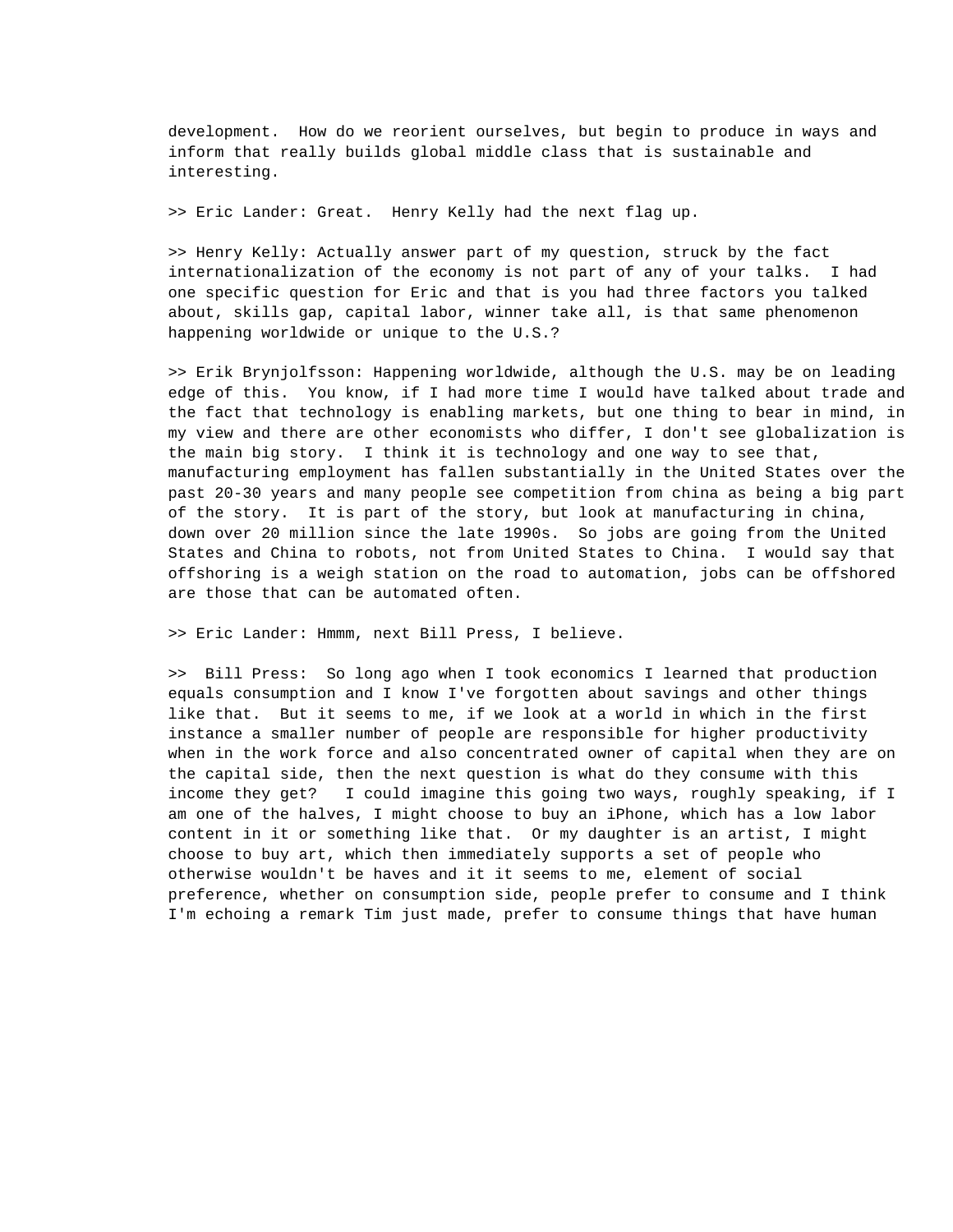development. How do we reorient ourselves, but begin to produce in ways and inform that really builds global middle class that is sustainable and interesting.

>> Eric Lander: Great. Henry Kelly had the next flag up.

>> Henry Kelly: Actually answer part of my question, struck by the fact internationalization of the economy is not part of any of your talks. I had one specific question for Eric and that is you had three factors you talked about, skills gap, capital labor, winner take all, is that same phenomenon happening worldwide or unique to the U.S.?

>> Erik Brynjolfsson: Happening worldwide, although the U.S. may be on leading edge of this. You know, if I had more time I would have talked about trade and the fact that technology is enabling markets, but one thing to bear in mind, in my view and there are other economists who differ, I don't see globalization is the main big story. I think it is technology and one way to see that, manufacturing employment has fallen substantially in the United States over the past 20-30 years and many people see competition from china as being a big part of the story. It is part of the story, but look at manufacturing in china, down over 20 million since the late 1990s. So jobs are going from the United States and China to robots, not from United States to China. I would say that offshoring is a weigh station on the road to automation, jobs can be offshored are those that can be automated often.

>> Eric Lander: Hmmm, next Bill Press, I believe.

>> Bill Press: So long ago when I took economics I learned that production equals consumption and I know I've forgotten about savings and other things like that. But it seems to me, if we look at a world in which in the first instance a smaller number of people are responsible for higher productivity when in the work force and also concentrated owner of capital when they are on the capital side, then the next question is what do they consume with this income they get? I could imagine this going two ways, roughly speaking, if I am one of the halves, I might choose to buy an iPhone, which has a low labor content in it or something like that. Or my daughter is an artist, I might choose to buy art, which then immediately supports a set of people who otherwise wouldn't be haves and it it seems to me, element of social preference, whether on consumption side, people prefer to consume and I think I'm echoing a remark Tim just made, prefer to consume things that have human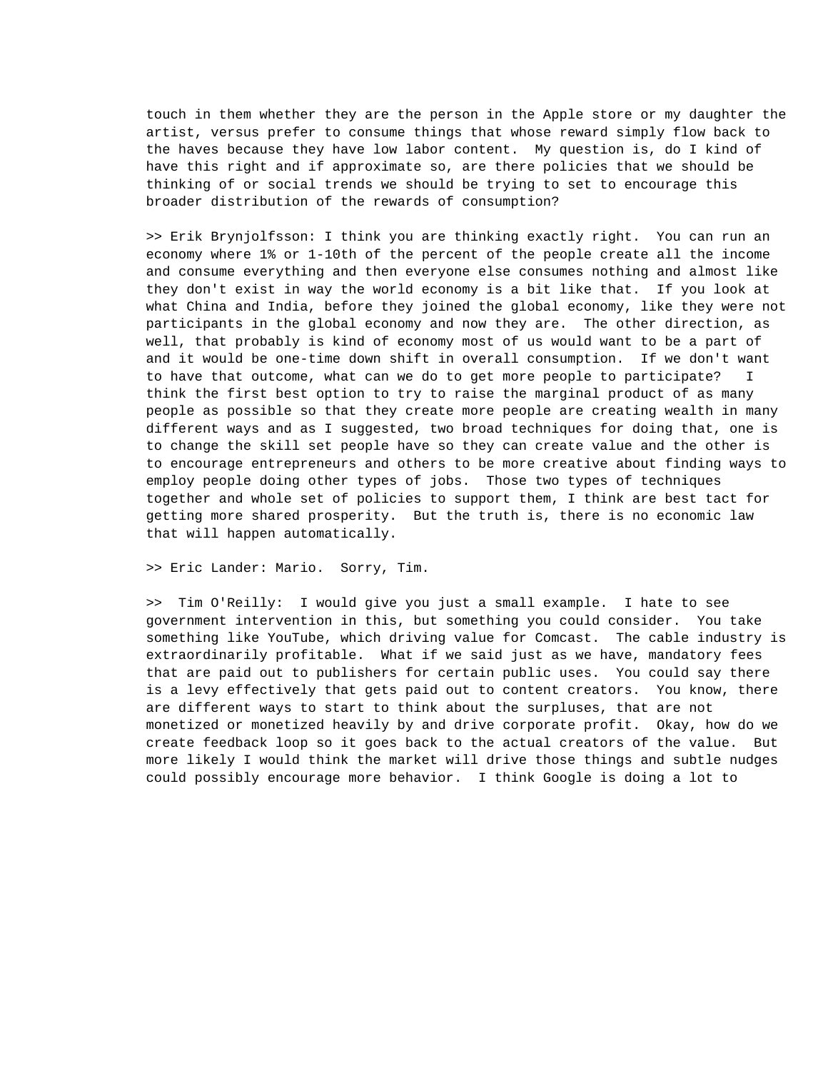touch in them whether they are the person in the Apple store or my daughter the artist, versus prefer to consume things that whose reward simply flow back to the haves because they have low labor content.  My question is, do I kind of have this right and if approximate so, are there policies that we should be thinking of or social trends we should be trying to set to encourage this broader distribution of the rewards of consumption?

>> Erik Brynjolfsson: I think you are thinking exactly right.  You can run an economy where 1% or 1-10th of the percent of the people create all the income and consume everything and then everyone else consumes nothing and almost like they don't exist in way the world economy is a bit like that.  If you look at what China and India, before they joined the global economy, like they were not participants in the global economy and now they are.  The other direction, as well, that probably is kind of economy most of us would want to be a part of and it would be one-time down shift in overall consumption.  If we don't want to have that outcome, what can we do to get more people to participate?   I think the first best option to try to raise the marginal product of as many people as possible so that they create more people are creating wealth in many different ways and as I suggested, two broad techniques for doing that, one is to change the skill set people have so they can create value and the other is to encourage entrepreneurs and others to be more creative about finding ways to employ people doing other types of jobs.  Those two types of techniques together and whole set of policies to support them, I think are best tact for getting more shared prosperity.  But the truth is, there is no economic law that will happen automatically.

>> Eric Lander: Mario.  Sorry, Tim.

>>  Tim O'Reilly:  I would give you just a small example.  I hate to see government intervention in this, but something you could consider.  You take something like YouTube, which driving value for Comcast.  The cable industry is extraordinarily profitable.  What if we said just as we have, mandatory fees that are paid out to publishers for certain public uses.  You could say there is a levy effectively that gets paid out to content creators.  You know, there are different ways to start to think about the surpluses, that are not monetized or monetized heavily by and drive corporate profit.  Okay, how do we create feedback loop so it goes back to the actual creators of the value.  But more likely I would think the market will drive those things and subtle nudges could possibly encourage more behavior.  I think Google is doing a lot to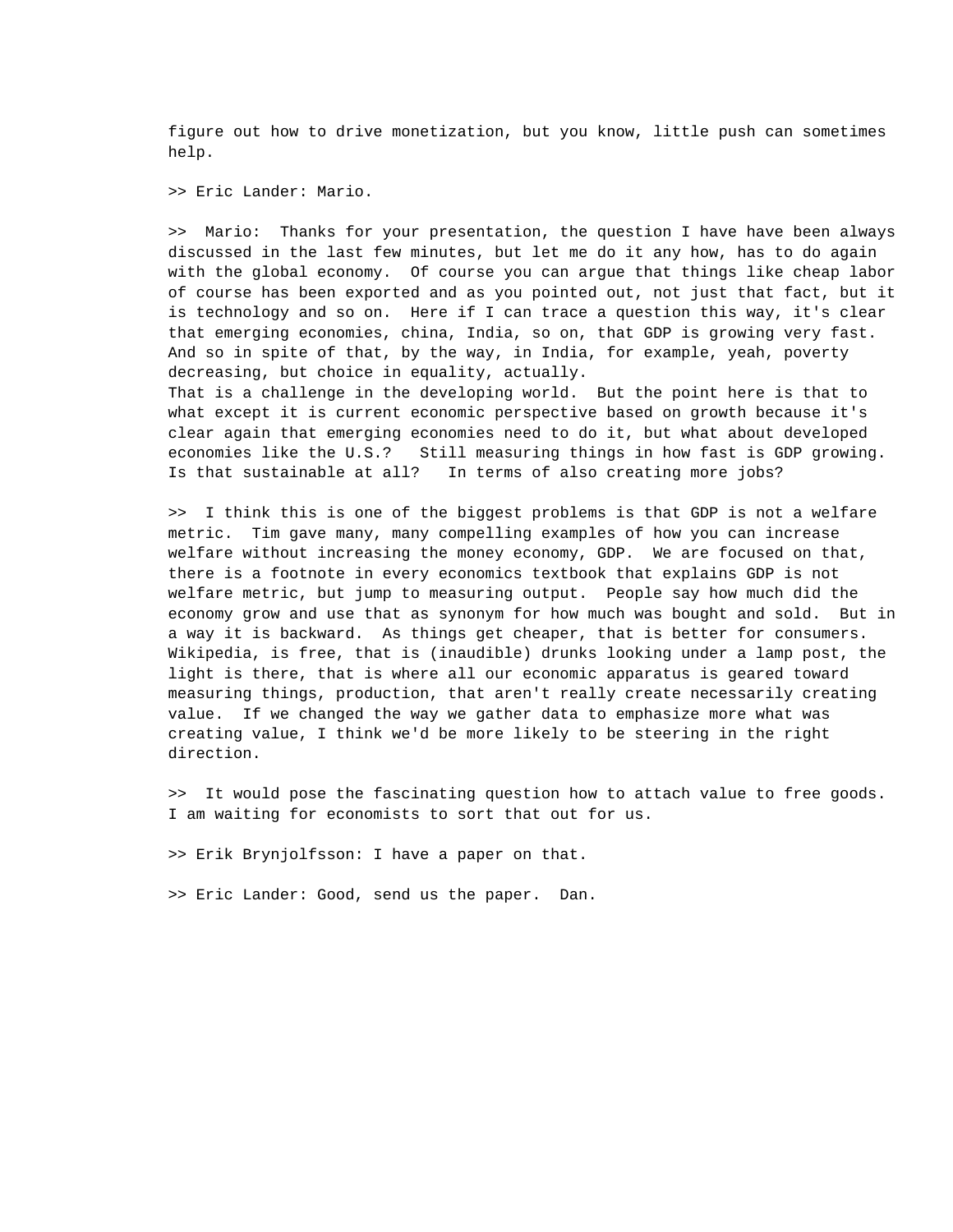figure out how to drive monetization, but you know, little push can sometimes help.

>> Eric Lander: Mario.

>> Mario: Thanks for your presentation, the question I have have been always discussed in the last few minutes, but let me do it any how, has to do again with the global economy. Of course you can argue that things like cheap labor of course has been exported and as you pointed out, not just that fact, but it is technology and so on. Here if I can trace a question this way, it's clear that emerging economies, china, India, so on, that GDP is growing very fast. And so in spite of that, by the way, in India, for example, yeah, poverty decreasing, but choice in equality, actually.
That is a challenge in the developing world. But the point here is that to what except it is current economic perspective based on growth because it's clear again that emerging economies need to do it, but what about developed economies like the U.S.? Still measuring things in how fast is GDP growing. Is that sustainable at all? In terms of also creating more jobs?

>> I think this is one of the biggest problems is that GDP is not a welfare metric. Tim gave many, many compelling examples of how you can increase welfare without increasing the money economy, GDP. We are focused on that, there is a footnote in every economics textbook that explains GDP is not welfare metric, but jump to measuring output. People say how much did the economy grow and use that as synonym for how much was bought and sold. But in a way it is backward. As things get cheaper, that is better for consumers. Wikipedia, is free, that is (inaudible) drunks looking under a lamp post, the light is there, that is where all our economic apparatus is geared toward measuring things, production, that aren't really create necessarily creating value. If we changed the way we gather data to emphasize more what was creating value, I think we'd be more likely to be steering in the right direction.

>> It would pose the fascinating question how to attach value to free goods. I am waiting for economists to sort that out for us.

>> Erik Brynjolfsson: I have a paper on that.

>> Eric Lander: Good, send us the paper. Dan.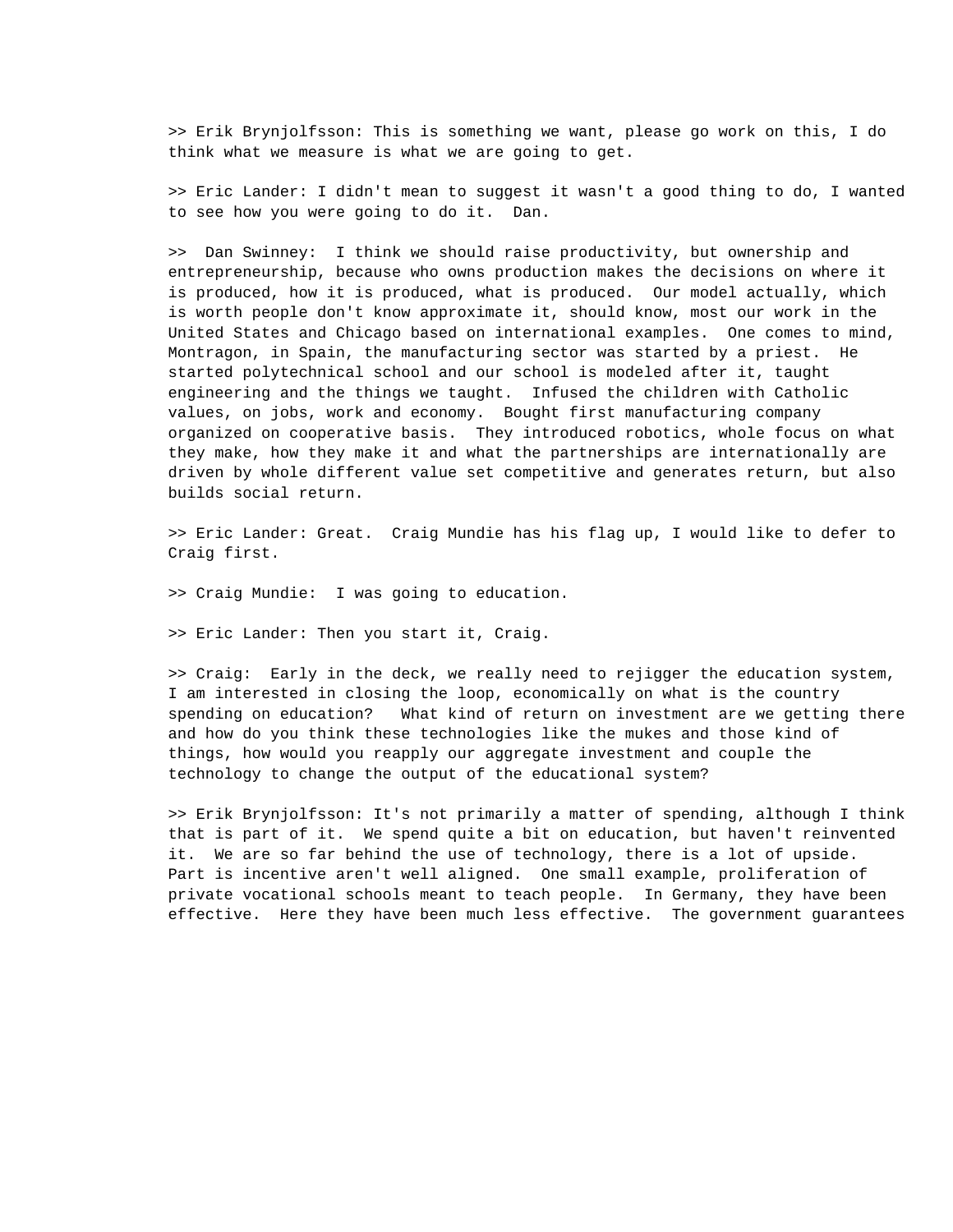>> Erik Brynjolfsson: This is something we want, please go work on this, I do think what we measure is what we are going to get.

>> Eric Lander: I didn't mean to suggest it wasn't a good thing to do, I wanted to see how you were going to do it.  Dan.

>>  Dan Swinney:  I think we should raise productivity, but ownership and entrepreneurship, because who owns production makes the decisions on where it is produced, how it is produced, what is produced.  Our model actually, which is worth people don't know approximate it, should know, most our work in the United States and Chicago based on international examples.  One comes to mind, Montragon, in Spain, the manufacturing sector was started by a priest.  He started polytechnical school and our school is modeled after it, taught engineering and the things we taught.  Infused the children with Catholic values, on jobs, work and economy.  Bought first manufacturing company organized on cooperative basis.  They introduced robotics, whole focus on what they make, how they make it and what the partnerships are internationally are driven by whole different value set competitive and generates return, but also builds social return.

>> Eric Lander: Great.  Craig Mundie has his flag up, I would like to defer to Craig first.

>> Craig Mundie:  I was going to education.

>> Eric Lander: Then you start it, Craig.

>> Craig:  Early in the deck, we really need to rejigger the education system, I am interested in closing the loop, economically on what is the country spending on education?   What kind of return on investment are we getting there and how do you think these technologies like the mukes and those kind of things, how would you reapply our aggregate investment and couple the technology to change the output of the educational system?

>> Erik Brynjolfsson: It's not primarily a matter of spending, although I think that is part of it.  We spend quite a bit on education, but haven't reinvented it.  We are so far behind the use of technology, there is a lot of upside.  Part is incentive aren't well aligned.  One small example, proliferation of private vocational schools meant to teach people.  In Germany, they have been effective.  Here they have been much less effective.  The government guarantees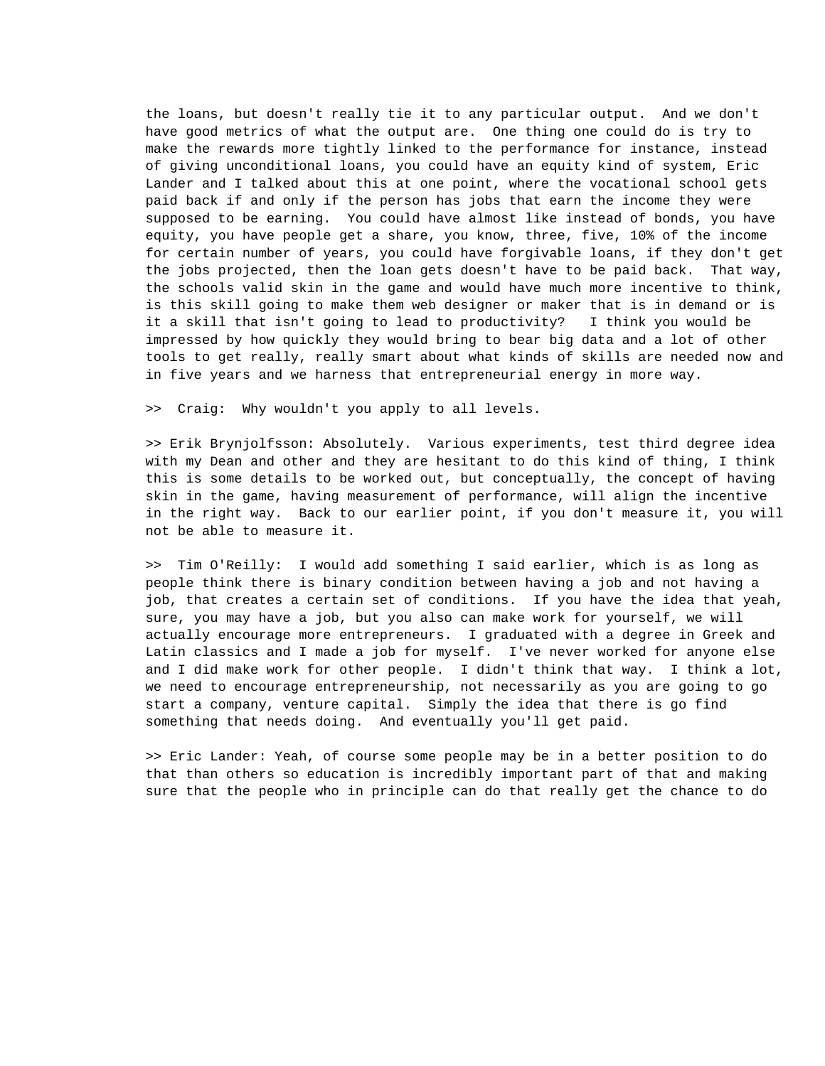the loans, but doesn't really tie it to any particular output. And we don't have good metrics of what the output are. One thing one could do is try to make the rewards more tightly linked to the performance for instance, instead of giving unconditional loans, you could have an equity kind of system, Eric Lander and I talked about this at one point, where the vocational school gets paid back if and only if the person has jobs that earn the income they were supposed to be earning. You could have almost like instead of bonds, you have equity, you have people get a share, you know, three, five, 10% of the income for certain number of years, you could have forgivable loans, if they don't get the jobs projected, then the loan gets doesn't have to be paid back. That way, the schools valid skin in the game and would have much more incentive to think, is this skill going to make them web designer or maker that is in demand or is it a skill that isn't going to lead to productivity? I think you would be impressed by how quickly they would bring to bear big data and a lot of other tools to get really, really smart about what kinds of skills are needed now and in five years and we harness that entrepreneurial energy in more way.

>> Craig: Why wouldn't you apply to all levels.

>> Erik Brynjolfsson: Absolutely. Various experiments, test third degree idea with my Dean and other and they are hesitant to do this kind of thing, I think this is some details to be worked out, but conceptually, the concept of having skin in the game, having measurement of performance, will align the incentive in the right way. Back to our earlier point, if you don't measure it, you will not be able to measure it.

>> Tim O'Reilly: I would add something I said earlier, which is as long as people think there is binary condition between having a job and not having a job, that creates a certain set of conditions. If you have the idea that yeah, sure, you may have a job, but you also can make work for yourself, we will actually encourage more entrepreneurs. I graduated with a degree in Greek and Latin classics and I made a job for myself. I've never worked for anyone else and I did make work for other people. I didn't think that way. I think a lot, we need to encourage entrepreneurship, not necessarily as you are going to go start a company, venture capital. Simply the idea that there is go find something that needs doing. And eventually you'll get paid.

>> Eric Lander: Yeah, of course some people may be in a better position to do that than others so education is incredibly important part of that and making sure that the people who in principle can do that really get the chance to do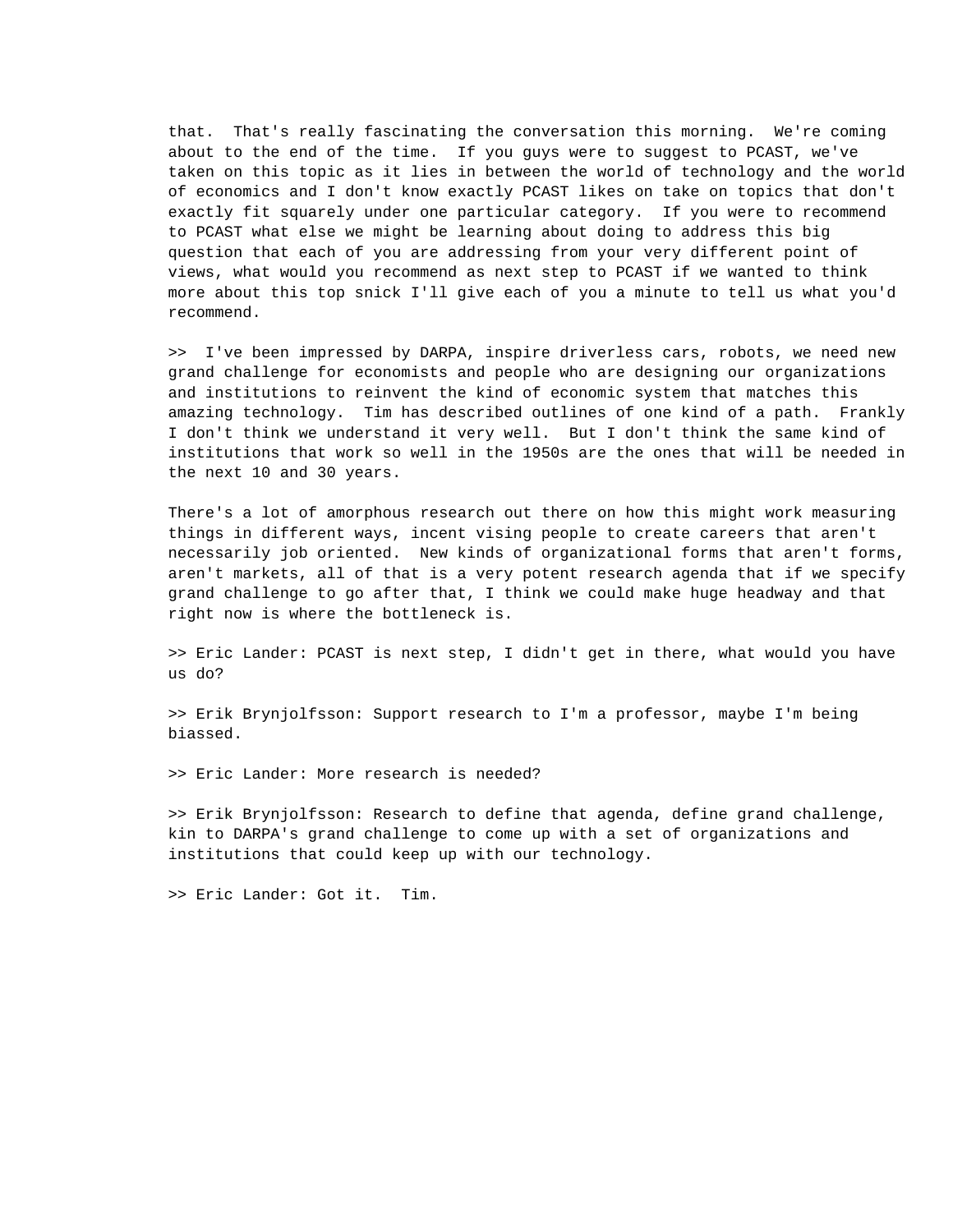that. That's really fascinating the conversation this morning. We're coming about to the end of the time. If you guys were to suggest to PCAST, we've taken on this topic as it lies in between the world of technology and the world of economics and I don't know exactly PCAST likes on take on topics that don't exactly fit squarely under one particular category. If you were to recommend to PCAST what else we might be learning about doing to address this big question that each of you are addressing from your very different point of views, what would you recommend as next step to PCAST if we wanted to think more about this top snick I'll give each of you a minute to tell us what you'd recommend.

>> I've been impressed by DARPA, inspire driverless cars, robots, we need new grand challenge for economists and people who are designing our organizations and institutions to reinvent the kind of economic system that matches this amazing technology. Tim has described outlines of one kind of a path. Frankly I don't think we understand it very well. But I don't think the same kind of institutions that work so well in the 1950s are the ones that will be needed in the next 10 and 30 years.

There's a lot of amorphous research out there on how this might work measuring things in different ways, incent vising people to create careers that aren't necessarily job oriented. New kinds of organizational forms that aren't forms, aren't markets, all of that is a very potent research agenda that if we specify grand challenge to go after that, I think we could make huge headway and that right now is where the bottleneck is.

>> Eric Lander: PCAST is next step, I didn't get in there, what would you have us do?

>> Erik Brynjolfsson: Support research to I'm a professor, maybe I'm being biassed.

>> Eric Lander: More research is needed?

>> Erik Brynjolfsson: Research to define that agenda, define grand challenge, kin to DARPA's grand challenge to come up with a set of organizations and institutions that could keep up with our technology.

>> Eric Lander: Got it. Tim.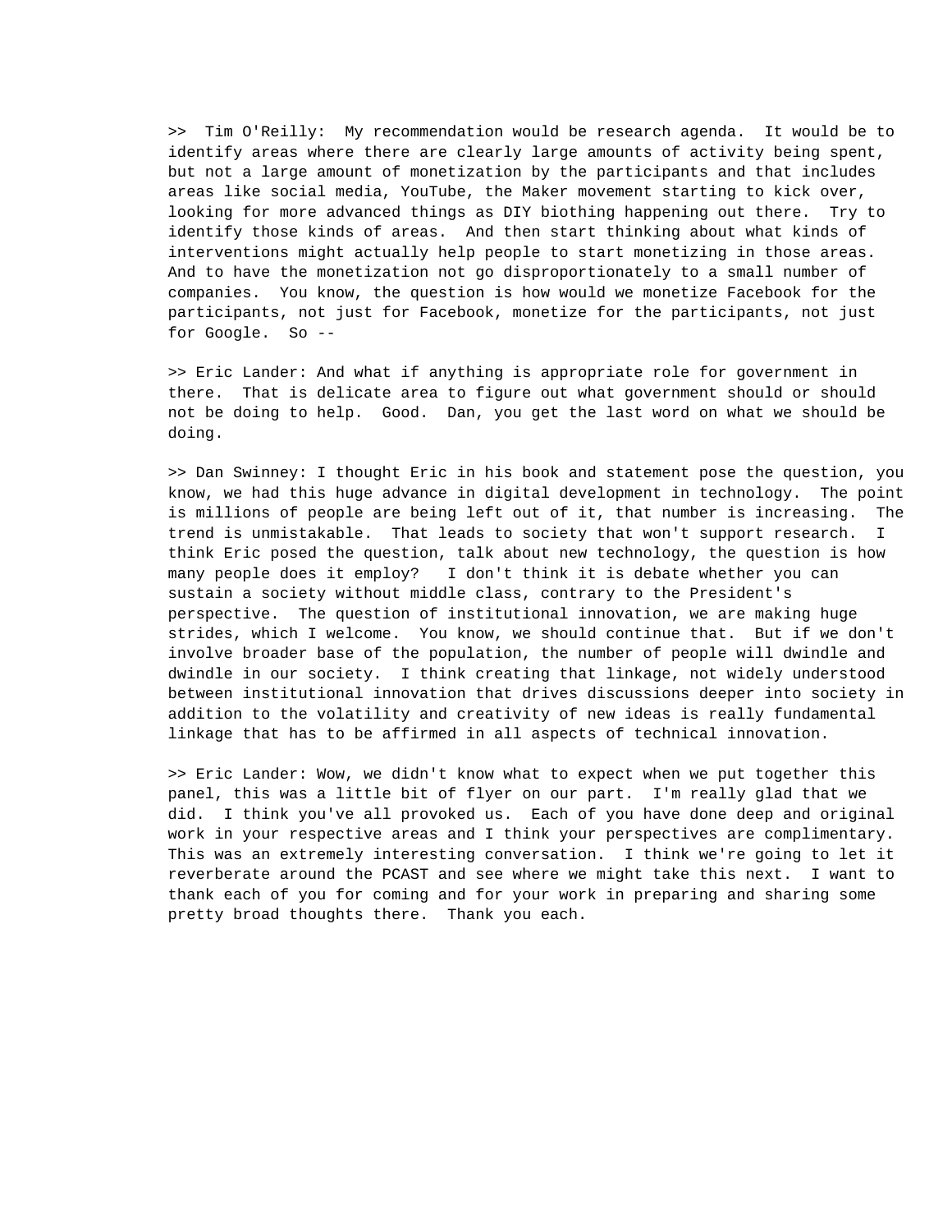>> Tim O'Reilly: My recommendation would be research agenda. It would be to identify areas where there are clearly large amounts of activity being spent, but not a large amount of monetization by the participants and that includes areas like social media, YouTube, the Maker movement starting to kick over, looking for more advanced things as DIY biothing happening out there. Try to identify those kinds of areas. And then start thinking about what kinds of interventions might actually help people to start monetizing in those areas. And to have the monetization not go disproportionately to a small number of companies. You know, the question is how would we monetize Facebook for the participants, not just for Facebook, monetize for the participants, not just for Google. So --

>> Eric Lander: And what if anything is appropriate role for government in there. That is delicate area to figure out what government should or should not be doing to help. Good. Dan, you get the last word on what we should be doing.

>> Dan Swinney: I thought Eric in his book and statement pose the question, you know, we had this huge advance in digital development in technology. The point is millions of people are being left out of it, that number is increasing. The trend is unmistakable. That leads to society that won't support research. I think Eric posed the question, talk about new technology, the question is how many people does it employ? I don't think it is debate whether you can sustain a society without middle class, contrary to the President's perspective. The question of institutional innovation, we are making huge strides, which I welcome. You know, we should continue that. But if we don't involve broader base of the population, the number of people will dwindle and dwindle in our society. I think creating that linkage, not widely understood between institutional innovation that drives discussions deeper into society in addition to the volatility and creativity of new ideas is really fundamental linkage that has to be affirmed in all aspects of technical innovation.

>> Eric Lander: Wow, we didn't know what to expect when we put together this panel, this was a little bit of flyer on our part. I'm really glad that we did. I think you've all provoked us. Each of you have done deep and original work in your respective areas and I think your perspectives are complimentary. This was an extremely interesting conversation. I think we're going to let it reverberate around the PCAST and see where we might take this next. I want to thank each of you for coming and for your work in preparing and sharing some pretty broad thoughts there. Thank you each.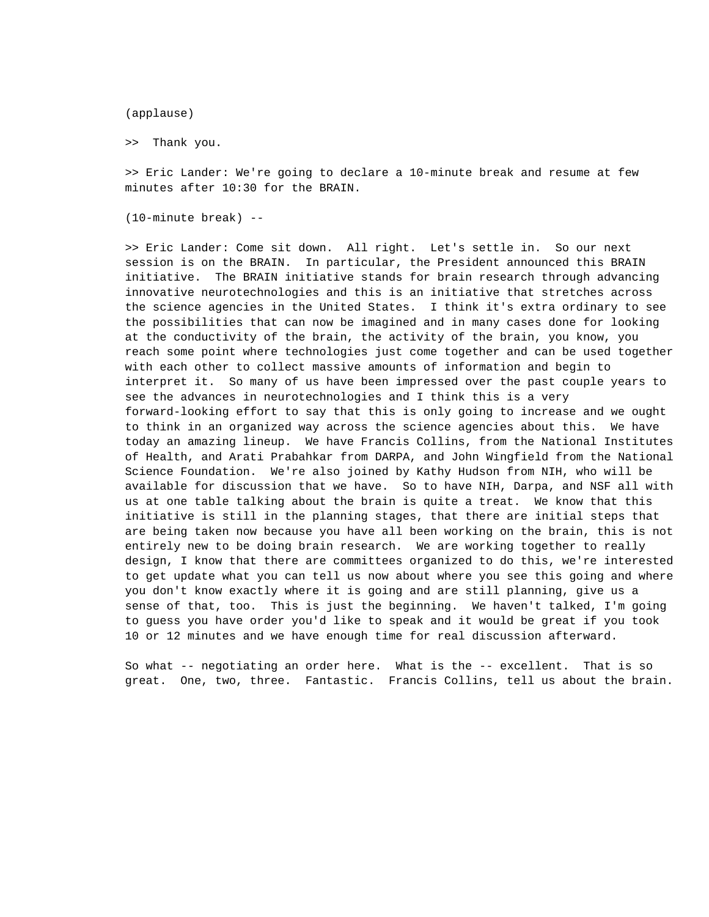(applause)

>>  Thank you.

>> Eric Lander: We're going to declare a 10-minute break and resume at few minutes after 10:30 for the BRAIN.

(10-minute break) --

>> Eric Lander: Come sit down.  All right.  Let's settle in.  So our next session is on the BRAIN.  In particular, the President announced this BRAIN initiative.  The BRAIN initiative stands for brain research through advancing innovative neurotechnologies and this is an initiative that stretches across the science agencies in the United States.  I think it's extra ordinary to see the possibilities that can now be imagined and in many cases done for looking at the conductivity of the brain, the activity of the brain, you know, you reach some point where technologies just come together and can be used together with each other to collect massive amounts of information and begin to interpret it.  So many of us have been impressed over the past couple years to see the advances in neurotechnologies and I think this is a very forward-looking effort to say that this is only going to increase and we ought to think in an organized way across the science agencies about this.  We have today an amazing lineup.  We have Francis Collins, from the National Institutes of Health, and Arati Prabahkar from DARPA, and John Wingfield from the National Science Foundation.  We're also joined by Kathy Hudson from NIH, who will be available for discussion that we have.  So to have NIH, Darpa, and NSF all with us at one table talking about the brain is quite a treat.  We know that this initiative is still in the planning stages, that there are initial steps that are being taken now because you have all been working on the brain, this is not entirely new to be doing brain research.  We are working together to really design, I know that there are committees organized to do this, we're interested to get update what you can tell us now about where you see this going and where you don't know exactly where it is going and are still planning, give us a sense of that, too.  This is just the beginning.  We haven't talked, I'm going to guess you have order you'd like to speak and it would be great if you took 10 or 12 minutes and we have enough time for real discussion afterward.

So what -- negotiating an order here.  What is the -- excellent.  That is so great.  One, two, three.  Fantastic.  Francis Collins, tell us about the brain.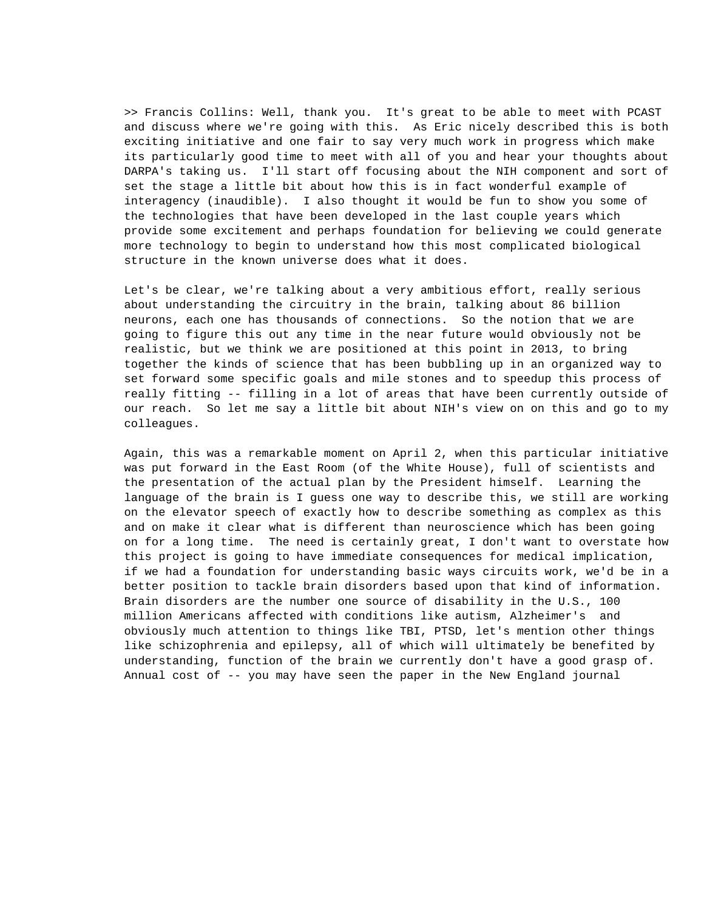>> Francis Collins: Well, thank you.  It's great to be able to meet with PCAST and discuss where we're going with this.  As Eric nicely described this is both exciting initiative and one fair to say very much work in progress which make its particularly good time to meet with all of you and hear your thoughts about DARPA's taking us.  I'll start off focusing about the NIH component and sort of set the stage a little bit about how this is in fact wonderful example of interagency (inaudible).  I also thought it would be fun to show you some of the technologies that have been developed in the last couple years which provide some excitement and perhaps foundation for believing we could generate more technology to begin to understand how this most complicated biological structure in the known universe does what it does.

Let's be clear, we're talking about a very ambitious effort, really serious about understanding the circuitry in the brain, talking about 86 billion neurons, each one has thousands of connections.  So the notion that we are going to figure this out any time in the near future would obviously not be realistic, but we think we are positioned at this point in 2013, to bring together the kinds of science that has been bubbling up in an organized way to set forward some specific goals and mile stones and to speedup this process of really fitting -- filling in a lot of areas that have been currently outside of our reach.  So let me say a little bit about NIH's view on on this and go to my colleagues.

Again, this was a remarkable moment on April 2, when this particular initiative was put forward in the East Room (of the White House), full of scientists and the presentation of the actual plan by the President himself.  Learning the language of the brain is I guess one way to describe this, we still are working on the elevator speech of exactly how to describe something as complex as this and on make it clear what is different than neuroscience which has been going on for a long time.  The need is certainly great, I don't want to overstate how this project is going to have immediate consequences for medical implication, if we had a foundation for understanding basic ways circuits work, we'd be in a better position to tackle brain disorders based upon that kind of information. Brain disorders are the number one source of disability in the U.S., 100 million Americans affected with conditions like autism, Alzheimer's  and obviously much attention to things like TBI, PTSD, let's mention other things like schizophrenia and epilepsy, all of which will ultimately be benefited by understanding, function of the brain we currently don't have a good grasp of. Annual cost of -- you may have seen the paper in the New England journal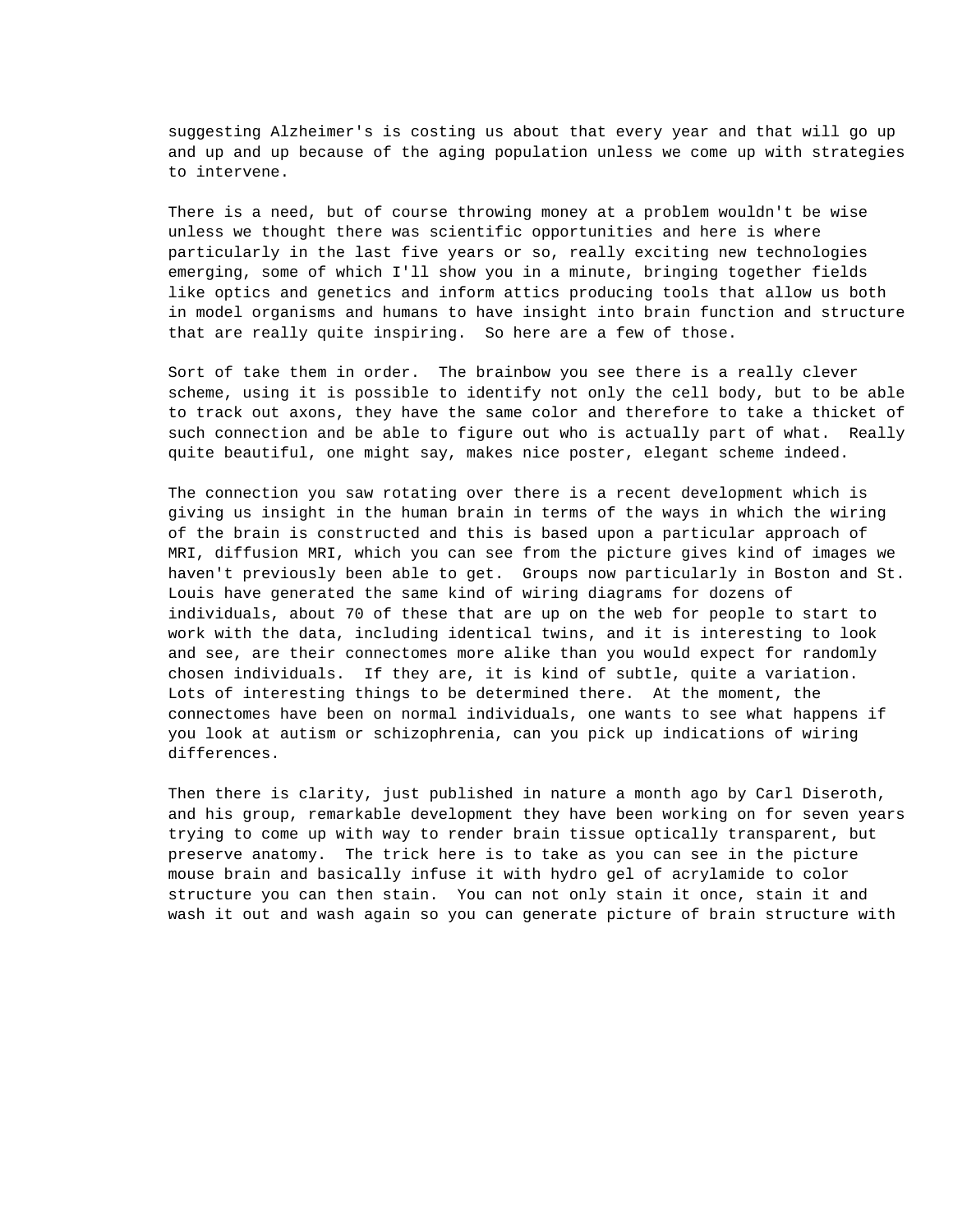suggesting Alzheimer's is costing us about that every year and that will go up and up and up because of the aging population unless we come up with strategies to intervene.

There is a need, but of course throwing money at a problem wouldn't be wise unless we thought there was scientific opportunities and here is where particularly in the last five years or so, really exciting new technologies emerging, some of which I'll show you in a minute, bringing together fields like optics and genetics and inform attics producing tools that allow us both in model organisms and humans to have insight into brain function and structure that are really quite inspiring.  So here are a few of those.

Sort of take them in order.  The brainbow you see there is a really clever scheme, using it is possible to identify not only the cell body, but to be able to track out axons, they have the same color and therefore to take a thicket of such connection and be able to figure out who is actually part of what.  Really quite beautiful, one might say, makes nice poster, elegant scheme indeed.

The connection you saw rotating over there is a recent development which is giving us insight in the human brain in terms of the ways in which the wiring of the brain is constructed and this is based upon a particular approach of MRI, diffusion MRI, which you can see from the picture gives kind of images we haven't previously been able to get.  Groups now particularly in Boston and St. Louis have generated the same kind of wiring diagrams for dozens of individuals, about 70 of these that are up on the web for people to start to work with the data, including identical twins, and it is interesting to look and see, are their connectomes more alike than you would expect for randomly chosen individuals.  If they are, it is kind of subtle, quite a variation.  Lots of interesting things to be determined there.  At the moment, the connectomes have been on normal individuals, one wants to see what happens if you look at autism or schizophrenia, can you pick up indications of wiring differences.

Then there is clarity, just published in nature a month ago by Carl Diseroth, and his group, remarkable development they have been working on for seven years trying to come up with way to render brain tissue optically transparent, but preserve anatomy.  The trick here is to take as you can see in the picture mouse brain and basically infuse it with hydro gel of acrylamide to color structure you can then stain.  You can not only stain it once, stain it and wash it out and wash again so you can generate picture of brain structure with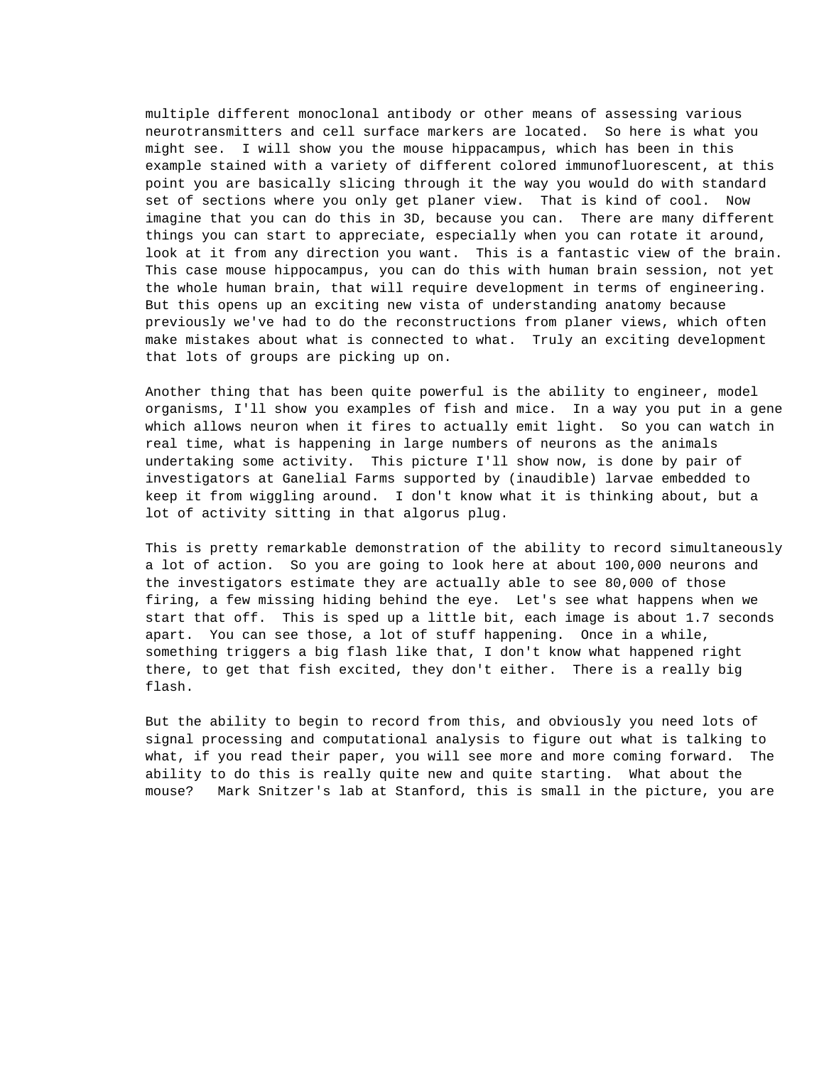multiple different monoclonal antibody or other means of assessing various neurotransmitters and cell surface markers are located. So here is what you might see. I will show you the mouse hippacampus, which has been in this example stained with a variety of different colored immunofluorescent, at this point you are basically slicing through it the way you would do with standard set of sections where you only get planer view. That is kind of cool. Now imagine that you can do this in 3D, because you can. There are many different things you can start to appreciate, especially when you can rotate it around, look at it from any direction you want. This is a fantastic view of the brain. This case mouse hippocampus, you can do this with human brain session, not yet the whole human brain, that will require development in terms of engineering. But this opens up an exciting new vista of understanding anatomy because previously we've had to do the reconstructions from planer views, which often make mistakes about what is connected to what. Truly an exciting development that lots of groups are picking up on.

Another thing that has been quite powerful is the ability to engineer, model organisms, I'll show you examples of fish and mice. In a way you put in a gene which allows neuron when it fires to actually emit light. So you can watch in real time, what is happening in large numbers of neurons as the animals undertaking some activity. This picture I'll show now, is done by pair of investigators at Ganelial Farms supported by (inaudible) larvae embedded to keep it from wiggling around. I don't know what it is thinking about, but a lot of activity sitting in that algorus plug.

This is pretty remarkable demonstration of the ability to record simultaneously a lot of action. So you are going to look here at about 100,000 neurons and the investigators estimate they are actually able to see 80,000 of those firing, a few missing hiding behind the eye. Let's see what happens when we start that off. This is sped up a little bit, each image is about 1.7 seconds apart. You can see those, a lot of stuff happening. Once in a while, something triggers a big flash like that, I don't know what happened right there, to get that fish excited, they don't either. There is a really big flash.

But the ability to begin to record from this, and obviously you need lots of signal processing and computational analysis to figure out what is talking to what, if you read their paper, you will see more and more coming forward. The ability to do this is really quite new and quite starting. What about the mouse? Mark Snitzer's lab at Stanford, this is small in the picture, you are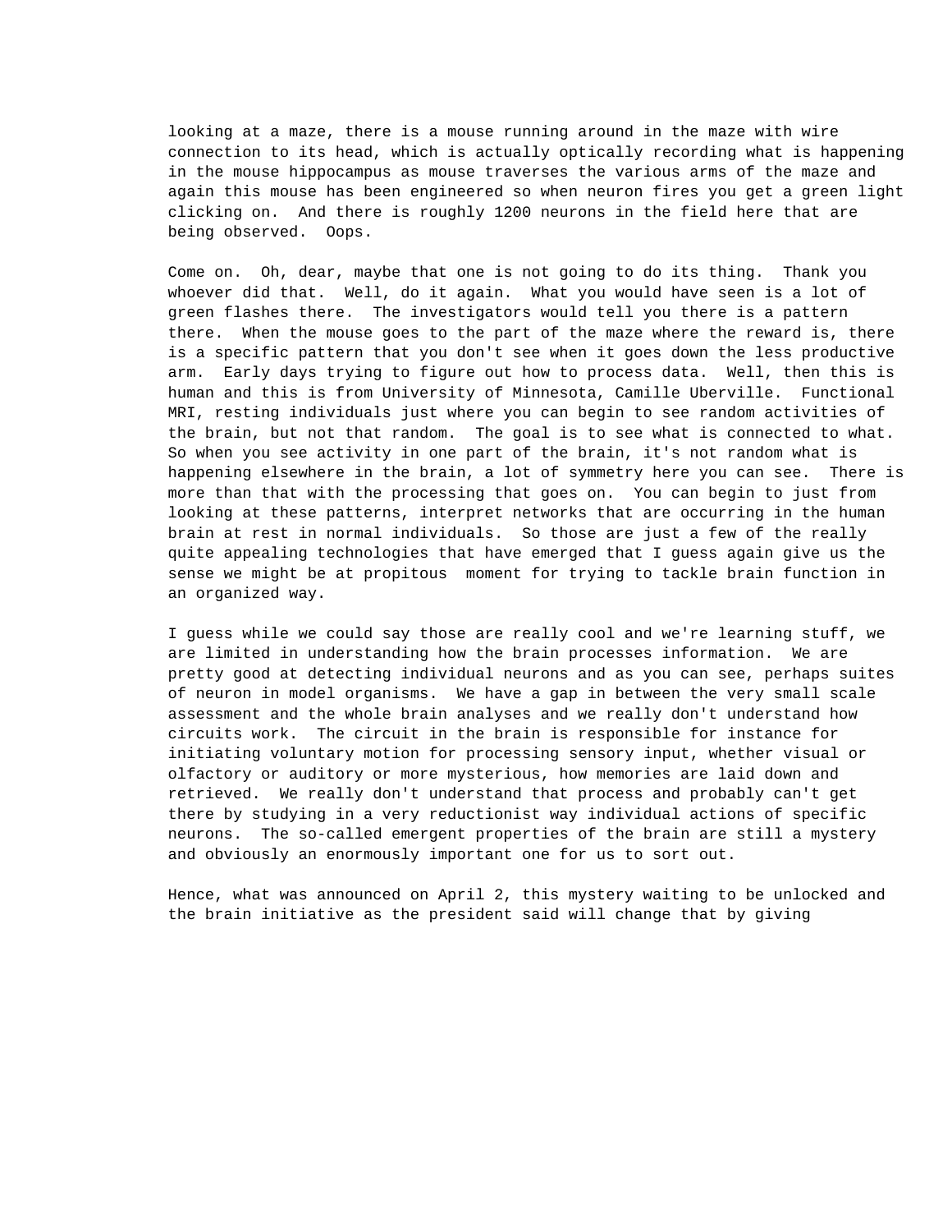looking at a maze, there is a mouse running around in the maze with wire connection to its head, which is actually optically recording what is happening in the mouse hippocampus as mouse traverses the various arms of the maze and again this mouse has been engineered so when neuron fires you get a green light clicking on. And there is roughly 1200 neurons in the field here that are being observed. Oops.

Come on. Oh, dear, maybe that one is not going to do its thing. Thank you whoever did that. Well, do it again. What you would have seen is a lot of green flashes there. The investigators would tell you there is a pattern there. When the mouse goes to the part of the maze where the reward is, there is a specific pattern that you don't see when it goes down the less productive arm. Early days trying to figure out how to process data. Well, then this is human and this is from University of Minnesota, Camille Uberville. Functional MRI, resting individuals just where you can begin to see random activities of the brain, but not that random. The goal is to see what is connected to what. So when you see activity in one part of the brain, it's not random what is happening elsewhere in the brain, a lot of symmetry here you can see. There is more than that with the processing that goes on. You can begin to just from looking at these patterns, interpret networks that are occurring in the human brain at rest in normal individuals. So those are just a few of the really quite appealing technologies that have emerged that I guess again give us the sense we might be at propitous moment for trying to tackle brain function in an organized way.

I guess while we could say those are really cool and we're learning stuff, we are limited in understanding how the brain processes information. We are pretty good at detecting individual neurons and as you can see, perhaps suites of neuron in model organisms. We have a gap in between the very small scale assessment and the whole brain analyses and we really don't understand how circuits work. The circuit in the brain is responsible for instance for initiating voluntary motion for processing sensory input, whether visual or olfactory or auditory or more mysterious, how memories are laid down and retrieved. We really don't understand that process and probably can't get there by studying in a very reductionist way individual actions of specific neurons. The so-called emergent properties of the brain are still a mystery and obviously an enormously important one for us to sort out.

Hence, what was announced on April 2, this mystery waiting to be unlocked and the brain initiative as the president said will change that by giving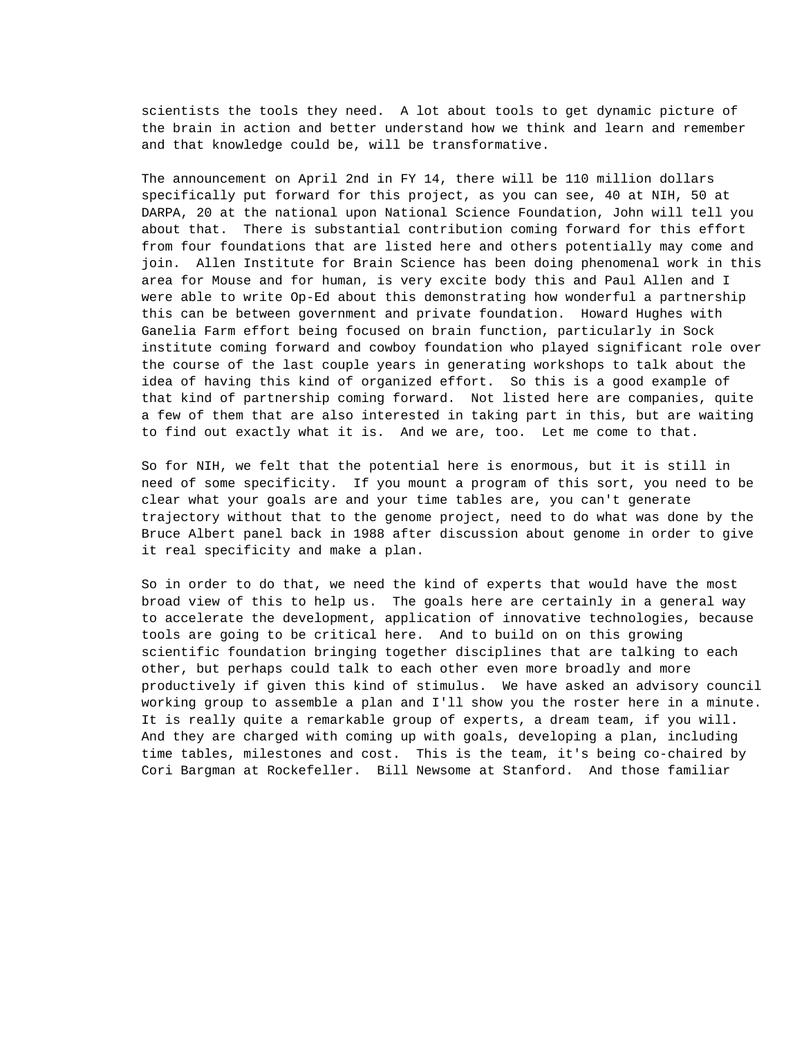scientists the tools they need. A lot about tools to get dynamic picture of the brain in action and better understand how we think and learn and remember and that knowledge could be, will be transformative.

The announcement on April 2nd in FY 14, there will be 110 million dollars specifically put forward for this project, as you can see, 40 at NIH, 50 at DARPA, 20 at the national upon National Science Foundation, John will tell you about that. There is substantial contribution coming forward for this effort from four foundations that are listed here and others potentially may come and join. Allen Institute for Brain Science has been doing phenomenal work in this area for Mouse and for human, is very excite body this and Paul Allen and I were able to write Op-Ed about this demonstrating how wonderful a partnership this can be between government and private foundation. Howard Hughes with Ganelia Farm effort being focused on brain function, particularly in Sock institute coming forward and cowboy foundation who played significant role over the course of the last couple years in generating workshops to talk about the idea of having this kind of organized effort. So this is a good example of that kind of partnership coming forward. Not listed here are companies, quite a few of them that are also interested in taking part in this, but are waiting to find out exactly what it is. And we are, too. Let me come to that.

So for NIH, we felt that the potential here is enormous, but it is still in need of some specificity. If you mount a program of this sort, you need to be clear what your goals are and your time tables are, you can't generate trajectory without that to the genome project, need to do what was done by the Bruce Albert panel back in 1988 after discussion about genome in order to give it real specificity and make a plan.

So in order to do that, we need the kind of experts that would have the most broad view of this to help us. The goals here are certainly in a general way to accelerate the development, application of innovative technologies, because tools are going to be critical here. And to build on on this growing scientific foundation bringing together disciplines that are talking to each other, but perhaps could talk to each other even more broadly and more productively if given this kind of stimulus. We have asked an advisory council working group to assemble a plan and I'll show you the roster here in a minute. It is really quite a remarkable group of experts, a dream team, if you will. And they are charged with coming up with goals, developing a plan, including time tables, milestones and cost. This is the team, it's being co-chaired by Cori Bargman at Rockefeller. Bill Newsome at Stanford. And those familiar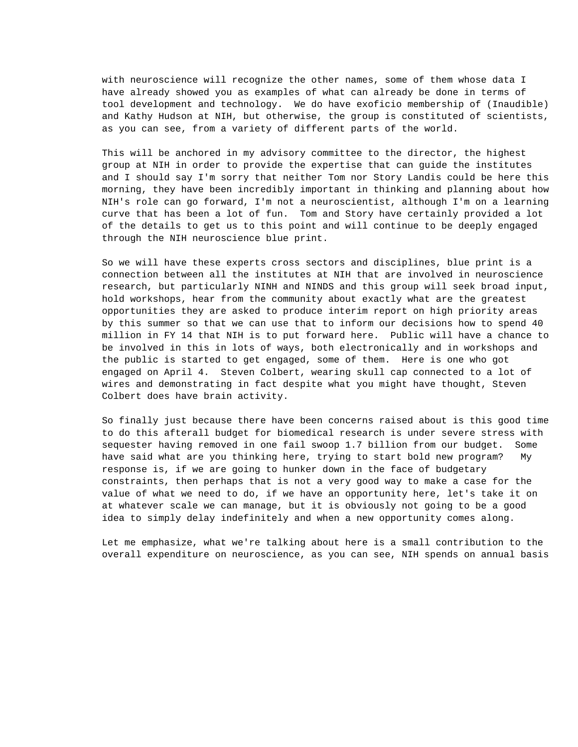with neuroscience will recognize the other names, some of them whose data I have already showed you as examples of what can already be done in terms of tool development and technology.  We do have exoficio membership of (Inaudible) and Kathy Hudson at NIH, but otherwise, the group is constituted of scientists, as you can see, from a variety of different parts of the world.

This will be anchored in my advisory committee to the director, the highest group at NIH in order to provide the expertise that can guide the institutes and I should say I'm sorry that neither Tom nor Story Landis could be here this morning, they have been incredibly important in thinking and planning about how NIH's role can go forward, I'm not a neuroscientist, although I'm on a learning curve that has been a lot of fun.  Tom and Story have certainly provided a lot of the details to get us to this point and will continue to be deeply engaged through the NIH neuroscience blue print.

So we will have these experts cross sectors and disciplines, blue print is a connection between all the institutes at NIH that are involved in neuroscience research, but particularly NINH and NINDS and this group will seek broad input, hold workshops, hear from the community about exactly what are the greatest opportunities they are asked to produce interim report on high priority areas by this summer so that we can use that to inform our decisions how to spend 40 million in FY 14 that NIH is to put forward here.  Public will have a chance to be involved in this in lots of ways, both electronically and in workshops and the public is started to get engaged, some of them.  Here is one who got engaged on April 4.  Steven Colbert, wearing skull cap connected to a lot of wires and demonstrating in fact despite what you might have thought, Steven Colbert does have brain activity.

So finally just because there have been concerns raised about is this good time to do this afterall budget for biomedical research is under severe stress with sequester having removed in one fail swoop 1.7 billion from our budget.  Some have said what are you thinking here, trying to start bold new program?   My response is, if we are going to hunker down in the face of budgetary constraints, then perhaps that is not a very good way to make a case for the value of what we need to do, if we have an opportunity here, let's take it on at whatever scale we can manage, but it is obviously not going to be a good idea to simply delay indefinitely and when a new opportunity comes along.

Let me emphasize, what we're talking about here is a small contribution to the overall expenditure on neuroscience, as you can see, NIH spends on annual basis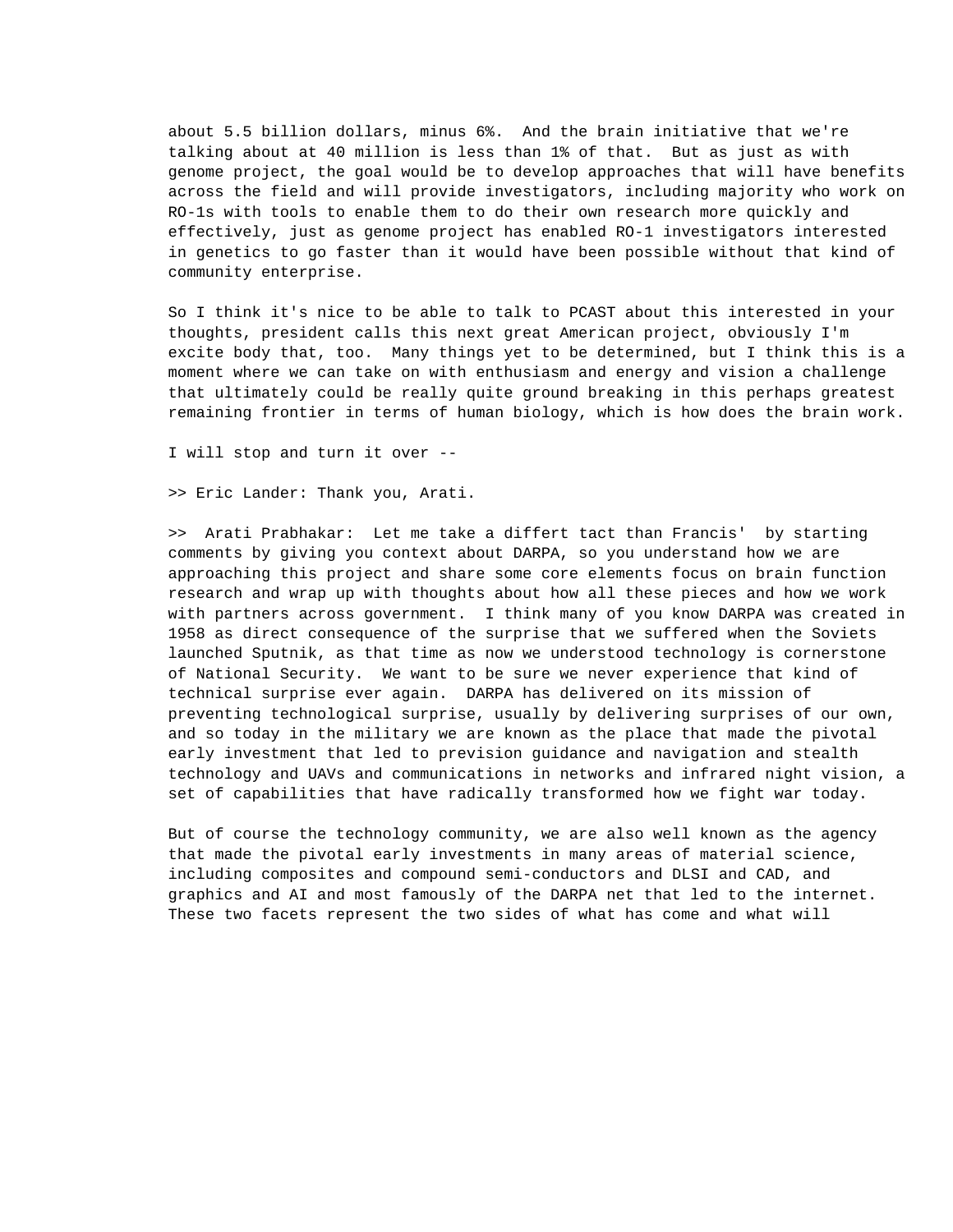about 5.5 billion dollars, minus 6%.  And the brain initiative that we're talking about at 40 million is less than 1% of that.  But as just as with genome project, the goal would be to develop approaches that will have benefits across the field and will provide investigators, including majority who work on RO-1s with tools to enable them to do their own research more quickly and effectively, just as genome project has enabled RO-1 investigators interested in genetics to go faster than it would have been possible without that kind of community enterprise.

So I think it's nice to be able to talk to PCAST about this interested in your thoughts, president calls this next great American project, obviously I'm excite body that, too.  Many things yet to be determined, but I think this is a moment where we can take on with enthusiasm and energy and vision a challenge that ultimately could be really quite ground breaking in this perhaps greatest remaining frontier in terms of human biology, which is how does the brain work.

I will stop and turn it over --

>> Eric Lander: Thank you, Arati.

>>  Arati Prabhakar:  Let me take a differt tact than Francis'  by starting comments by giving you context about DARPA, so you understand how we are approaching this project and share some core elements focus on brain function research and wrap up with thoughts about how all these pieces and how we work with partners across government.  I think many of you know DARPA was created in 1958 as direct consequence of the surprise that we suffered when the Soviets launched Sputnik, as that time as now we understood technology is cornerstone of National Security.  We want to be sure we never experience that kind of technical surprise ever again.  DARPA has delivered on its mission of preventing technological surprise, usually by delivering surprises of our own, and so today in the military we are known as the place that made the pivotal early investment that led to prevision guidance and navigation and stealth technology and UAVs and communications in networks and infrared night vision, a set of capabilities that have radically transformed how we fight war today.

But of course the technology community, we are also well known as the agency that made the pivotal early investments in many areas of material science, including composites and compound semi-conductors and DLSI and CAD, and graphics and AI and most famously of the DARPA net that led to the internet.  These two facets represent the two sides of what has come and what will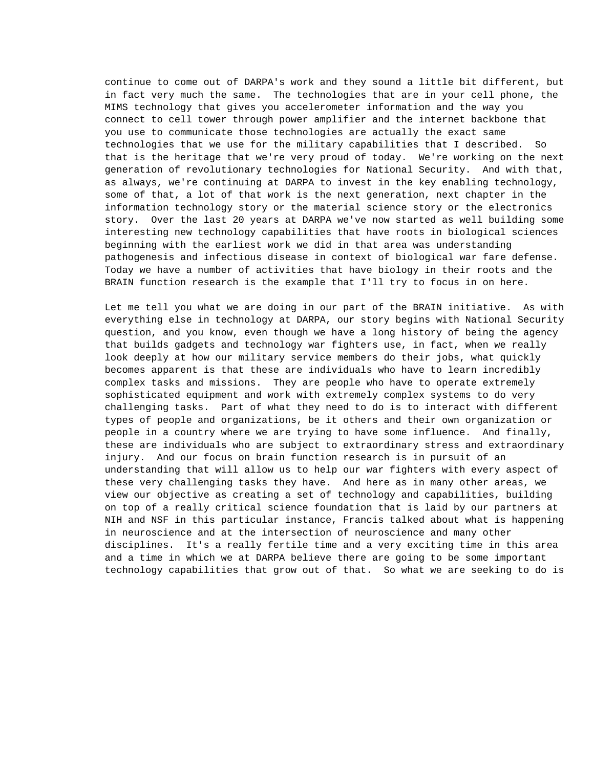continue to come out of DARPA's work and they sound a little bit different, but in fact very much the same. The technologies that are in your cell phone, the MIMS technology that gives you accelerometer information and the way you connect to cell tower through power amplifier and the internet backbone that you use to communicate those technologies are actually the exact same technologies that we use for the military capabilities that I described. So that is the heritage that we're very proud of today. We're working on the next generation of revolutionary technologies for National Security. And with that, as always, we're continuing at DARPA to invest in the key enabling technology, some of that, a lot of that work is the next generation, next chapter in the information technology story or the material science story or the electronics story. Over the last 20 years at DARPA we've now started as well building some interesting new technology capabilities that have roots in biological sciences beginning with the earliest work we did in that area was understanding pathogenesis and infectious disease in context of biological war fare defense. Today we have a number of activities that have biology in their roots and the BRAIN function research is the example that I'll try to focus in on here.

Let me tell you what we are doing in our part of the BRAIN initiative. As with everything else in technology at DARPA, our story begins with National Security question, and you know, even though we have a long history of being the agency that builds gadgets and technology war fighters use, in fact, when we really look deeply at how our military service members do their jobs, what quickly becomes apparent is that these are individuals who have to learn incredibly complex tasks and missions. They are people who have to operate extremely sophisticated equipment and work with extremely complex systems to do very challenging tasks. Part of what they need to do is to interact with different types of people and organizations, be it others and their own organization or people in a country where we are trying to have some influence. And finally, these are individuals who are subject to extraordinary stress and extraordinary injury. And our focus on brain function research is in pursuit of an understanding that will allow us to help our war fighters with every aspect of these very challenging tasks they have. And here as in many other areas, we view our objective as creating a set of technology and capabilities, building on top of a really critical science foundation that is laid by our partners at NIH and NSF in this particular instance, Francis talked about what is happening in neuroscience and at the intersection of neuroscience and many other disciplines. It's a really fertile time and a very exciting time in this area and a time in which we at DARPA believe there are going to be some important technology capabilities that grow out of that. So what we are seeking to do is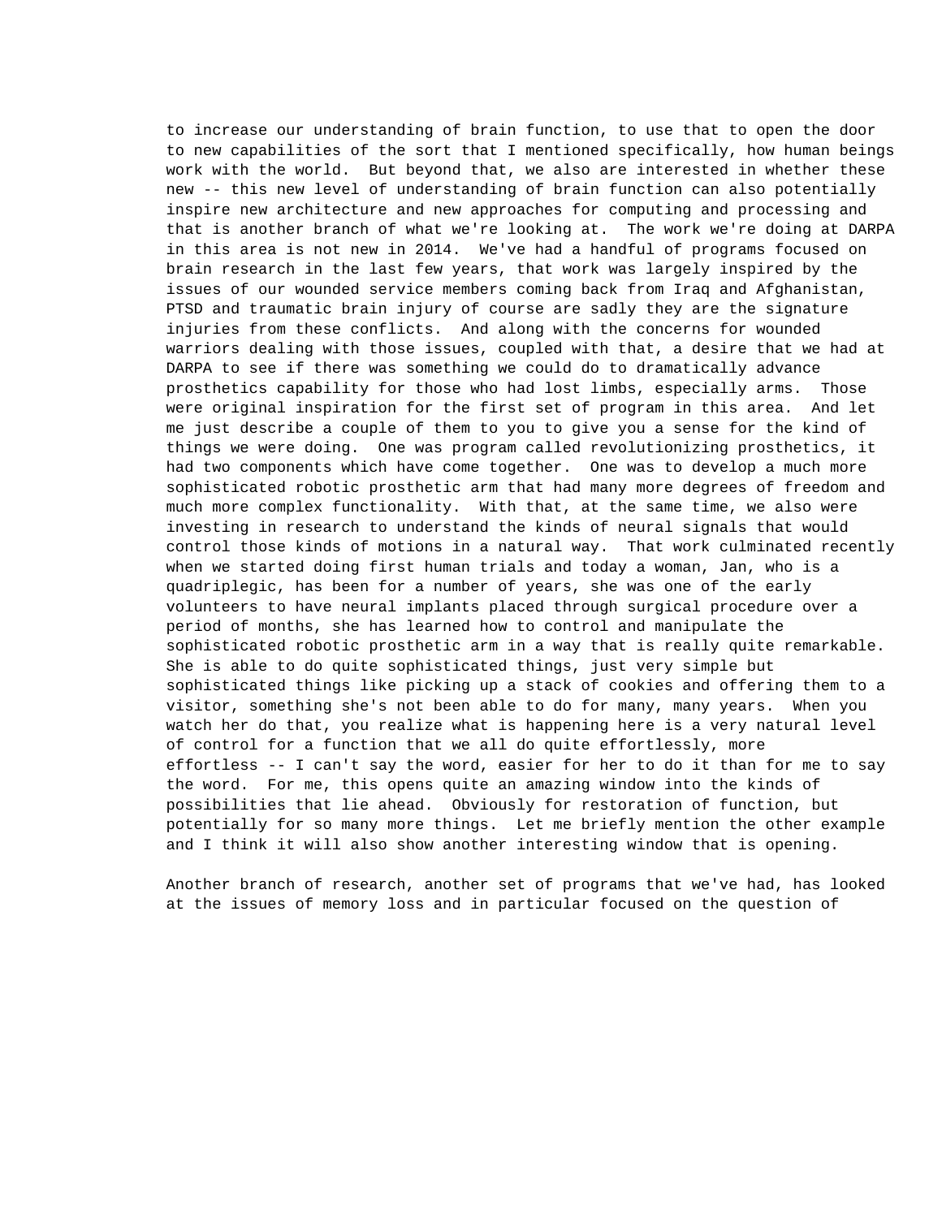to increase our understanding of brain function, to use that to open the door to new capabilities of the sort that I mentioned specifically, how human beings work with the world. But beyond that, we also are interested in whether these new -- this new level of understanding of brain function can also potentially inspire new architecture and new approaches for computing and processing and that is another branch of what we're looking at. The work we're doing at DARPA in this area is not new in 2014. We've had a handful of programs focused on brain research in the last few years, that work was largely inspired by the issues of our wounded service members coming back from Iraq and Afghanistan, PTSD and traumatic brain injury of course are sadly they are the signature injuries from these conflicts. And along with the concerns for wounded warriors dealing with those issues, coupled with that, a desire that we had at DARPA to see if there was something we could do to dramatically advance prosthetics capability for those who had lost limbs, especially arms. Those were original inspiration for the first set of program in this area. And let me just describe a couple of them to you to give you a sense for the kind of things we were doing. One was program called revolutionizing prosthetics, it had two components which have come together. One was to develop a much more sophisticated robotic prosthetic arm that had many more degrees of freedom and much more complex functionality. With that, at the same time, we also were investing in research to understand the kinds of neural signals that would control those kinds of motions in a natural way. That work culminated recently when we started doing first human trials and today a woman, Jan, who is a quadriplegic, has been for a number of years, she was one of the early volunteers to have neural implants placed through surgical procedure over a period of months, she has learned how to control and manipulate the sophisticated robotic prosthetic arm in a way that is really quite remarkable. She is able to do quite sophisticated things, just very simple but sophisticated things like picking up a stack of cookies and offering them to a visitor, something she's not been able to do for many, many years. When you watch her do that, you realize what is happening here is a very natural level of control for a function that we all do quite effortlessly, more effortless -- I can't say the word, easier for her to do it than for me to say the word. For me, this opens quite an amazing window into the kinds of possibilities that lie ahead. Obviously for restoration of function, but potentially for so many more things. Let me briefly mention the other example and I think it will also show another interesting window that is opening.

Another branch of research, another set of programs that we've had, has looked at the issues of memory loss and in particular focused on the question of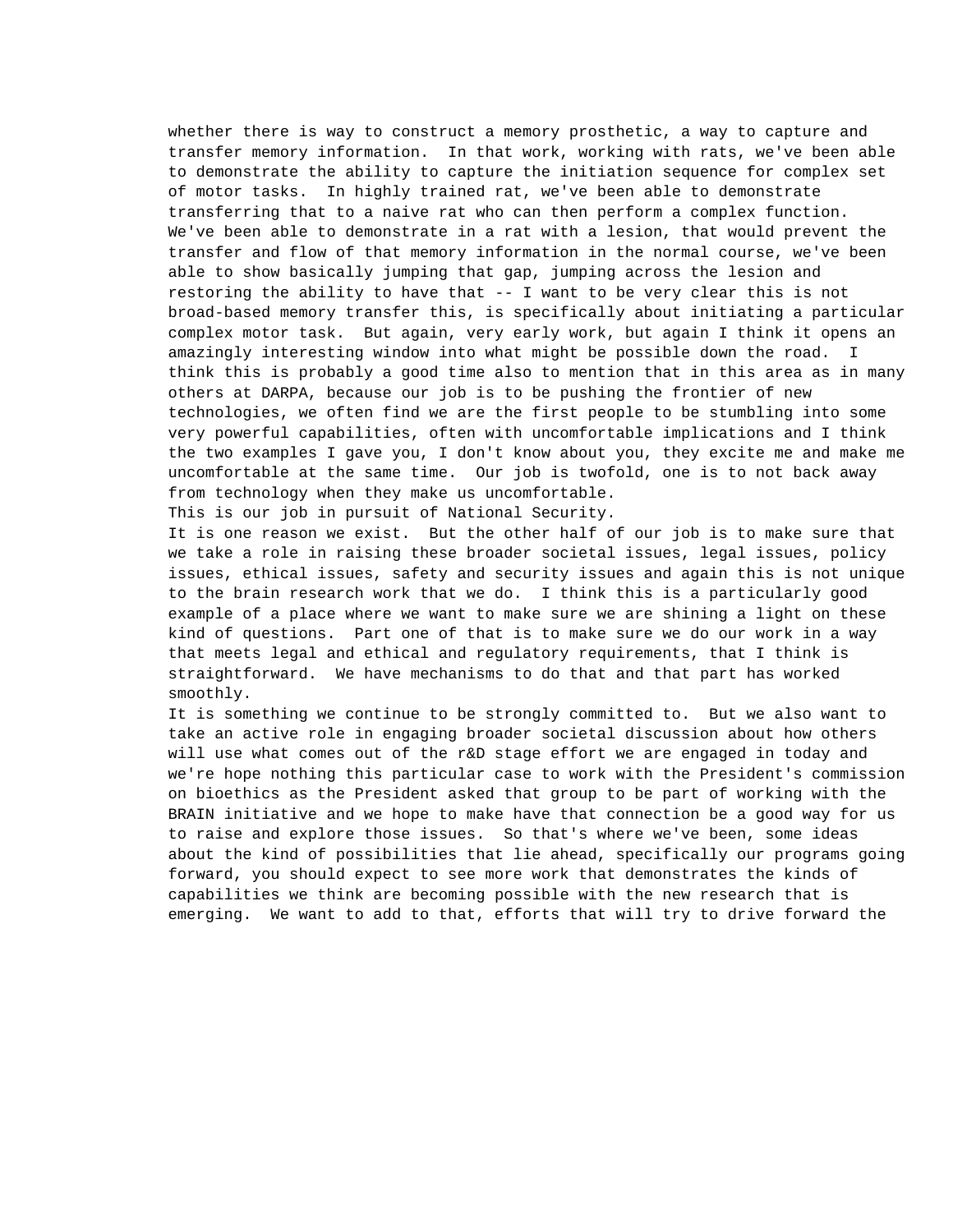whether there is way to construct a memory prosthetic, a way to capture and transfer memory information. In that work, working with rats, we've been able to demonstrate the ability to capture the initiation sequence for complex set of motor tasks. In highly trained rat, we've been able to demonstrate transferring that to a naive rat who can then perform a complex function. We've been able to demonstrate in a rat with a lesion, that would prevent the transfer and flow of that memory information in the normal course, we've been able to show basically jumping that gap, jumping across the lesion and restoring the ability to have that -- I want to be very clear this is not broad-based memory transfer this, is specifically about initiating a particular complex motor task. But again, very early work, but again I think it opens an amazingly interesting window into what might be possible down the road. I think this is probably a good time also to mention that in this area as in many others at DARPA, because our job is to pushing the frontier of new technologies, we often find we are the first people to be stumbling into some very powerful capabilities, often with uncomfortable implications and I think the two examples I gave you, I don't know about you, they excite me and make me uncomfortable at the same time. Our job is twofold, one is to not back away from technology when they make us uncomfortable.

This is our job in pursuit of National Security.

It is one reason we exist. But the other half of our job is to make sure that we take a role in raising these broader societal issues, legal issues, policy issues, ethical issues, safety and security issues and again this is not unique to the brain research work that we do. I think this is a particularly good example of a place where we want to make sure we are shining a light on these kind of questions. Part one of that is to make sure we do our work in a way that meets legal and ethical and regulatory requirements, that I think is straightforward. We have mechanisms to do that and that part has worked smoothly.

It is something we continue to be strongly committed to. But we also want to take an active role in engaging broader societal discussion about how others will use what comes out of the r&D stage effort we are engaged in today and we're hope nothing this particular case to work with the President's commission on bioethics as the President asked that group to be part of working with the BRAIN initiative and we hope to make have that connection be a good way for us to raise and explore those issues. So that's where we've been, some ideas about the kind of possibilities that lie ahead, specifically our programs going forward, you should expect to see more work that demonstrates the kinds of capabilities we think are becoming possible with the new research that is emerging. We want to add to that, efforts that will try to drive forward the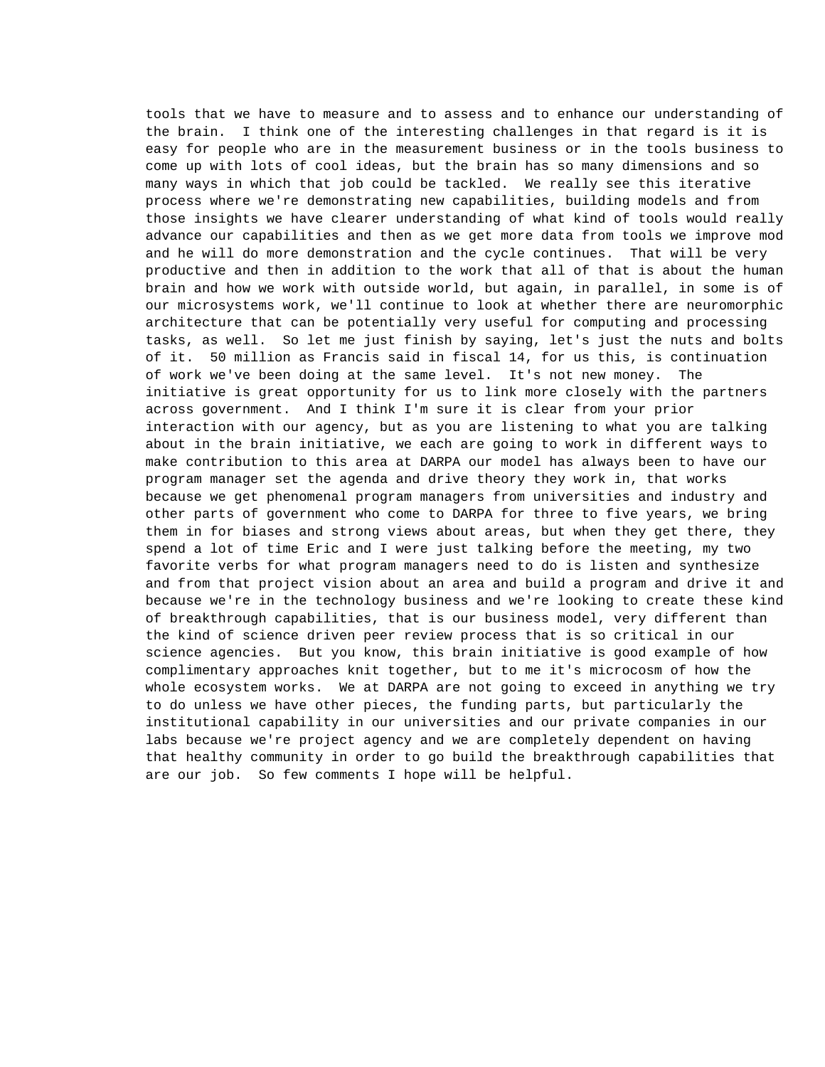tools that we have to measure and to assess and to enhance our understanding of the brain.  I think one of the interesting challenges in that regard is it is easy for people who are in the measurement business or in the tools business to come up with lots of cool ideas, but the brain has so many dimensions and so many ways in which that job could be tackled.  We really see this iterative process where we're demonstrating new capabilities, building models and from those insights we have clearer understanding of what kind of tools would really advance our capabilities and then as we get more data from tools we improve mod and he will do more demonstration and the cycle continues.  That will be very productive and then in addition to the work that all of that is about the human brain and how we work with outside world, but again, in parallel, in some is of our microsystems work, we'll continue to look at whether there are neuromorphic architecture that can be potentially very useful for computing and processing tasks, as well.  So let me just finish by saying, let's just the nuts and bolts of it.  50 million as Francis said in fiscal 14, for us this, is continuation of work we've been doing at the same level.  It's not new money.  The initiative is great opportunity for us to link more closely with the partners across government.  And I think I'm sure it is clear from your prior interaction with our agency, but as you are listening to what you are talking about in the brain initiative, we each are going to work in different ways to make contribution to this area at DARPA our model has always been to have our program manager set the agenda and drive theory they work in, that works because we get phenomenal program managers from universities and industry and other parts of government who come to DARPA for three to five years, we bring them in for biases and strong views about areas, but when they get there, they spend a lot of time Eric and I were just talking before the meeting, my two favorite verbs for what program managers need to do is listen and synthesize and from that project vision about an area and build a program and drive it and because we're in the technology business and we're looking to create these kind of breakthrough capabilities, that is our business model, very different than the kind of science driven peer review process that is so critical in our science agencies.  But you know, this brain initiative is good example of how complimentary approaches knit together, but to me it's microcosm of how the whole ecosystem works.  We at DARPA are not going to exceed in anything we try to do unless we have other pieces, the funding parts, but particularly the institutional capability in our universities and our private companies in our labs because we're project agency and we are completely dependent on having that healthy community in order to go build the breakthrough capabilities that are our job.  So few comments I hope will be helpful.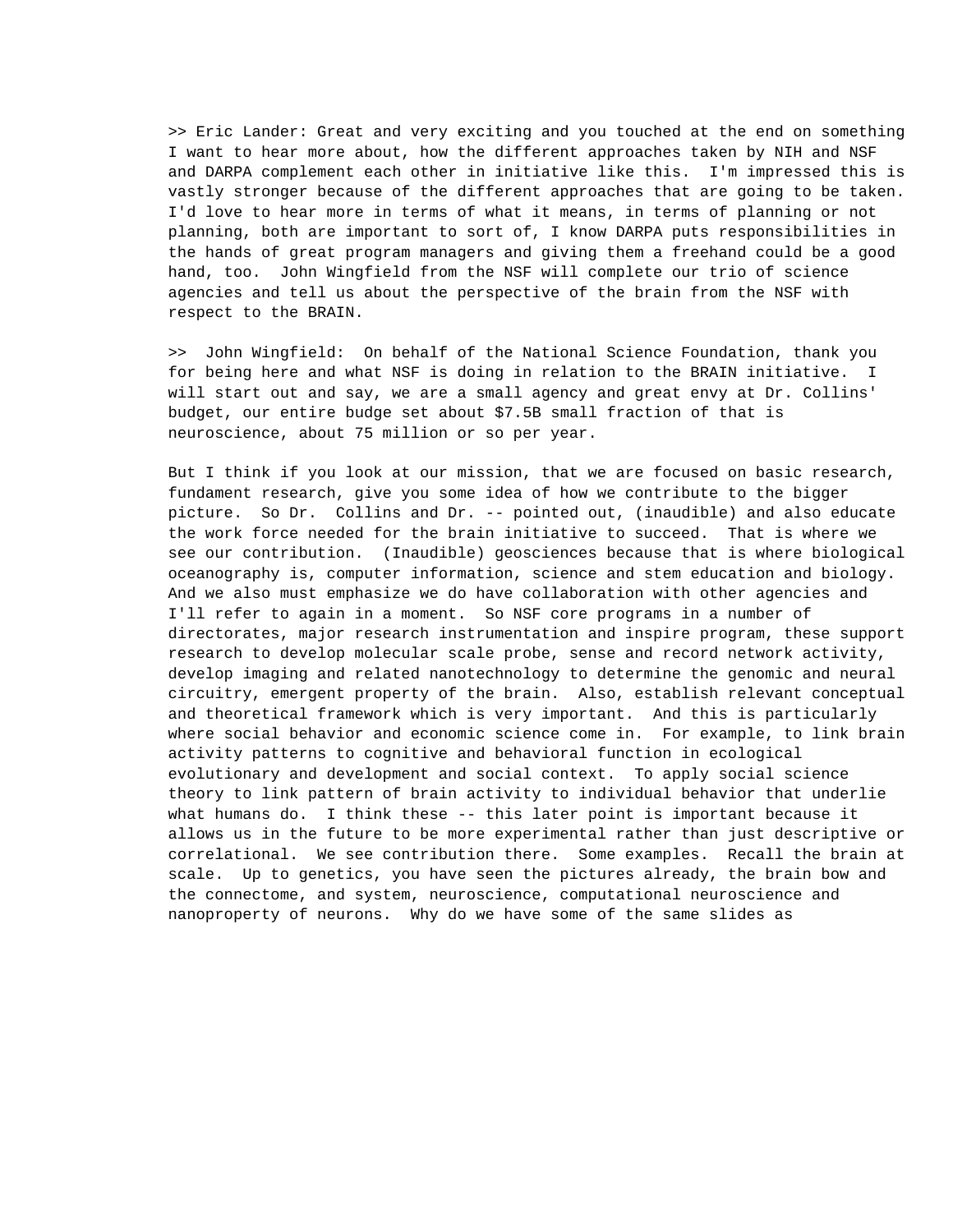>> Eric Lander: Great and very exciting and you touched at the end on something I want to hear more about, how the different approaches taken by NIH and NSF and DARPA complement each other in initiative like this. I'm impressed this is vastly stronger because of the different approaches that are going to be taken. I'd love to hear more in terms of what it means, in terms of planning or not planning, both are important to sort of, I know DARPA puts responsibilities in the hands of great program managers and giving them a freehand could be a good hand, too. John Wingfield from the NSF will complete our trio of science agencies and tell us about the perspective of the brain from the NSF with respect to the BRAIN.

>> John Wingfield: On behalf of the National Science Foundation, thank you for being here and what NSF is doing in relation to the BRAIN initiative. I will start out and say, we are a small agency and great envy at Dr. Collins' budget, our entire budge set about $7.5B small fraction of that is neuroscience, about 75 million or so per year.

But I think if you look at our mission, that we are focused on basic research, fundament research, give you some idea of how we contribute to the bigger picture. So Dr. Collins and Dr. -- pointed out, (inaudible) and also educate the work force needed for the brain initiative to succeed. That is where we see our contribution. (Inaudible) geosciences because that is where biological oceanography is, computer information, science and stem education and biology. And we also must emphasize we do have collaboration with other agencies and I'll refer to again in a moment. So NSF core programs in a number of directorates, major research instrumentation and inspire program, these support research to develop molecular scale probe, sense and record network activity, develop imaging and related nanotechnology to determine the genomic and neural circuitry, emergent property of the brain. Also, establish relevant conceptual and theoretical framework which is very important. And this is particularly where social behavior and economic science come in. For example, to link brain activity patterns to cognitive and behavioral function in ecological evolutionary and development and social context. To apply social science theory to link pattern of brain activity to individual behavior that underlie what humans do. I think these -- this later point is important because it allows us in the future to be more experimental rather than just descriptive or correlational. We see contribution there. Some examples. Recall the brain at scale. Up to genetics, you have seen the pictures already, the brain bow and the connectome, and system, neuroscience, computational neuroscience and nanoproperty of neurons. Why do we have some of the same slides as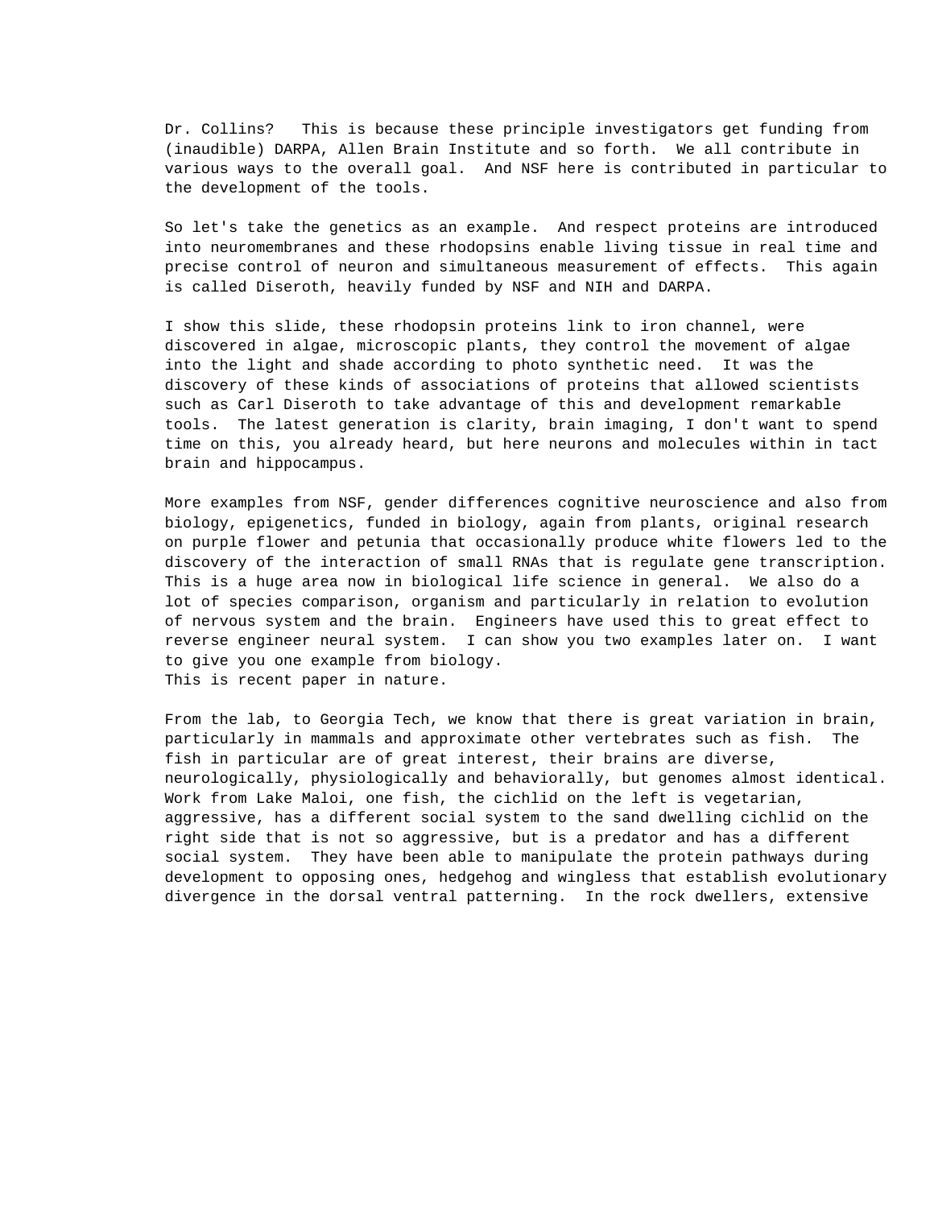Dr. Collins? This is because these principle investigators get funding from (inaudible) DARPA, Allen Brain Institute and so forth. We all contribute in various ways to the overall goal. And NSF here is contributed in particular to the development of the tools.

So let's take the genetics as an example. And respect proteins are introduced into neuromembranes and these rhodopsins enable living tissue in real time and precise control of neuron and simultaneous measurement of effects. This again is called Diseroth, heavily funded by NSF and NIH and DARPA.

I show this slide, these rhodopsin proteins link to iron channel, were discovered in algae, microscopic plants, they control the movement of algae into the light and shade according to photo synthetic need. It was the discovery of these kinds of associations of proteins that allowed scientists such as Carl Diseroth to take advantage of this and development remarkable tools. The latest generation is clarity, brain imaging, I don't want to spend time on this, you already heard, but here neurons and molecules within in tact brain and hippocampus.

More examples from NSF, gender differences cognitive neuroscience and also from biology, epigenetics, funded in biology, again from plants, original research on purple flower and petunia that occasionally produce white flowers led to the discovery of the interaction of small RNAs that is regulate gene transcription. This is a huge area now in biological life science in general. We also do a lot of species comparison, organism and particularly in relation to evolution of nervous system and the brain. Engineers have used this to great effect to reverse engineer neural system. I can show you two examples later on. I want to give you one example from biology.
This is recent paper in nature.

From the lab, to Georgia Tech, we know that there is great variation in brain, particularly in mammals and approximate other vertebrates such as fish. The fish in particular are of great interest, their brains are diverse, neurologically, physiologically and behaviorally, but genomes almost identical. Work from Lake Maloi, one fish, the cichlid on the left is vegetarian, aggressive, has a different social system to the sand dwelling cichlid on the right side that is not so aggressive, but is a predator and has a different social system. They have been able to manipulate the protein pathways during development to opposing ones, hedgehog and wingless that establish evolutionary divergence in the dorsal ventral patterning. In the rock dwellers, extensive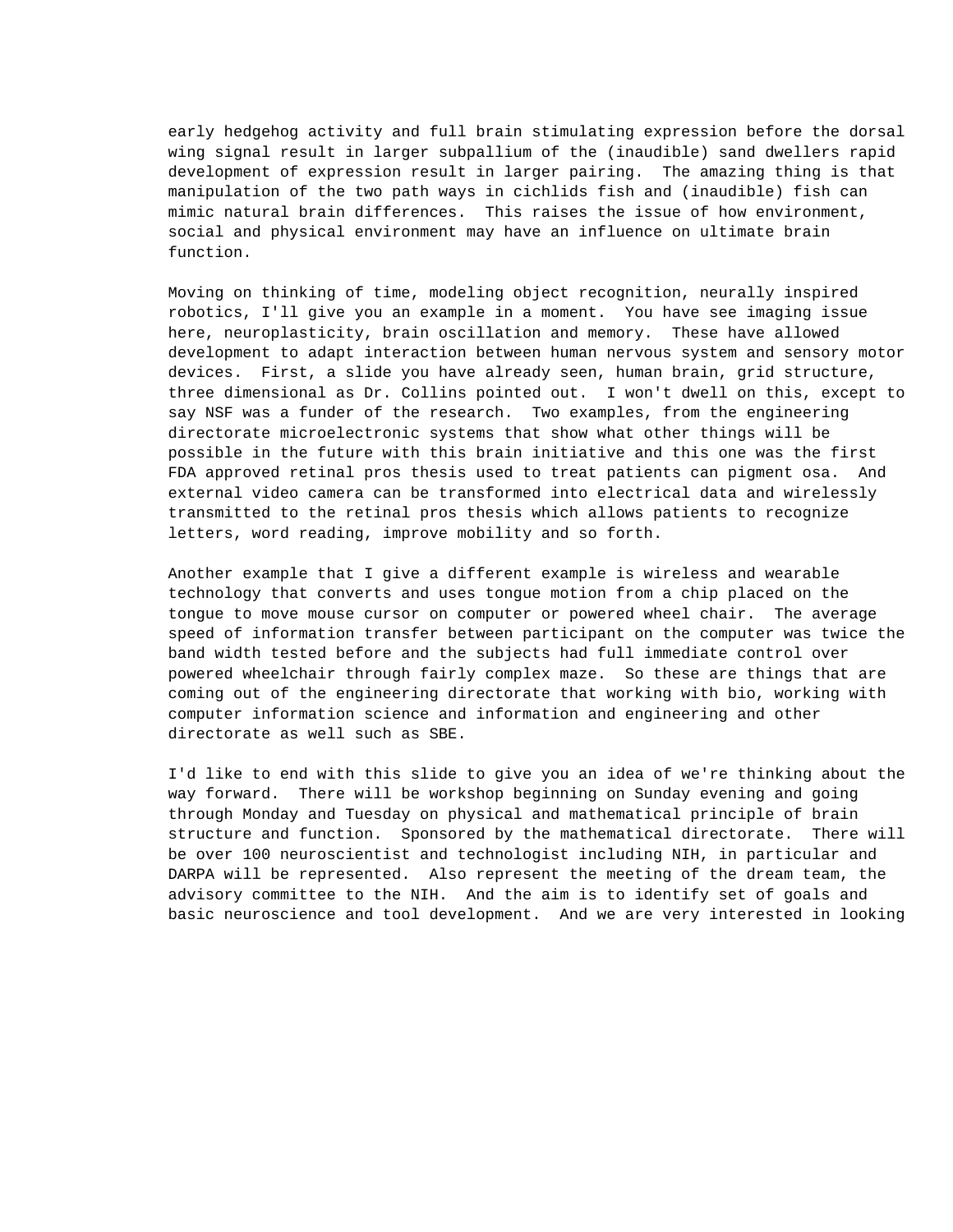early hedgehog activity and full brain stimulating expression before the dorsal wing signal result in larger subpallium of the (inaudible) sand dwellers rapid development of expression result in larger pairing.  The amazing thing is that manipulation of the two path ways in cichlids fish and (inaudible) fish can mimic natural brain differences.  This raises the issue of how environment, social and physical environment may have an influence on ultimate brain function.

Moving on thinking of time, modeling object recognition, neurally inspired robotics, I'll give you an example in a moment.  You have see imaging issue here, neuroplasticity, brain oscillation and memory.  These have allowed development to adapt interaction between human nervous system and sensory motor devices.  First, a slide you have already seen, human brain, grid structure, three dimensional as Dr. Collins pointed out.  I won't dwell on this, except to say NSF was a funder of the research.  Two examples, from the engineering directorate microelectronic systems that show what other things will be possible in the future with this brain initiative and this one was the first FDA approved retinal pros thesis used to treat patients can pigment osa.  And external video camera can be transformed into electrical data and wirelessly transmitted to the retinal pros thesis which allows patients to recognize letters, word reading, improve mobility and so forth.

Another example that I give a different example is wireless and wearable technology that converts and uses tongue motion from a chip placed on the tongue to move mouse cursor on computer or powered wheel chair.  The average speed of information transfer between participant on the computer was twice the band width tested before and the subjects had full immediate control over powered wheelchair through fairly complex maze.  So these are things that are coming out of the engineering directorate that working with bio, working with computer information science and information and engineering and other directorate as well such as SBE.

I'd like to end with this slide to give you an idea of we're thinking about the way forward.  There will be workshop beginning on Sunday evening and going through Monday and Tuesday on physical and mathematical principle of brain structure and function.  Sponsored by the mathematical directorate.  There will be over 100 neuroscientist and technologist including NIH, in particular and DARPA will be represented.  Also represent the meeting of the dream team, the advisory committee to the NIH.  And the aim is to identify set of goals and basic neuroscience and tool development.  And we are very interested in looking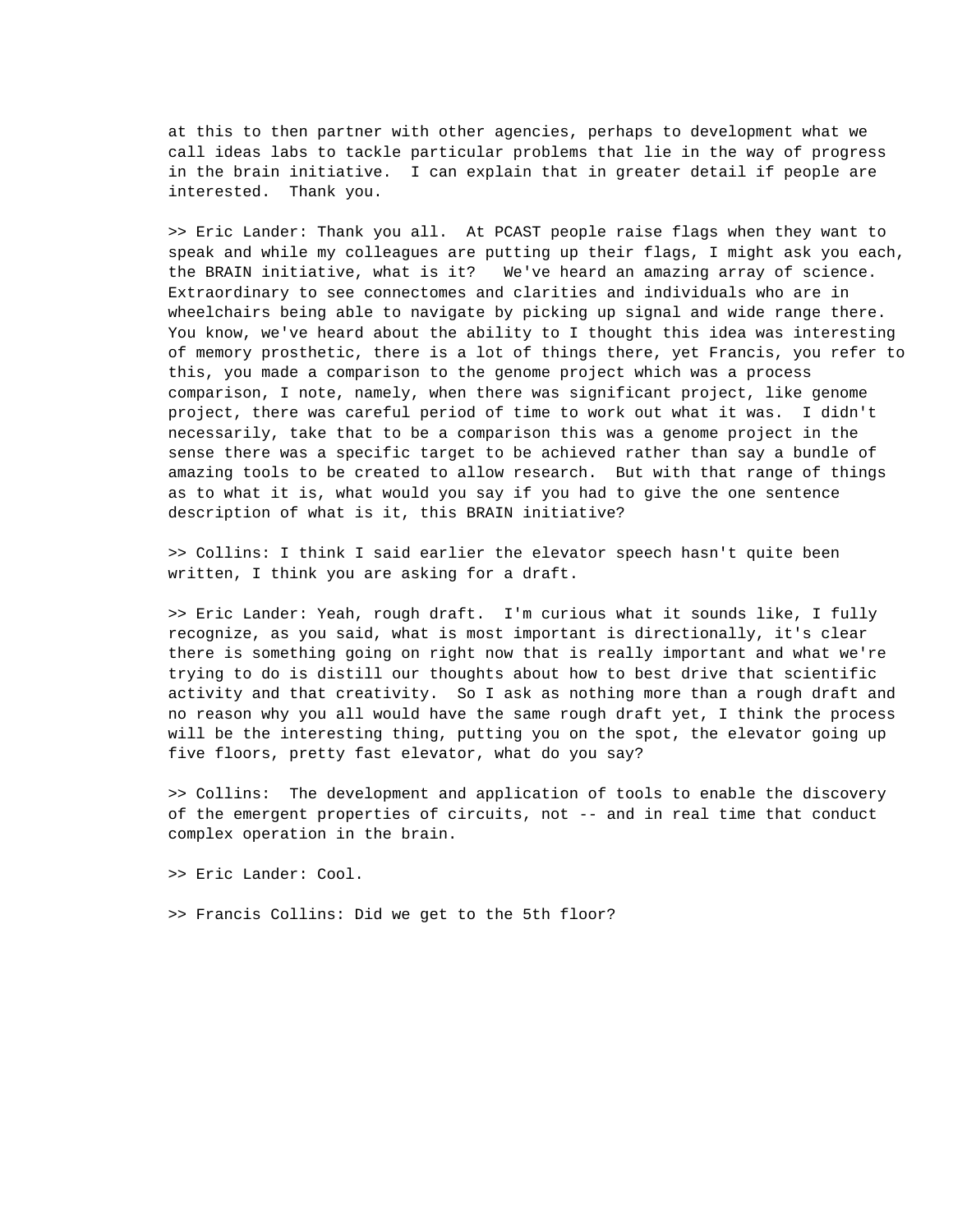at this to then partner with other agencies, perhaps to development what we call ideas labs to tackle particular problems that lie in the way of progress in the brain initiative.  I can explain that in greater detail if people are interested.  Thank you.

>> Eric Lander: Thank you all.  At PCAST people raise flags when they want to speak and while my colleagues are putting up their flags, I might ask you each, the BRAIN initiative, what is it?   We've heard an amazing array of science.  Extraordinary to see connectomes and clarities and individuals who are in wheelchairs being able to navigate by picking up signal and wide range there.  You know, we've heard about the ability to I thought this idea was interesting of memory prosthetic, there is a lot of things there, yet Francis, you refer to this, you made a comparison to the genome project which was a process comparison, I note, namely, when there was significant project, like genome project, there was careful period of time to work out what it was.  I didn't necessarily, take that to be a comparison this was a genome project in the sense there was a specific target to be achieved rather than say a bundle of amazing tools to be created to allow research.  But with that range of things as to what it is, what would you say if you had to give the one sentence description of what is it, this BRAIN initiative?

>> Collins: I think I said earlier the elevator speech hasn't quite been written, I think you are asking for a draft.

>> Eric Lander: Yeah, rough draft.  I'm curious what it sounds like, I fully recognize, as you said, what is most important is directionally, it's clear there is something going on right now that is really important and what we're trying to do is distill our thoughts about how to best drive that scientific activity and that creativity.  So I ask as nothing more than a rough draft and no reason why you all would have the same rough draft yet, I think the process will be the interesting thing, putting you on the spot, the elevator going up five floors, pretty fast elevator, what do you say?

>> Collins:  The development and application of tools to enable the discovery of the emergent properties of circuits, not -- and in real time that conduct complex operation in the brain.

>> Eric Lander: Cool.

>> Francis Collins: Did we get to the 5th floor?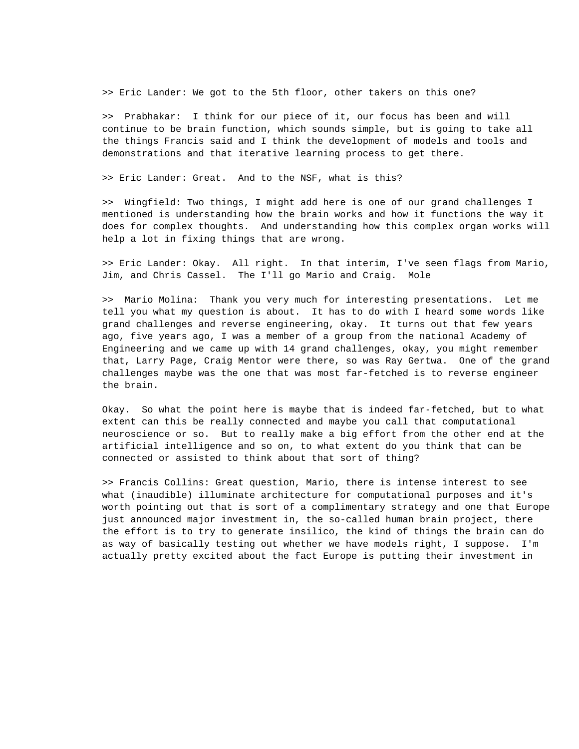>> Eric Lander: We got to the 5th floor, other takers on this one?

>>  Prabhakar:  I think for our piece of it, our focus has been and will continue to be brain function, which sounds simple, but is going to take all the things Francis said and I think the development of models and tools and demonstrations and that iterative learning process to get there.

>> Eric Lander: Great.  And to the NSF, what is this?

>>  Wingfield: Two things, I might add here is one of our grand challenges I mentioned is understanding how the brain works and how it functions the way it does for complex thoughts.  And understanding how this complex organ works will help a lot in fixing things that are wrong.

>> Eric Lander: Okay.  All right.  In that interim, I've seen flags from Mario, Jim, and Chris Cassel.  The I'll go Mario and Craig.  Mole

>>  Mario Molina:  Thank you very much for interesting presentations.  Let me tell you what my question is about.  It has to do with I heard some words like grand challenges and reverse engineering, okay.  It turns out that few years ago, five years ago, I was a member of a group from the national Academy of Engineering and we came up with 14 grand challenges, okay, you might remember that, Larry Page, Craig Mentor were there, so was Ray Gertwa.  One of the grand challenges maybe was the one that was most far-fetched is to reverse engineer the brain.

Okay.  So what the point here is maybe that is indeed far-fetched, but to what extent can this be really connected and maybe you call that computational neuroscience or so.  But to really make a big effort from the other end at the artificial intelligence and so on, to what extent do you think that can be connected or assisted to think about that sort of thing?

>> Francis Collins: Great question, Mario, there is intense interest to see what (inaudible) illuminate architecture for computational purposes and it's worth pointing out that is sort of a complimentary strategy and one that Europe just announced major investment in, the so-called human brain project, there the effort is to try to generate insilico, the kind of things the brain can do as way of basically testing out whether we have models right, I suppose.  I'm actually pretty excited about the fact Europe is putting their investment in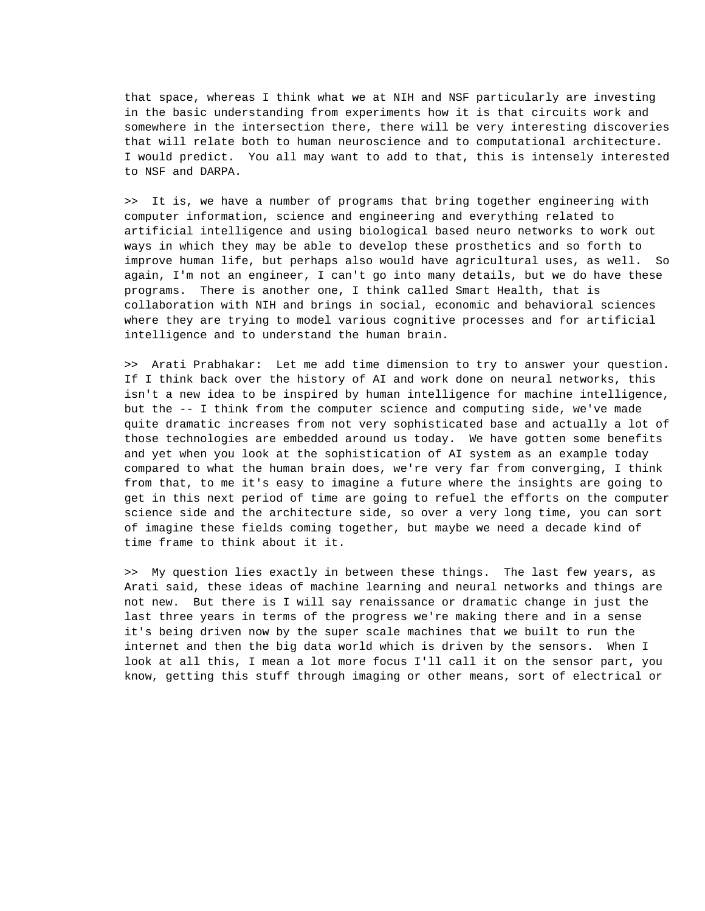that space, whereas I think what we at NIH and NSF particularly are investing in the basic understanding from experiments how it is that circuits work and somewhere in the intersection there, there will be very interesting discoveries that will relate both to human neuroscience and to computational architecture. I would predict.  You all may want to add to that, this is intensely interested to NSF and DARPA.

>>  It is, we have a number of programs that bring together engineering with computer information, science and engineering and everything related to artificial intelligence and using biological based neuro networks to work out ways in which they may be able to develop these prosthetics and so forth to improve human life, but perhaps also would have agricultural uses, as well.  So again, I'm not an engineer, I can't go into many details, but we do have these programs.  There is another one, I think called Smart Health, that is collaboration with NIH and brings in social, economic and behavioral sciences where they are trying to model various cognitive processes and for artificial intelligence and to understand the human brain.

>>  Arati Prabhakar:  Let me add time dimension to try to answer your question. If I think back over the history of AI and work done on neural networks, this isn't a new idea to be inspired by human intelligence for machine intelligence, but the -- I think from the computer science and computing side, we've made quite dramatic increases from not very sophisticated base and actually a lot of those technologies are embedded around us today.  We have gotten some benefits and yet when you look at the sophistication of AI system as an example today compared to what the human brain does, we're very far from converging, I think from that, to me it's easy to imagine a future where the insights are going to get in this next period of time are going to refuel the efforts on the computer science side and the architecture side, so over a very long time, you can sort of imagine these fields coming together, but maybe we need a decade kind of time frame to think about it it.

>>  My question lies exactly in between these things.  The last few years, as Arati said, these ideas of machine learning and neural networks and things are not new.  But there is I will say renaissance or dramatic change in just the last three years in terms of the progress we're making there and in a sense it's being driven now by the super scale machines that we built to run the internet and then the big data world which is driven by the sensors.  When I look at all this, I mean a lot more focus I'll call it on the sensor part, you know, getting this stuff through imaging or other means, sort of electrical or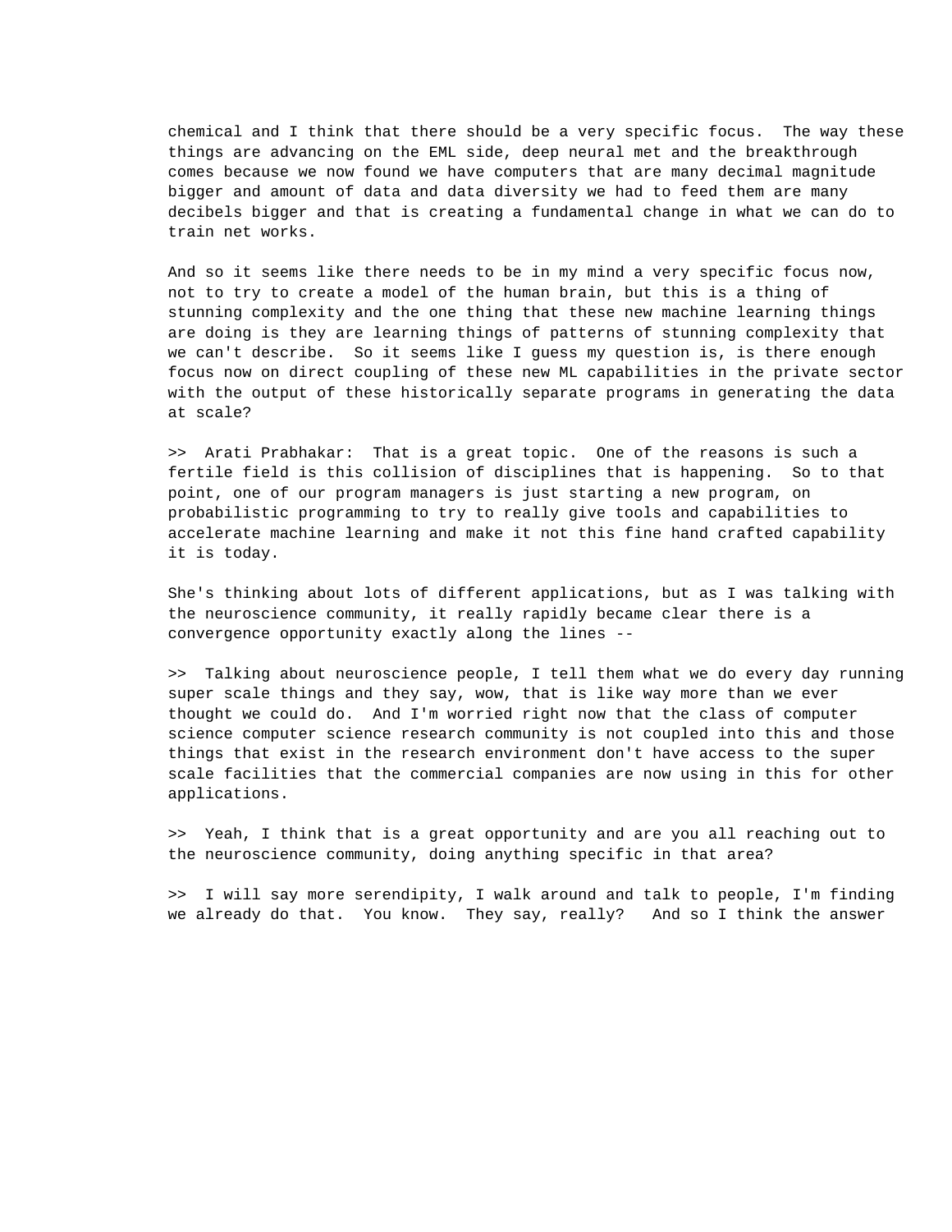chemical and I think that there should be a very specific focus.  The way these things are advancing on the EML side, deep neural met and the breakthrough comes because we now found we have computers that are many decimal magnitude bigger and amount of data and data diversity we had to feed them are many decibels bigger and that is creating a fundamental change in what we can do to train net works.

And so it seems like there needs to be in my mind a very specific focus now, not to try to create a model of the human brain, but this is a thing of stunning complexity and the one thing that these new machine learning things are doing is they are learning things of patterns of stunning complexity that we can't describe.  So it seems like I guess my question is, is there enough focus now on direct coupling of these new ML capabilities in the private sector with the output of these historically separate programs in generating the data at scale?

>>  Arati Prabhakar:  That is a great topic.  One of the reasons is such a fertile field is this collision of disciplines that is happening.  So to that point, one of our program managers is just starting a new program, on probabilistic programming to try to really give tools and capabilities to accelerate machine learning and make it not this fine hand crafted capability it is today.

She's thinking about lots of different applications, but as I was talking with the neuroscience community, it really rapidly became clear there is a convergence opportunity exactly along the lines --

>>  Talking about neuroscience people, I tell them what we do every day running super scale things and they say, wow, that is like way more than we ever thought we could do.  And I'm worried right now that the class of computer science computer science research community is not coupled into this and those things that exist in the research environment don't have access to the super scale facilities that the commercial companies are now using in this for other applications.

>>  Yeah, I think that is a great opportunity and are you all reaching out to the neuroscience community, doing anything specific in that area?

>>  I will say more serendipity, I walk around and talk to people, I'm finding we already do that.  You know.  They say, really?   And so I think the answer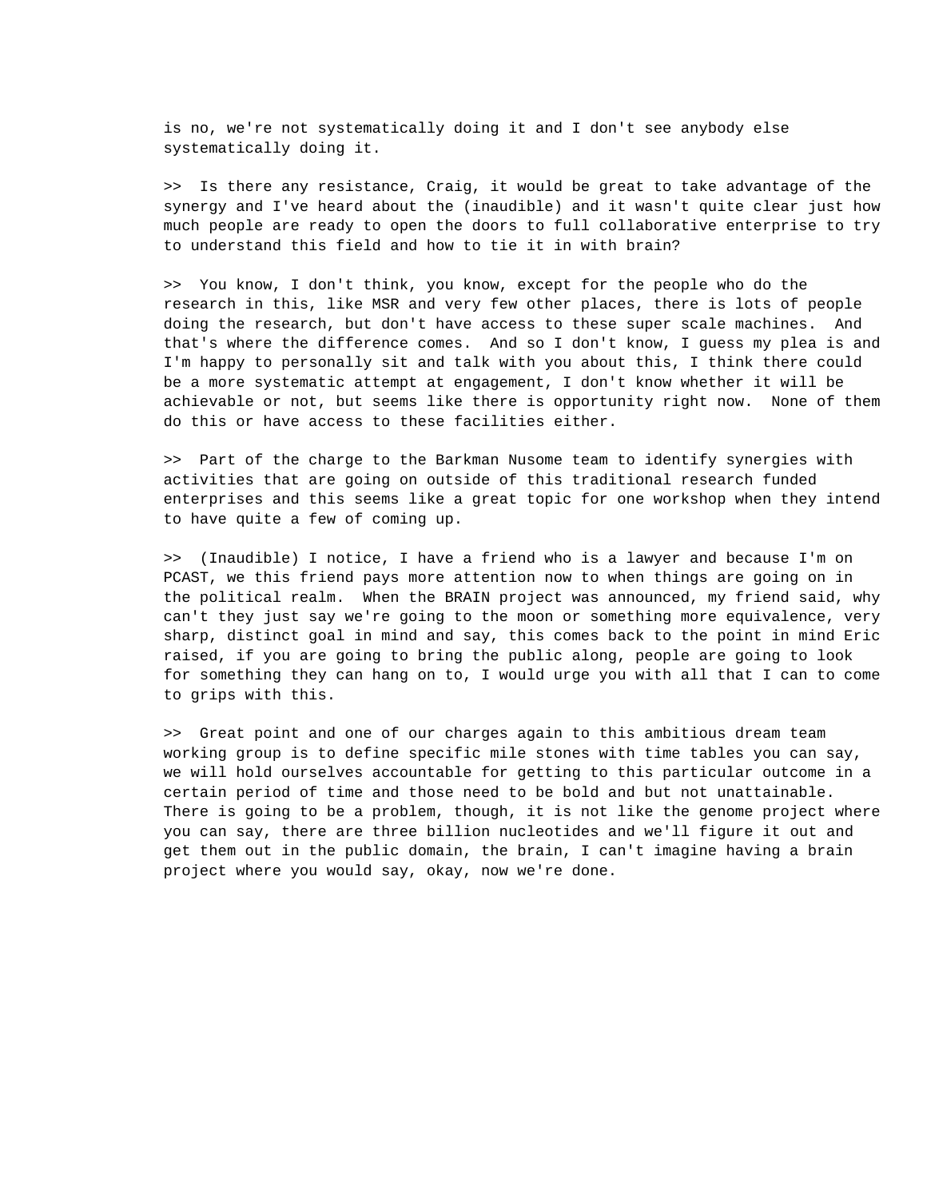is no, we're not systematically doing it and I don't see anybody else systematically doing it.

>>  Is there any resistance, Craig, it would be great to take advantage of the synergy and I've heard about the (inaudible) and it wasn't quite clear just how much people are ready to open the doors to full collaborative enterprise to try to understand this field and how to tie it in with brain?

>>  You know, I don't think, you know, except for the people who do the research in this, like MSR and very few other places, there is lots of people doing the research, but don't have access to these super scale machines.  And that's where the difference comes.  And so I don't know, I guess my plea is and I'm happy to personally sit and talk with you about this, I think there could be a more systematic attempt at engagement, I don't know whether it will be achievable or not, but seems like there is opportunity right now.  None of them do this or have access to these facilities either.

>>  Part of the charge to the Barkman Nusome team to identify synergies with activities that are going on outside of this traditional research funded enterprises and this seems like a great topic for one workshop when they intend to have quite a few of coming up.

>>  (Inaudible) I notice, I have a friend who is a lawyer and because I'm on PCAST, we this friend pays more attention now to when things are going on in the political realm.  When the BRAIN project was announced, my friend said, why can't they just say we're going to the moon or something more equivalence, very sharp, distinct goal in mind and say, this comes back to the point in mind Eric raised, if you are going to bring the public along, people are going to look for something they can hang on to, I would urge you with all that I can to come to grips with this.

>>  Great point and one of our charges again to this ambitious dream team working group is to define specific mile stones with time tables you can say, we will hold ourselves accountable for getting to this particular outcome in a certain period of time and those need to be bold and but not unattainable. There is going to be a problem, though, it is not like the genome project where you can say, there are three billion nucleotides and we'll figure it out and get them out in the public domain, the brain, I can't imagine having a brain project where you would say, okay, now we're done.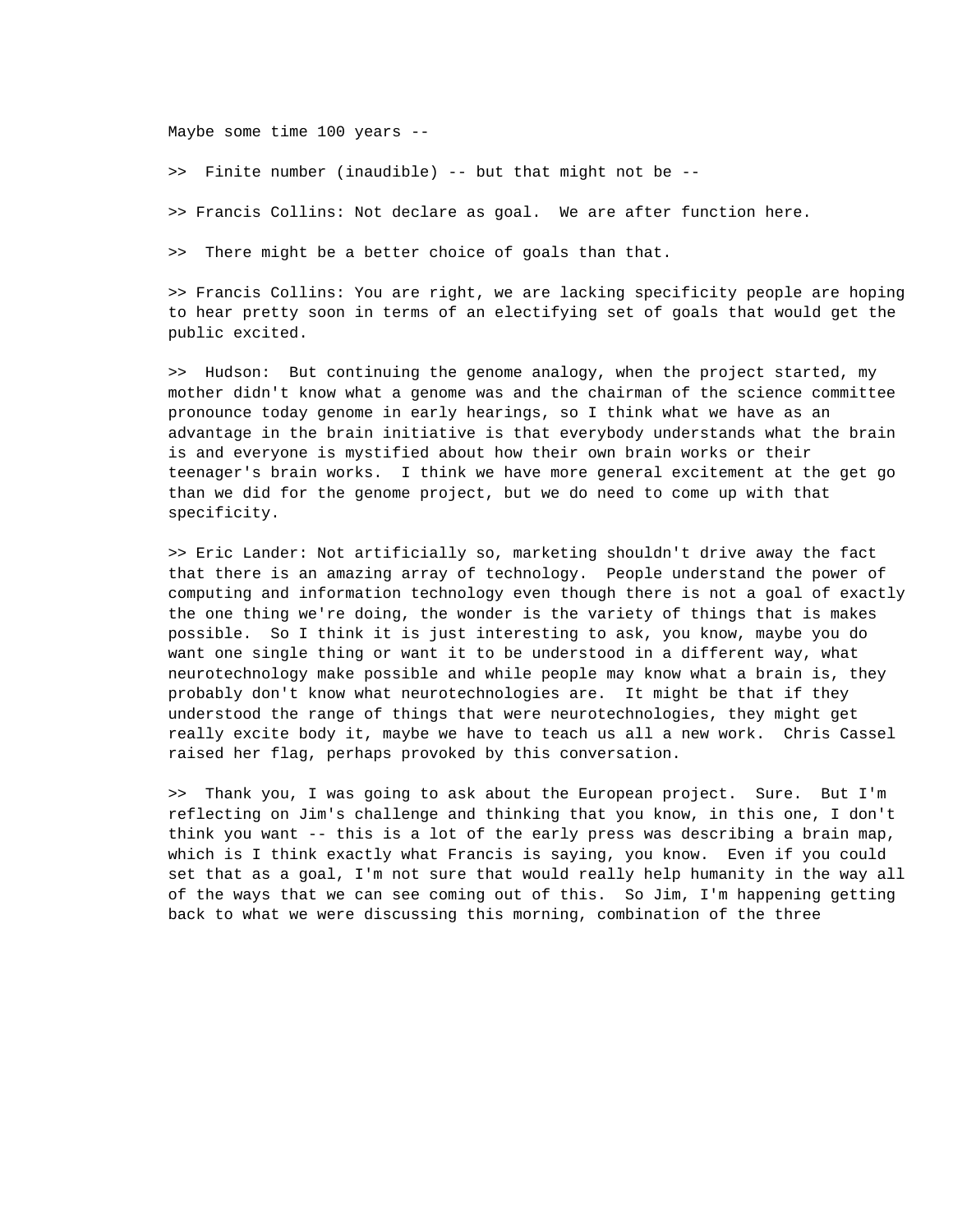Maybe some time 100 years --

>>  Finite number (inaudible) -- but that might not be --

>> Francis Collins: Not declare as goal.  We are after function here.

>>  There might be a better choice of goals than that.

>> Francis Collins: You are right, we are lacking specificity people are hoping to hear pretty soon in terms of an electifying set of goals that would get the public excited.

>>  Hudson:  But continuing the genome analogy, when the project started, my mother didn't know what a genome was and the chairman of the science committee pronounce today genome in early hearings, so I think what we have as an advantage in the brain initiative is that everybody understands what the brain is and everyone is mystified about how their own brain works or their teenager's brain works.  I think we have more general excitement at the get go than we did for the genome project, but we do need to come up with that specificity.

>> Eric Lander: Not artificially so, marketing shouldn't drive away the fact that there is an amazing array of technology.  People understand the power of computing and information technology even though there is not a goal of exactly the one thing we're doing, the wonder is the variety of things that is makes possible.  So I think it is just interesting to ask, you know, maybe you do want one single thing or want it to be understood in a different way, what neurotechnology make possible and while people may know what a brain is, they probably don't know what neurotechnologies are.  It might be that if they understood the range of things that were neurotechnologies, they might get really excite body it, maybe we have to teach us all a new work.  Chris Cassel raised her flag, perhaps provoked by this conversation.

>>  Thank you, I was going to ask about the European project.  Sure.  But I'm reflecting on Jim's challenge and thinking that you know, in this one, I don't think you want -- this is a lot of the early press was describing a brain map, which is I think exactly what Francis is saying, you know.  Even if you could set that as a goal, I'm not sure that would really help humanity in the way all of the ways that we can see coming out of this.  So Jim, I'm happening getting back to what we were discussing this morning, combination of the three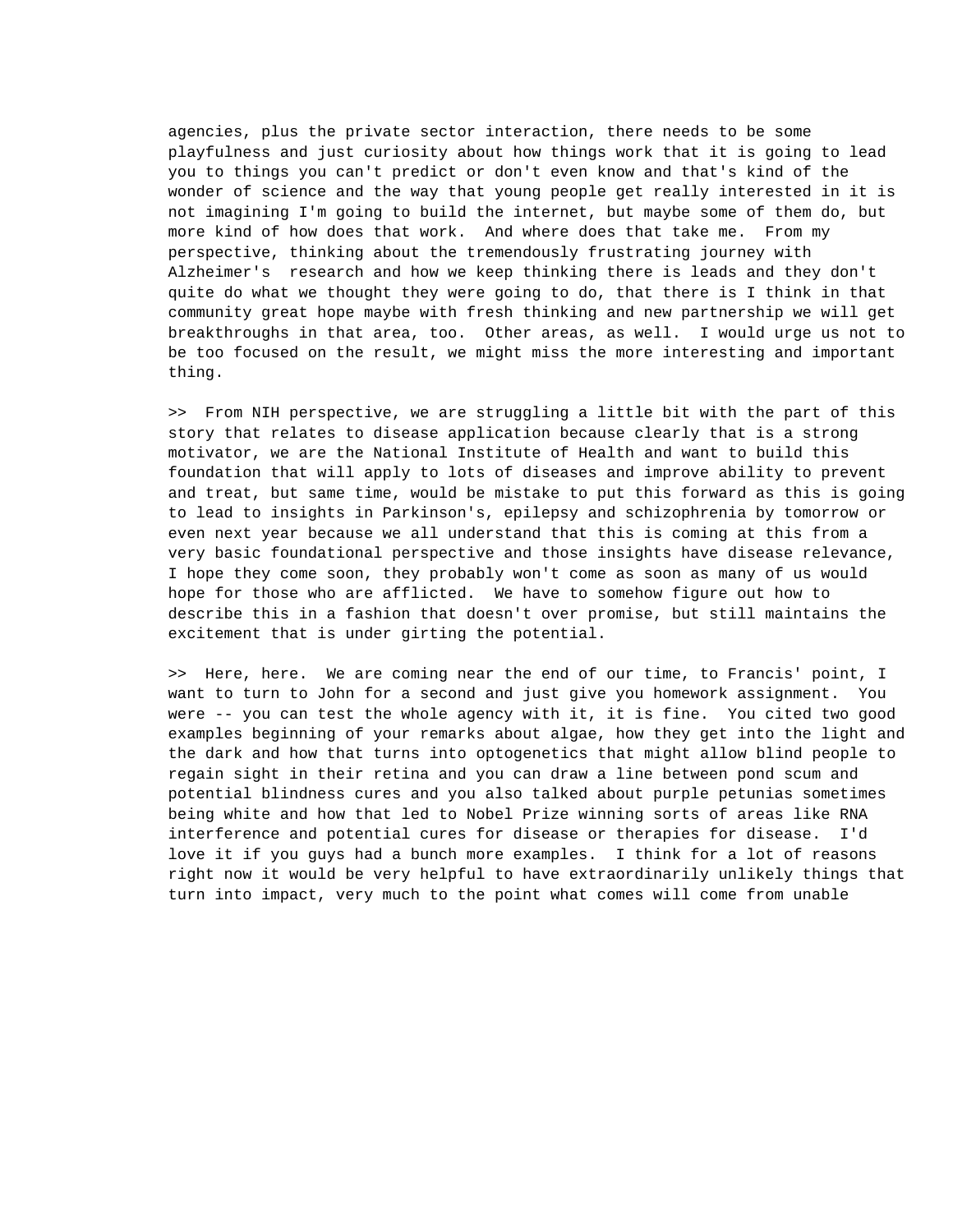agencies, plus the private sector interaction, there needs to be some playfulness and just curiosity about how things work that it is going to lead you to things you can't predict or don't even know and that's kind of the wonder of science and the way that young people get really interested in it is not imagining I'm going to build the internet, but maybe some of them do, but more kind of how does that work. And where does that take me. From my perspective, thinking about the tremendously frustrating journey with Alzheimer's research and how we keep thinking there is leads and they don't quite do what we thought they were going to do, that there is I think in that community great hope maybe with fresh thinking and new partnership we will get breakthroughs in that area, too. Other areas, as well. I would urge us not to be too focused on the result, we might miss the more interesting and important thing.

>> From NIH perspective, we are struggling a little bit with the part of this story that relates to disease application because clearly that is a strong motivator, we are the National Institute of Health and want to build this foundation that will apply to lots of diseases and improve ability to prevent and treat, but same time, would be mistake to put this forward as this is going to lead to insights in Parkinson's, epilepsy and schizophrenia by tomorrow or even next year because we all understand that this is coming at this from a very basic foundational perspective and those insights have disease relevance, I hope they come soon, they probably won't come as soon as many of us would hope for those who are afflicted. We have to somehow figure out how to describe this in a fashion that doesn't over promise, but still maintains the excitement that is under girting the potential.

>> Here, here. We are coming near the end of our time, to Francis' point, I want to turn to John for a second and just give you homework assignment. You were -- you can test the whole agency with it, it is fine. You cited two good examples beginning of your remarks about algae, how they get into the light and the dark and how that turns into optogenetics that might allow blind people to regain sight in their retina and you can draw a line between pond scum and potential blindness cures and you also talked about purple petunias sometimes being white and how that led to Nobel Prize winning sorts of areas like RNA interference and potential cures for disease or therapies for disease. I'd love it if you guys had a bunch more examples. I think for a lot of reasons right now it would be very helpful to have extraordinarily unlikely things that turn into impact, very much to the point what comes will come from unable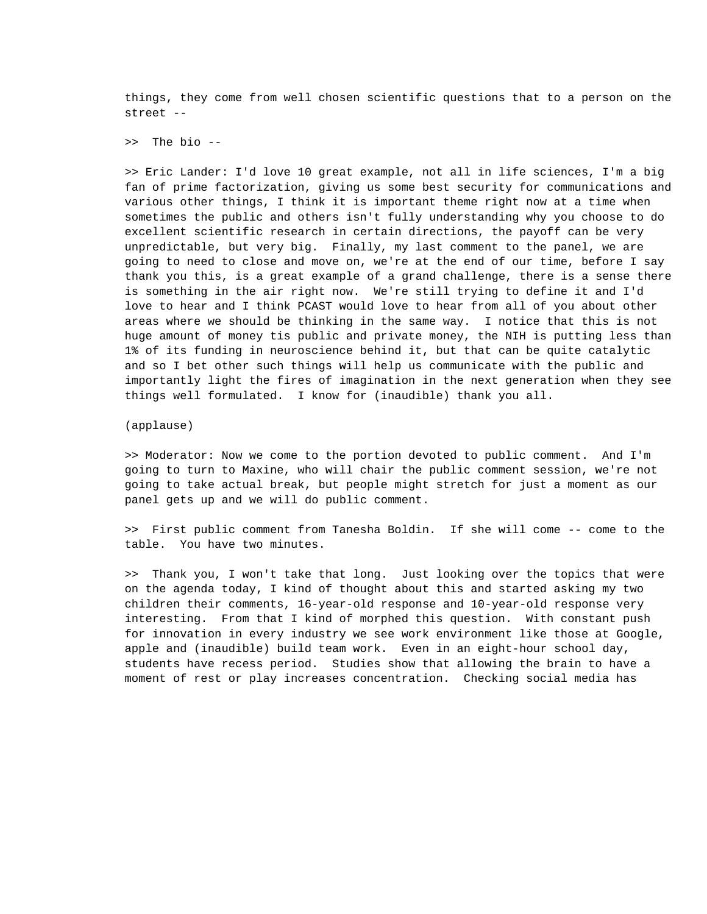things, they come from well chosen scientific questions that to a person on the street --

>>  The bio --

>> Eric Lander: I'd love 10 great example, not all in life sciences, I'm a big fan of prime factorization, giving us some best security for communications and various other things, I think it is important theme right now at a time when sometimes the public and others isn't fully understanding why you choose to do excellent scientific research in certain directions, the payoff can be very unpredictable, but very big.  Finally, my last comment to the panel, we are going to need to close and move on, we're at the end of our time, before I say thank you this, is a great example of a grand challenge, there is a sense there is something in the air right now.  We're still trying to define it and I'd love to hear and I think PCAST would love to hear from all of you about other areas where we should be thinking in the same way.  I notice that this is not huge amount of money tis public and private money, the NIH is putting less than 1% of its funding in neuroscience behind it, but that can be quite catalytic and so I bet other such things will help us communicate with the public and importantly light the fires of imagination in the next generation when they see things well formulated.  I know for (inaudible) thank you all.

(applause)

>> Moderator: Now we come to the portion devoted to public comment.  And I'm going to turn to Maxine, who will chair the public comment session, we're not going to take actual break, but people might stretch for just a moment as our panel gets up and we will do public comment.

>>  First public comment from Tanesha Boldin.  If she will come -- come to the table.  You have two minutes.

>>  Thank you, I won't take that long.  Just looking over the topics that were on the agenda today, I kind of thought about this and started asking my two children their comments, 16-year-old response and 10-year-old response very interesting.  From that I kind of morphed this question.  With constant push for innovation in every industry we see work environment like those at Google, apple and (inaudible) build team work.  Even in an eight-hour school day, students have recess period.  Studies show that allowing the brain to have a moment of rest or play increases concentration.  Checking social media has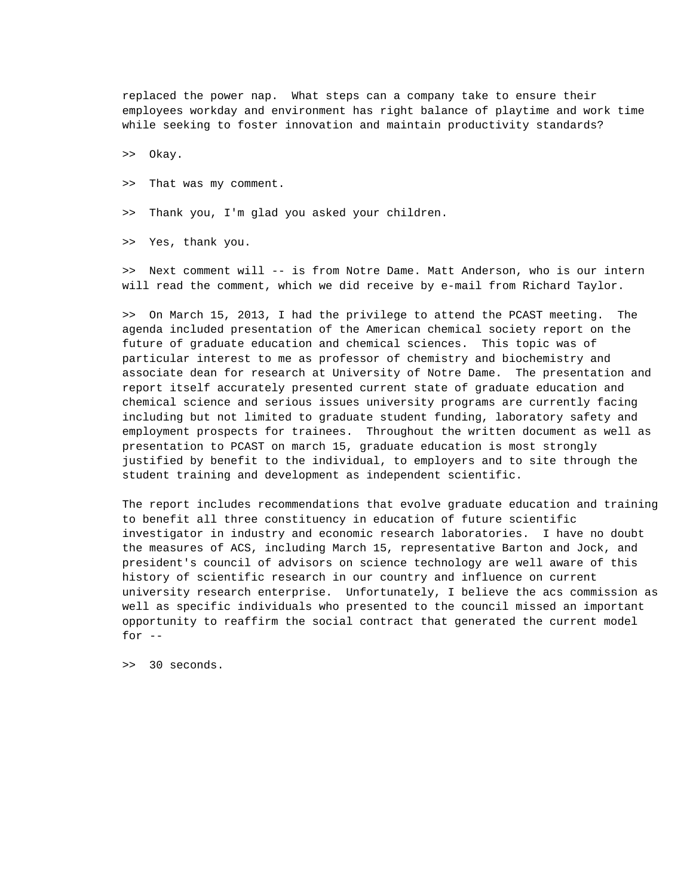replaced the power nap. What steps can a company take to ensure their employees workday and environment has right balance of playtime and work time while seeking to foster innovation and maintain productivity standards?

>> Okay.

>> That was my comment.

>> Thank you, I'm glad you asked your children.

>> Yes, thank you.

>> Next comment will -- is from Notre Dame. Matt Anderson, who is our intern will read the comment, which we did receive by e-mail from Richard Taylor.

>> On March 15, 2013, I had the privilege to attend the PCAST meeting. The agenda included presentation of the American chemical society report on the future of graduate education and chemical sciences. This topic was of particular interest to me as professor of chemistry and biochemistry and associate dean for research at University of Notre Dame. The presentation and report itself accurately presented current state of graduate education and chemical science and serious issues university programs are currently facing including but not limited to graduate student funding, laboratory safety and employment prospects for trainees. Throughout the written document as well as presentation to PCAST on march 15, graduate education is most strongly justified by benefit to the individual, to employers and to site through the student training and development as independent scientific.

The report includes recommendations that evolve graduate education and training to benefit all three constituency in education of future scientific investigator in industry and economic research laboratories. I have no doubt the measures of ACS, including March 15, representative Barton and Jock, and president's council of advisors on science technology are well aware of this history of scientific research in our country and influence on current university research enterprise. Unfortunately, I believe the acs commission as well as specific individuals who presented to the council missed an important opportunity to reaffirm the social contract that generated the current model for --

>> 30 seconds.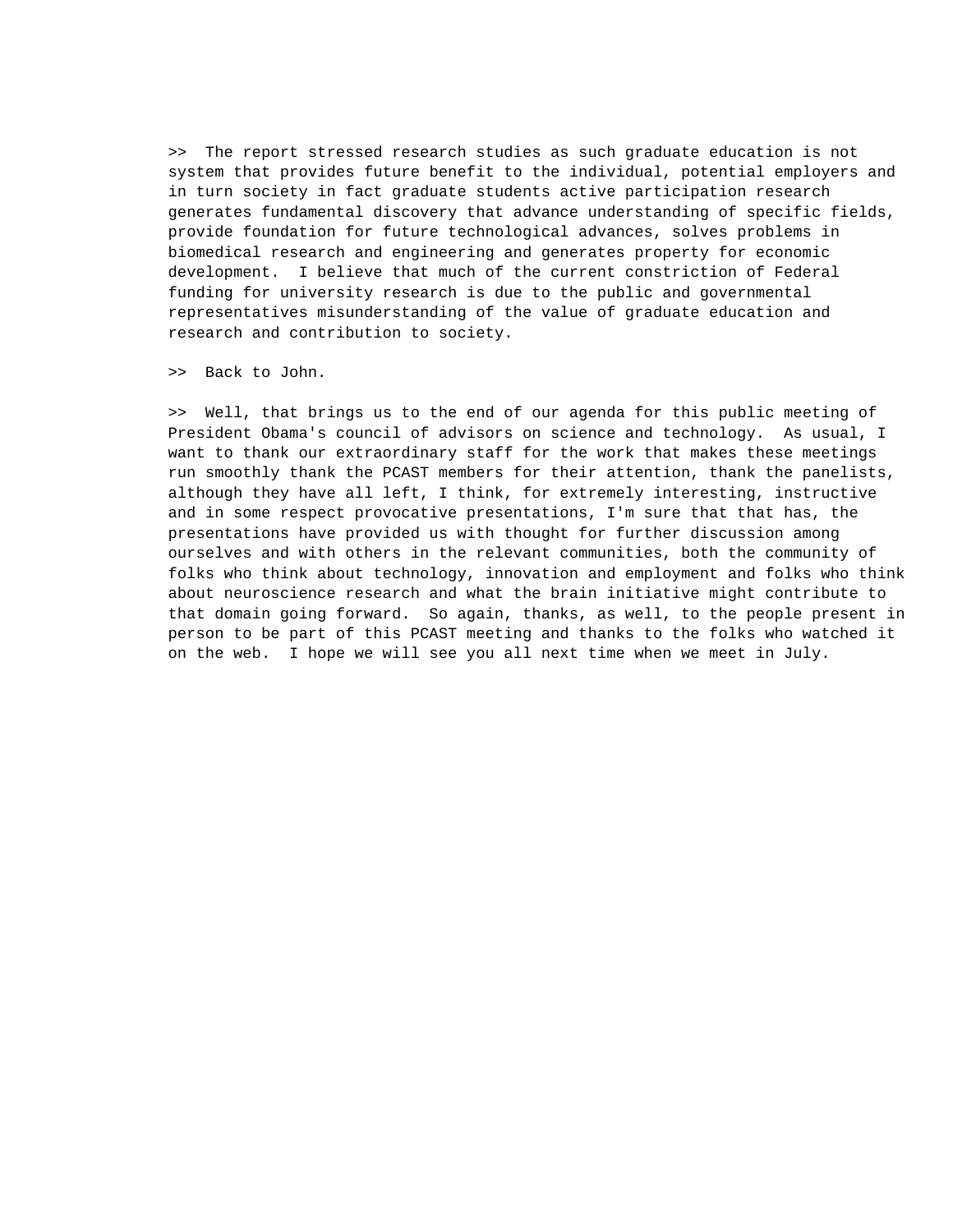>>  The report stressed research studies as such graduate education is not system that provides future benefit to the individual, potential employers and in turn society in fact graduate students active participation research generates fundamental discovery that advance understanding of specific fields, provide foundation for future technological advances, solves problems in biomedical research and engineering and generates property for economic development.  I believe that much of the current constriction of Federal funding for university research is due to the public and governmental representatives misunderstanding of the value of graduate education and research and contribution to society.

>>  Back to John.

>>  Well, that brings us to the end of our agenda for this public meeting of President Obama's council of advisors on science and technology.  As usual, I want to thank our extraordinary staff for the work that makes these meetings run smoothly thank the PCAST members for their attention, thank the panelists, although they have all left, I think, for extremely interesting, instructive and in some respect provocative presentations, I'm sure that that has, the presentations have provided us with thought for further discussion among ourselves and with others in the relevant communities, both the community of folks who think about technology, innovation and employment and folks who think about neuroscience research and what the brain initiative might contribute to that domain going forward.  So again, thanks, as well, to the people present in person to be part of this PCAST meeting and thanks to the folks who watched it on the web.  I hope we will see you all next time when we meet in July.